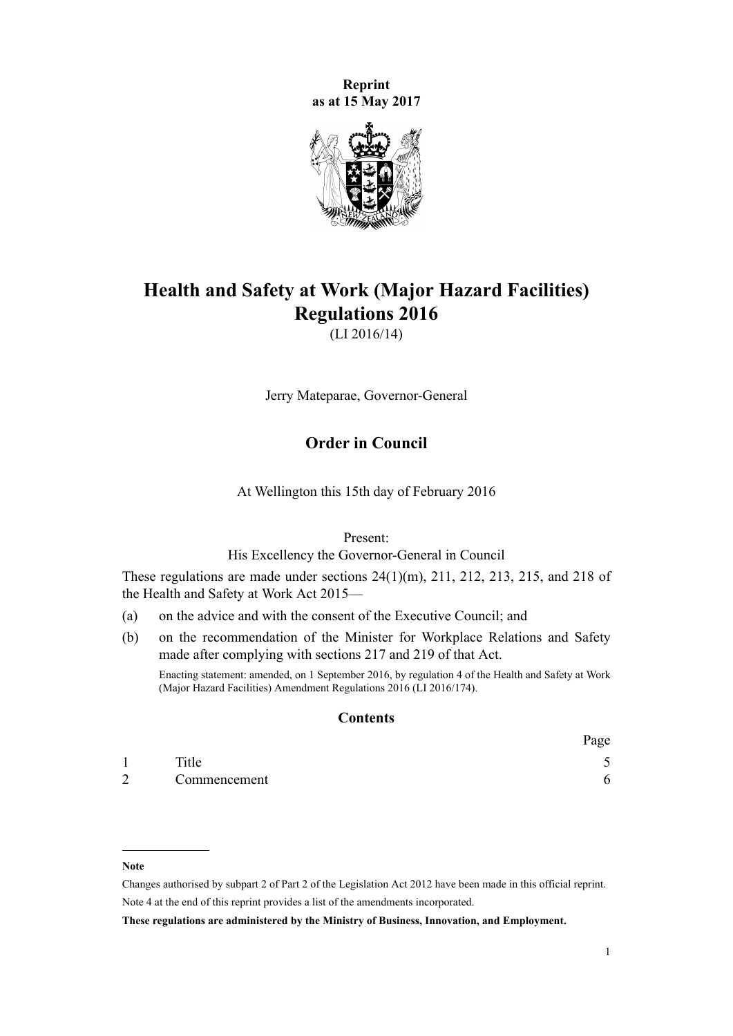**Reprint**
**as at 15 May 2017**

# Health and Safety at Work (Major Hazard Facilities) Regulations 2016

(LI 2016/14)

Jerry Mateparae, Governor-General

## Order in Council

At Wellington this 15th day of February 2016

Present:
His Excellency the Governor-General in Council

These regulations are made under sections 24(1)(m), 211, 212, 213, 215, and 218 of the Health and Safety at Work Act 2015—

(a) on the advice and with the consent of the Executive Council; and

(b) on the recommendation of the Minister for Workplace Relations and Safety made after complying with sections 217 and 219 of that Act.

Enacting statement: amended, on 1 September 2016, by regulation 4 of the Health and Safety at Work (Major Hazard Facilities) Amendment Regulations 2016 (LI 2016/174).

### Contents

| | | Page |
|---|---|---|
| 1 | Title | 5 |
| 2 | Commencement | 6 |

---

**Note**

Changes authorised by subpart 2 of Part 2 of the Legislation Act 2012 have been made in this official reprint.
Note 4 at the end of this reprint provides a list of the amendments incorporated.

**These regulations are administered by the Ministry of Business, Innovation, and Employment.**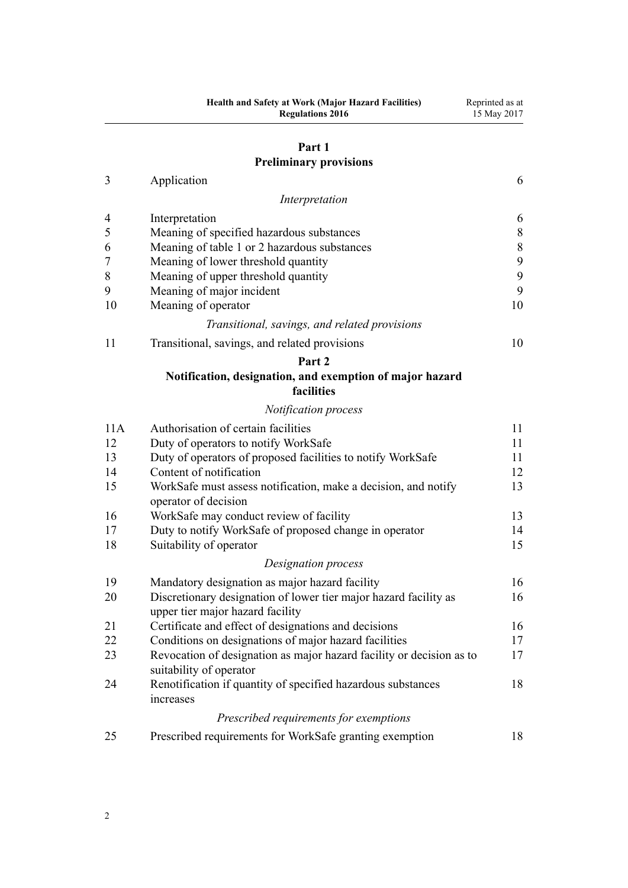## Part 1
## Preliminary provisions

| | | |
|---|---|---|
| 3 | Application | 6 |
| | *Interpretation* | |
| 4 | Interpretation | 6 |
| 5 | Meaning of specified hazardous substances | 8 |
| 6 | Meaning of table 1 or 2 hazardous substances | 8 |
| 7 | Meaning of lower threshold quantity | 9 |
| 8 | Meaning of upper threshold quantity | 9 |
| 9 | Meaning of major incident | 9 |
| 10 | Meaning of operator | 10 |
| | *Transitional, savings, and related provisions* | |
| 11 | Transitional, savings, and related provisions | 10 |

## Part 2
## Notification, designation, and exemption of major hazard facilities

| | | |
|---|---|---|
| | *Notification process* | |
| 11A | Authorisation of certain facilities | 11 |
| 12 | Duty of operators to notify WorkSafe | 11 |
| 13 | Duty of operators of proposed facilities to notify WorkSafe | 11 |
| 14 | Content of notification | 12 |
| 15 | WorkSafe must assess notification, make a decision, and notify operator of decision | 13 |
| 16 | WorkSafe may conduct review of facility | 13 |
| 17 | Duty to notify WorkSafe of proposed change in operator | 14 |
| 18 | Suitability of operator | 15 |
| | *Designation process* | |
| 19 | Mandatory designation as major hazard facility | 16 |
| 20 | Discretionary designation of lower tier major hazard facility as upper tier major hazard facility | 16 |
| 21 | Certificate and effect of designations and decisions | 16 |
| 22 | Conditions on designations of major hazard facilities | 17 |
| 23 | Revocation of designation as major hazard facility or decision as to suitability of operator | 17 |
| 24 | Renotification if quantity of specified hazardous substances increases | 18 |
| | *Prescribed requirements for exemptions* | |
| 25 | Prescribed requirements for WorkSafe granting exemption | 18 |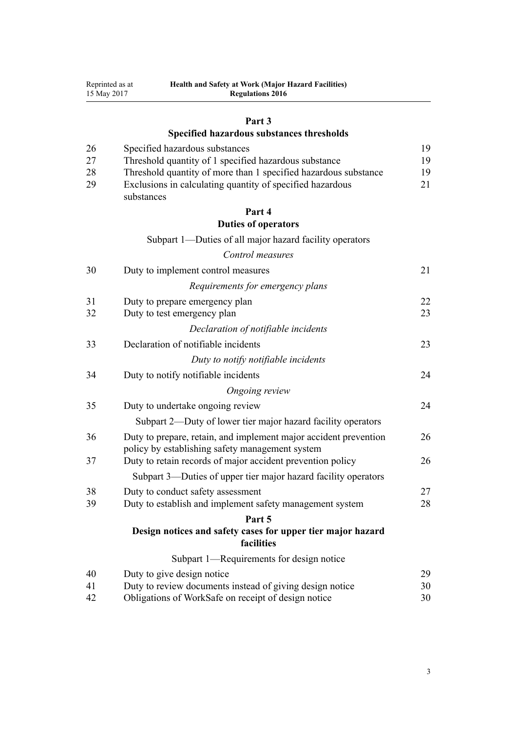## Part 3
## Specified hazardous substances thresholds

| | | |
|---|---|---|
| 26 | Specified hazardous substances | 19 |
| 27 | Threshold quantity of 1 specified hazardous substance | 19 |
| 28 | Threshold quantity of more than 1 specified hazardous substance | 19 |
| 29 | Exclusions in calculating quantity of specified hazardous substances | 21 |

## Part 4
## Duties of operators

### Subpart 1—Duties of all major hazard facility operators

*Control measures*

| | | |
|---|---|---|
| 30 | Duty to implement control measures | 21 |

*Requirements for emergency plans*

| | | |
|---|---|---|
| 31 | Duty to prepare emergency plan | 22 |
| 32 | Duty to test emergency plan | 23 |

*Declaration of notifiable incidents*

| | | |
|---|---|---|
| 33 | Declaration of notifiable incidents | 23 |

*Duty to notify notifiable incidents*

| | | |
|---|---|---|
| 34 | Duty to notify notifiable incidents | 24 |

*Ongoing review*

| | | |
|---|---|---|
| 35 | Duty to undertake ongoing review | 24 |

### Subpart 2—Duty of lower tier major hazard facility operators

| | | |
|---|---|---|
| 36 | Duty to prepare, retain, and implement major accident prevention policy by establishing safety management system | 26 |
| 37 | Duty to retain records of major accident prevention policy | 26 |

### Subpart 3—Duties of upper tier major hazard facility operators

| | | |
|---|---|---|
| 38 | Duty to conduct safety assessment | 27 |
| 39 | Duty to establish and implement safety management system | 28 |

## Part 5
## Design notices and safety cases for upper tier major hazard facilities

### Subpart 1—Requirements for design notice

| | | |
|---|---|---|
| 40 | Duty to give design notice | 29 |
| 41 | Duty to review documents instead of giving design notice | 30 |
| 42 | Obligations of WorkSafe on receipt of design notice | 30 |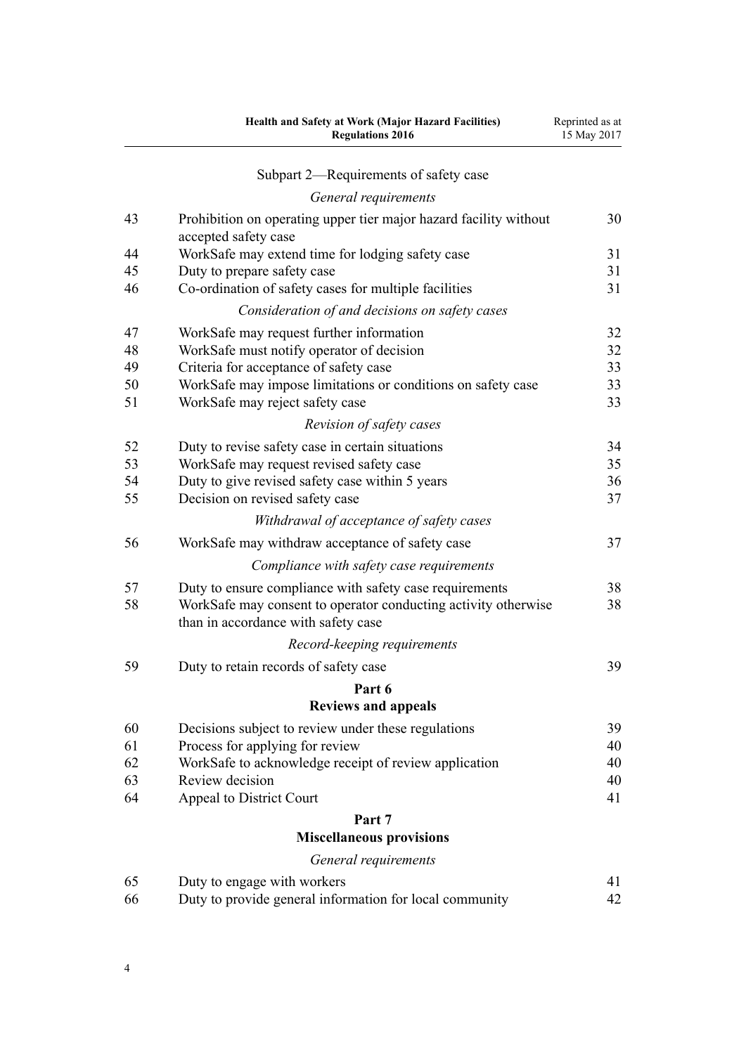Subpart 2—Requirements of safety case

*General requirements*

| | | |
|---|---|---|
| 43 | Prohibition on operating upper tier major hazard facility without accepted safety case | 30 |
| 44 | WorkSafe may extend time for lodging safety case | 31 |
| 45 | Duty to prepare safety case | 31 |
| 46 | Co-ordination of safety cases for multiple facilities | 31 |

*Consideration of and decisions on safety cases*

| | | |
|---|---|---|
| 47 | WorkSafe may request further information | 32 |
| 48 | WorkSafe must notify operator of decision | 32 |
| 49 | Criteria for acceptance of safety case | 33 |
| 50 | WorkSafe may impose limitations or conditions on safety case | 33 |
| 51 | WorkSafe may reject safety case | 33 |

*Revision of safety cases*

| | | |
|---|---|---|
| 52 | Duty to revise safety case in certain situations | 34 |
| 53 | WorkSafe may request revised safety case | 35 |
| 54 | Duty to give revised safety case within 5 years | 36 |
| 55 | Decision on revised safety case | 37 |

*Withdrawal of acceptance of safety cases*

| | | |
|---|---|---|
| 56 | WorkSafe may withdraw acceptance of safety case | 37 |

*Compliance with safety case requirements*

| | | |
|---|---|---|
| 57 | Duty to ensure compliance with safety case requirements | 38 |
| 58 | WorkSafe may consent to operator conducting activity otherwise than in accordance with safety case | 38 |

*Record-keeping requirements*

| | | |
|---|---|---|
| 59 | Duty to retain records of safety case | 39 |

**Part 6**
**Reviews and appeals**

| | | |
|---|---|---|
| 60 | Decisions subject to review under these regulations | 39 |
| 61 | Process for applying for review | 40 |
| 62 | WorkSafe to acknowledge receipt of review application | 40 |
| 63 | Review decision | 40 |
| 64 | Appeal to District Court | 41 |

**Part 7**
**Miscellaneous provisions**

*General requirements*

| | | |
|---|---|---|
| 65 | Duty to engage with workers | 41 |
| 66 | Duty to provide general information for local community | 42 |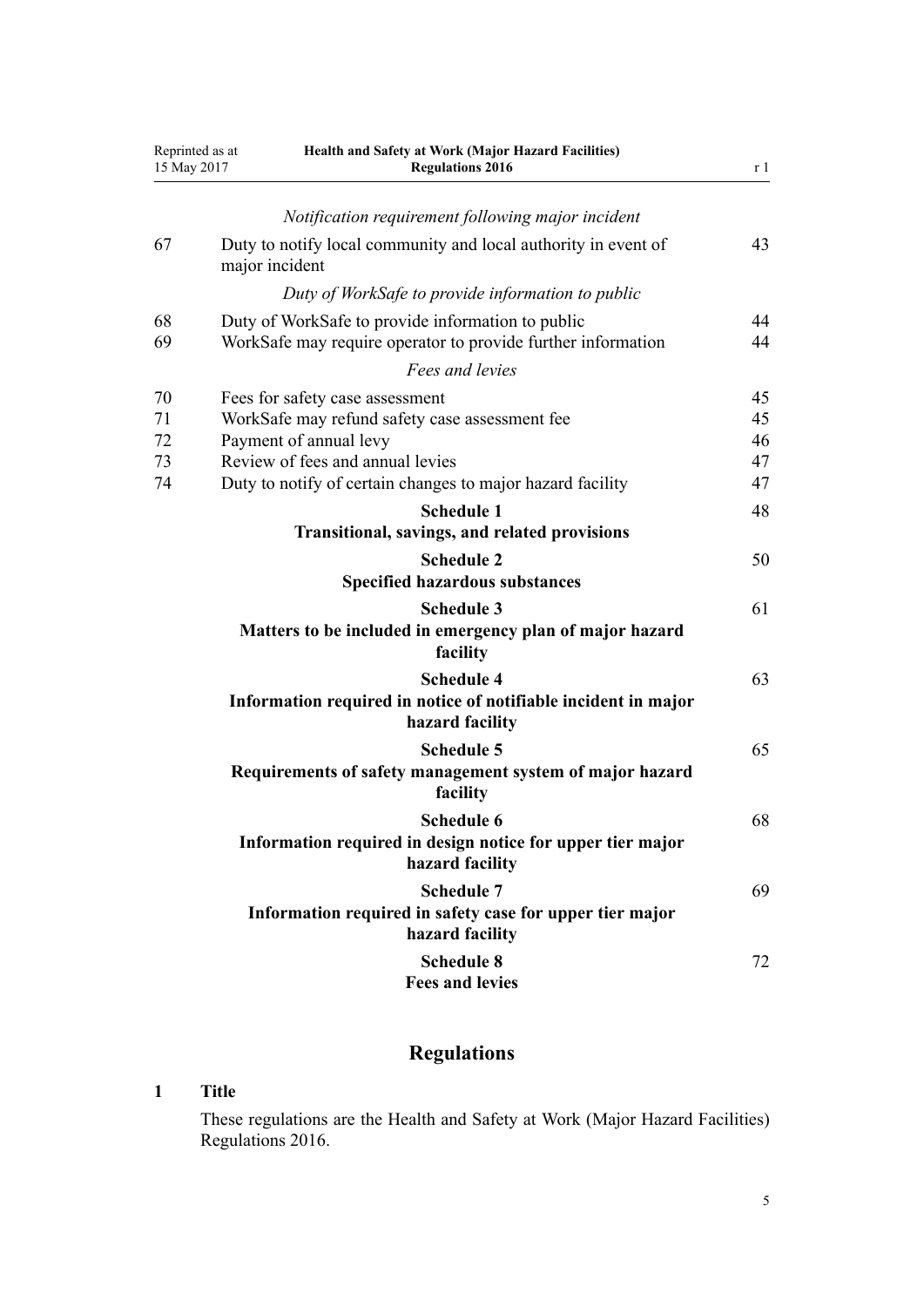*Notification requirement following major incident*

| | | |
|---|---|---|
| 67 | Duty to notify local community and local authority in event of major incident | 43 |

*Duty of WorkSafe to provide information to public*

| | | |
|---|---|---|
| 68 | Duty of WorkSafe to provide information to public | 44 |
| 69 | WorkSafe may require operator to provide further information | 44 |

*Fees and levies*

| | | |
|---|---|---|
| 70 | Fees for safety case assessment | 45 |
| 71 | WorkSafe may refund safety case assessment fee | 45 |
| 72 | Payment of annual levy | 46 |
| 73 | Review of fees and annual levies | 47 |
| 74 | Duty to notify of certain changes to major hazard facility | 47 |

**Schedule 1**
**Transitional, savings, and related provisions** — 48

**Schedule 2**
**Specified hazardous substances** — 50

**Schedule 3**
**Matters to be included in emergency plan of major hazard facility** — 61

**Schedule 4**
**Information required in notice of notifiable incident in major hazard facility** — 63

**Schedule 5**
**Requirements of safety management system of major hazard facility** — 65

**Schedule 6**
**Information required in design notice for upper tier major hazard facility** — 68

**Schedule 7**
**Information required in safety case for upper tier major hazard facility** — 69

**Schedule 8**
**Fees and levies** — 72

# Regulations

## 1 Title

These regulations are the Health and Safety at Work (Major Hazard Facilities) Regulations 2016.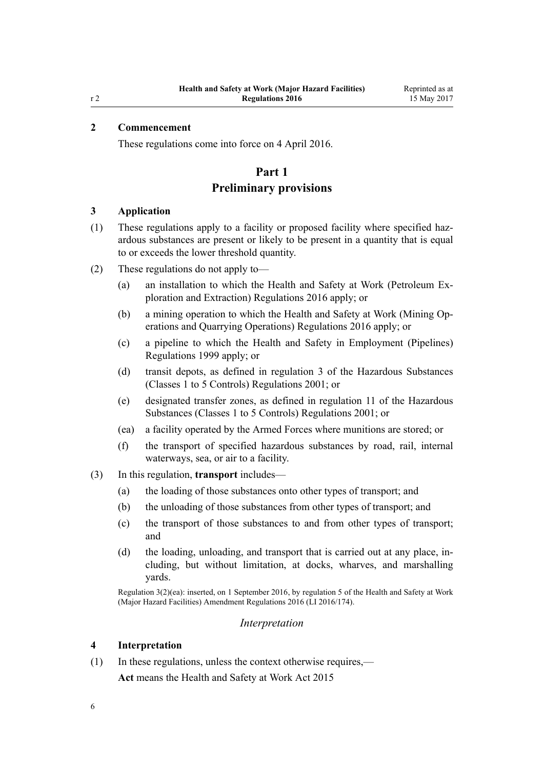## 2 Commencement

These regulations come into force on 4 April 2016.

# Part 1
# Preliminary provisions

## 3 Application

(1) These regulations apply to a facility or proposed facility where specified hazardous substances are present or likely to be present in a quantity that is equal to or exceeds the lower threshold quantity.

(2) These regulations do not apply to—

(a) an installation to which the Health and Safety at Work (Petroleum Exploration and Extraction) Regulations 2016 apply; or

(b) a mining operation to which the Health and Safety at Work (Mining Operations and Quarrying Operations) Regulations 2016 apply; or

(c) a pipeline to which the Health and Safety in Employment (Pipelines) Regulations 1999 apply; or

(d) transit depots, as defined in regulation 3 of the Hazardous Substances (Classes 1 to 5 Controls) Regulations 2001; or

(e) designated transfer zones, as defined in regulation 11 of the Hazardous Substances (Classes 1 to 5 Controls) Regulations 2001; or

(ea) a facility operated by the Armed Forces where munitions are stored; or

(f) the transport of specified hazardous substances by road, rail, internal waterways, sea, or air to a facility.

(3) In this regulation, **transport** includes—

(a) the loading of those substances onto other types of transport; and

(b) the unloading of those substances from other types of transport; and

(c) the transport of those substances to and from other types of transport; and

(d) the loading, unloading, and transport that is carried out at any place, including, but without limitation, at docks, wharves, and marshalling yards.

Regulation 3(2)(ea): inserted, on 1 September 2016, by regulation 5 of the Health and Safety at Work (Major Hazard Facilities) Amendment Regulations 2016 (LI 2016/174).

### *Interpretation*

## 4 Interpretation

(1) In these regulations, unless the context otherwise requires,—

**Act** means the Health and Safety at Work Act 2015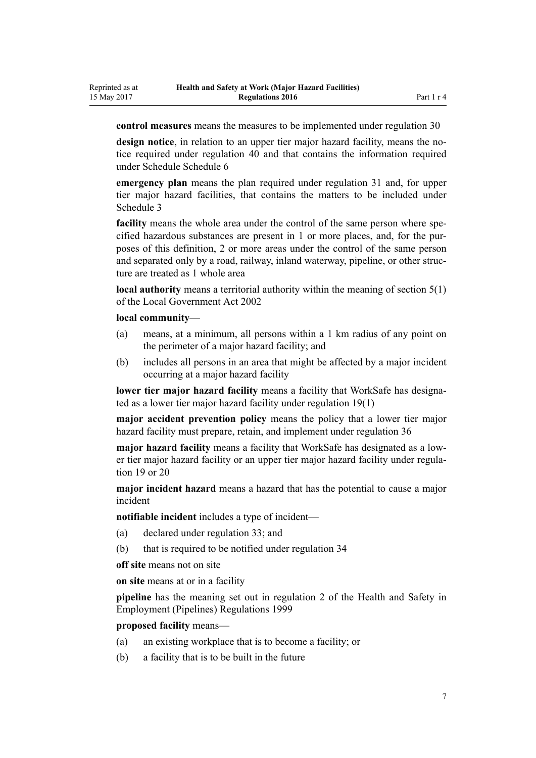**control measures** means the measures to be implemented under regulation 30

**design notice**, in relation to an upper tier major hazard facility, means the notice required under regulation 40 and that contains the information required under Schedule Schedule 6

**emergency plan** means the plan required under regulation 31 and, for upper tier major hazard facilities, that contains the matters to be included under Schedule 3

**facility** means the whole area under the control of the same person where specified hazardous substances are present in 1 or more places, and, for the purposes of this definition, 2 or more areas under the control of the same person and separated only by a road, railway, inland waterway, pipeline, or other structure are treated as 1 whole area

**local authority** means a territorial authority within the meaning of section 5(1) of the Local Government Act 2002

**local community**—

(a) means, at a minimum, all persons within a 1 km radius of any point on the perimeter of a major hazard facility; and

(b) includes all persons in an area that might be affected by a major incident occurring at a major hazard facility

**lower tier major hazard facility** means a facility that WorkSafe has designated as a lower tier major hazard facility under regulation 19(1)

**major accident prevention policy** means the policy that a lower tier major hazard facility must prepare, retain, and implement under regulation 36

**major hazard facility** means a facility that WorkSafe has designated as a lower tier major hazard facility or an upper tier major hazard facility under regulation 19 or 20

**major incident hazard** means a hazard that has the potential to cause a major incident

**notifiable incident** includes a type of incident—

(a) declared under regulation 33; and

(b) that is required to be notified under regulation 34

**off site** means not on site

**on site** means at or in a facility

**pipeline** has the meaning set out in regulation 2 of the Health and Safety in Employment (Pipelines) Regulations 1999

**proposed facility** means—

(a) an existing workplace that is to become a facility; or

(b) a facility that is to be built in the future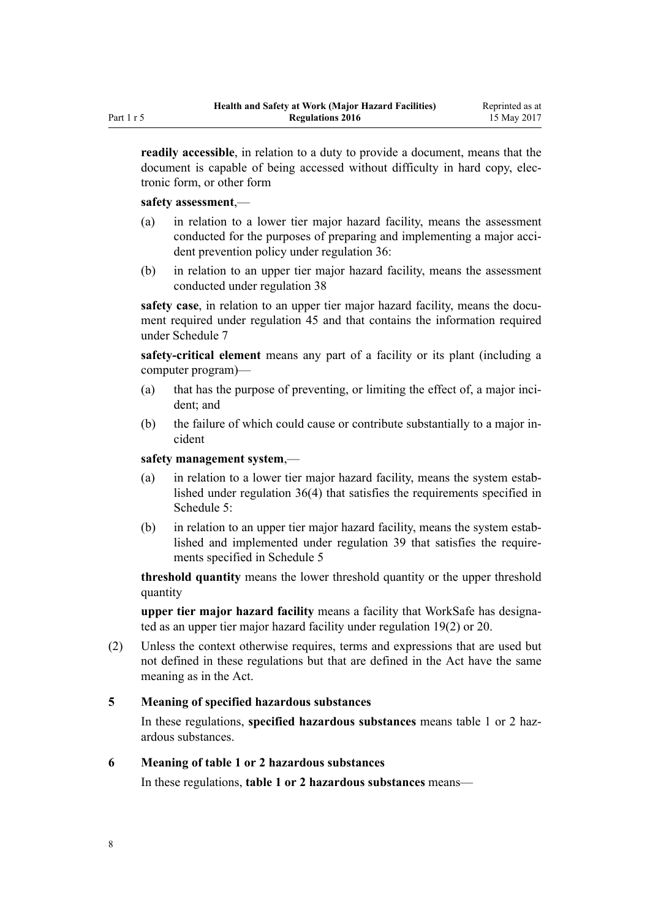**readily accessible**, in relation to a duty to provide a document, means that the document is capable of being accessed without difficulty in hard copy, electronic form, or other form

**safety assessment**,—

(a) in relation to a lower tier major hazard facility, means the assessment conducted for the purposes of preparing and implementing a major accident prevention policy under regulation 36:

(b) in relation to an upper tier major hazard facility, means the assessment conducted under regulation 38

**safety case**, in relation to an upper tier major hazard facility, means the document required under regulation 45 and that contains the information required under Schedule 7

**safety-critical element** means any part of a facility or its plant (including a computer program)—

(a) that has the purpose of preventing, or limiting the effect of, a major incident; and

(b) the failure of which could cause or contribute substantially to a major incident

**safety management system**,—

(a) in relation to a lower tier major hazard facility, means the system established under regulation 36(4) that satisfies the requirements specified in Schedule 5:

(b) in relation to an upper tier major hazard facility, means the system established and implemented under regulation 39 that satisfies the requirements specified in Schedule 5

**threshold quantity** means the lower threshold quantity or the upper threshold quantity

**upper tier major hazard facility** means a facility that WorkSafe has designated as an upper tier major hazard facility under regulation 19(2) or 20.

(2) Unless the context otherwise requires, terms and expressions that are used but not defined in these regulations but that are defined in the Act have the same meaning as in the Act.

### 5 Meaning of specified hazardous substances

In these regulations, **specified hazardous substances** means table 1 or 2 hazardous substances.

### 6 Meaning of table 1 or 2 hazardous substances

In these regulations, **table 1 or 2 hazardous substances** means—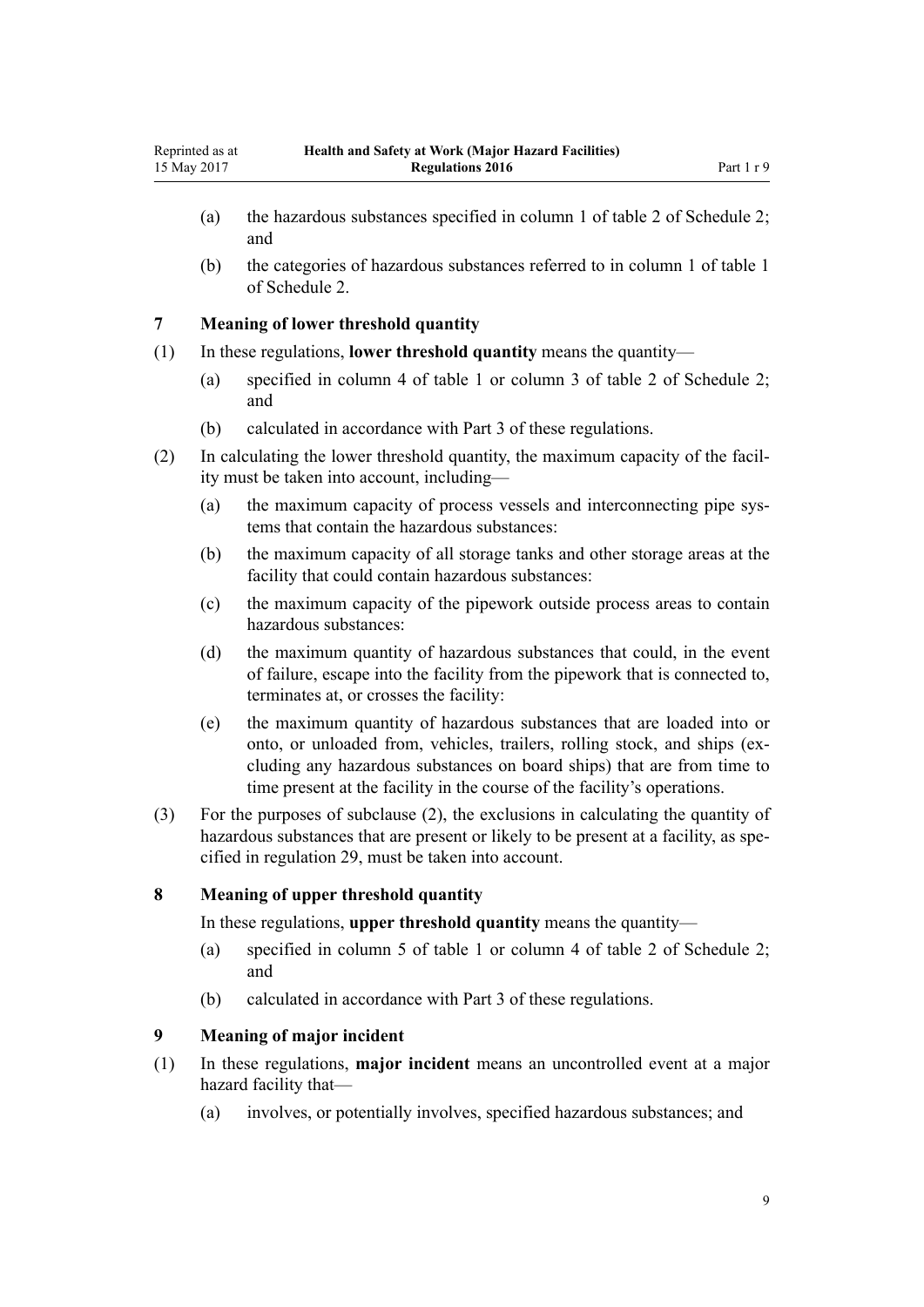(a) the hazardous substances specified in column 1 of table 2 of Schedule 2; and

(b) the categories of hazardous substances referred to in column 1 of table 1 of Schedule 2.

### 7 Meaning of lower threshold quantity

(1) In these regulations, **lower threshold quantity** means the quantity—

(a) specified in column 4 of table 1 or column 3 of table 2 of Schedule 2; and

(b) calculated in accordance with Part 3 of these regulations.

(2) In calculating the lower threshold quantity, the maximum capacity of the facility must be taken into account, including—

(a) the maximum capacity of process vessels and interconnecting pipe systems that contain the hazardous substances:

(b) the maximum capacity of all storage tanks and other storage areas at the facility that could contain hazardous substances:

(c) the maximum capacity of the pipework outside process areas to contain hazardous substances:

(d) the maximum quantity of hazardous substances that could, in the event of failure, escape into the facility from the pipework that is connected to, terminates at, or crosses the facility:

(e) the maximum quantity of hazardous substances that are loaded into or onto, or unloaded from, vehicles, trailers, rolling stock, and ships (excluding any hazardous substances on board ships) that are from time to time present at the facility in the course of the facility's operations.

(3) For the purposes of subclause (2), the exclusions in calculating the quantity of hazardous substances that are present or likely to be present at a facility, as specified in regulation 29, must be taken into account.

### 8 Meaning of upper threshold quantity

In these regulations, **upper threshold quantity** means the quantity—

(a) specified in column 5 of table 1 or column 4 of table 2 of Schedule 2; and

(b) calculated in accordance with Part 3 of these regulations.

### 9 Meaning of major incident

(1) In these regulations, **major incident** means an uncontrolled event at a major hazard facility that—

(a) involves, or potentially involves, specified hazardous substances; and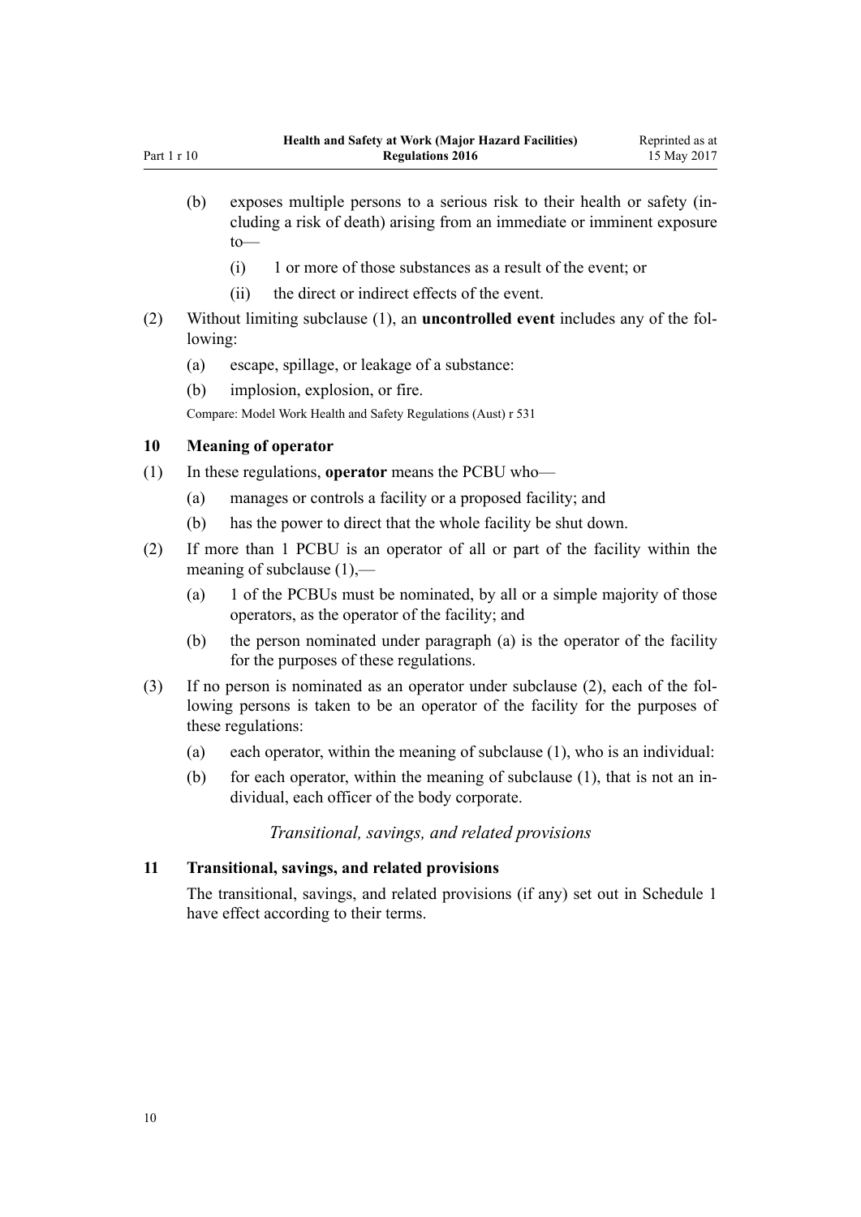(b) exposes multiple persons to a serious risk to their health or safety (including a risk of death) arising from an immediate or imminent exposure to—

 (i) 1 or more of those substances as a result of the event; or

 (ii) the direct or indirect effects of the event.

(2) Without limiting subclause (1), an **uncontrolled event** includes any of the following:

 (a) escape, spillage, or leakage of a substance:

 (b) implosion, explosion, or fire.

Compare: Model Work Health and Safety Regulations (Aust) r 531

### 10 Meaning of operator

(1) In these regulations, **operator** means the PCBU who—

 (a) manages or controls a facility or a proposed facility; and

 (b) has the power to direct that the whole facility be shut down.

(2) If more than 1 PCBU is an operator of all or part of the facility within the meaning of subclause (1),—

 (a) 1 of the PCBUs must be nominated, by all or a simple majority of those operators, as the operator of the facility; and

 (b) the person nominated under paragraph (a) is the operator of the facility for the purposes of these regulations.

(3) If no person is nominated as an operator under subclause (2), each of the following persons is taken to be an operator of the facility for the purposes of these regulations:

 (a) each operator, within the meaning of subclause (1), who is an individual:

 (b) for each operator, within the meaning of subclause (1), that is not an individual, each officer of the body corporate.

*Transitional, savings, and related provisions*

### 11 Transitional, savings, and related provisions

The transitional, savings, and related provisions (if any) set out in Schedule 1 have effect according to their terms.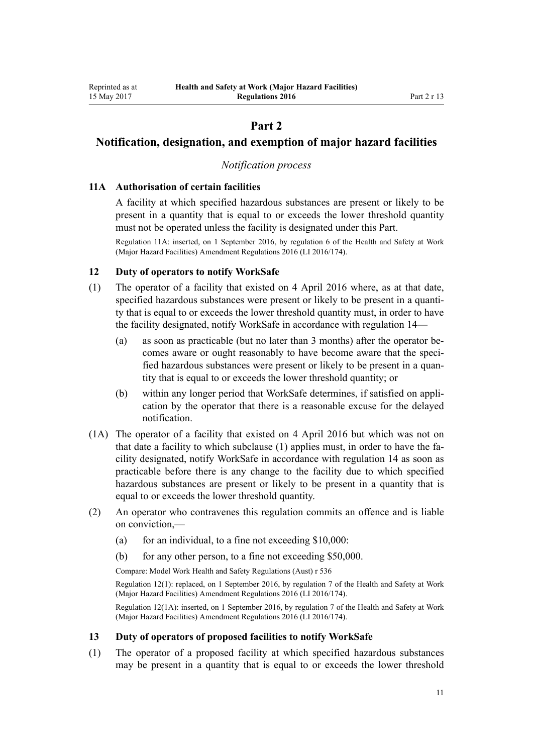# Part 2
# Notification, designation, and exemption of major hazard facilities

*Notification process*

### 11A Authorisation of certain facilities

A facility at which specified hazardous substances are present or likely to be present in a quantity that is equal to or exceeds the lower threshold quantity must not be operated unless the facility is designated under this Part.

Regulation 11A: inserted, on 1 September 2016, by regulation 6 of the Health and Safety at Work (Major Hazard Facilities) Amendment Regulations 2016 (LI 2016/174).

### 12 Duty of operators to notify WorkSafe

(1) The operator of a facility that existed on 4 April 2016 where, as at that date, specified hazardous substances were present or likely to be present in a quantity that is equal to or exceeds the lower threshold quantity must, in order to have the facility designated, notify WorkSafe in accordance with regulation 14—

  (a) as soon as practicable (but no later than 3 months) after the operator becomes aware or ought reasonably to have become aware that the specified hazardous substances were present or likely to be present in a quantity that is equal to or exceeds the lower threshold quantity; or

  (b) within any longer period that WorkSafe determines, if satisfied on application by the operator that there is a reasonable excuse for the delayed notification.

(1A) The operator of a facility that existed on 4 April 2016 but which was not on that date a facility to which subclause (1) applies must, in order to have the facility designated, notify WorkSafe in accordance with regulation 14 as soon as practicable before there is any change to the facility due to which specified hazardous substances are present or likely to be present in a quantity that is equal to or exceeds the lower threshold quantity.

(2) An operator who contravenes this regulation commits an offence and is liable on conviction,—

  (a) for an individual, to a fine not exceeding $10,000:

  (b) for any other person, to a fine not exceeding $50,000.

Compare: Model Work Health and Safety Regulations (Aust) r 536

Regulation 12(1): replaced, on 1 September 2016, by regulation 7 of the Health and Safety at Work (Major Hazard Facilities) Amendment Regulations 2016 (LI 2016/174).

Regulation 12(1A): inserted, on 1 September 2016, by regulation 7 of the Health and Safety at Work (Major Hazard Facilities) Amendment Regulations 2016 (LI 2016/174).

### 13 Duty of operators of proposed facilities to notify WorkSafe

(1) The operator of a proposed facility at which specified hazardous substances may be present in a quantity that is equal to or exceeds the lower threshold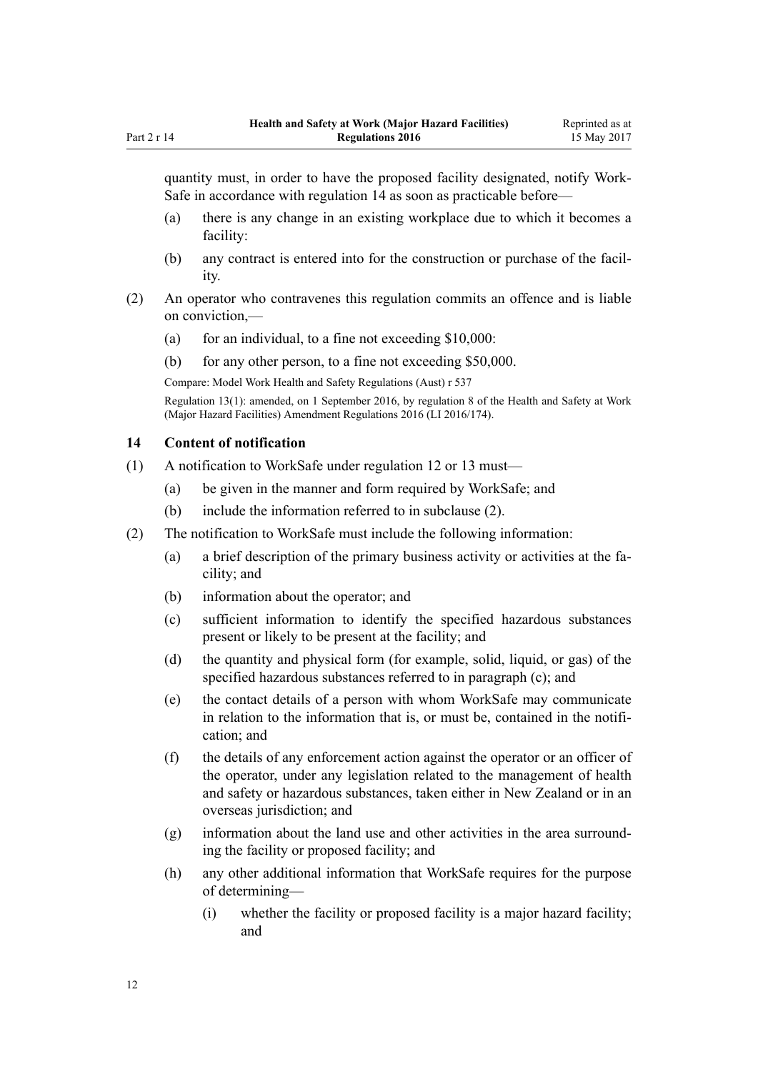quantity must, in order to have the proposed facility designated, notify WorkSafe in accordance with regulation 14 as soon as practicable before—

(a) there is any change in an existing workplace due to which it becomes a facility:

(b) any contract is entered into for the construction or purchase of the facility.

(2) An operator who contravenes this regulation commits an offence and is liable on conviction,—

(a) for an individual, to a fine not exceeding $10,000:

(b) for any other person, to a fine not exceeding $50,000.

Compare: Model Work Health and Safety Regulations (Aust) r 537

Regulation 13(1): amended, on 1 September 2016, by regulation 8 of the Health and Safety at Work (Major Hazard Facilities) Amendment Regulations 2016 (LI 2016/174).

### 14 Content of notification

(1) A notification to WorkSafe under regulation 12 or 13 must—

(a) be given in the manner and form required by WorkSafe; and

(b) include the information referred to in subclause (2).

(2) The notification to WorkSafe must include the following information:

(a) a brief description of the primary business activity or activities at the facility; and

(b) information about the operator; and

(c) sufficient information to identify the specified hazardous substances present or likely to be present at the facility; and

(d) the quantity and physical form (for example, solid, liquid, or gas) of the specified hazardous substances referred to in paragraph (c); and

(e) the contact details of a person with whom WorkSafe may communicate in relation to the information that is, or must be, contained in the notification; and

(f) the details of any enforcement action against the operator or an officer of the operator, under any legislation related to the management of health and safety or hazardous substances, taken either in New Zealand or in an overseas jurisdiction; and

(g) information about the land use and other activities in the area surrounding the facility or proposed facility; and

(h) any other additional information that WorkSafe requires for the purpose of determining—

(i) whether the facility or proposed facility is a major hazard facility; and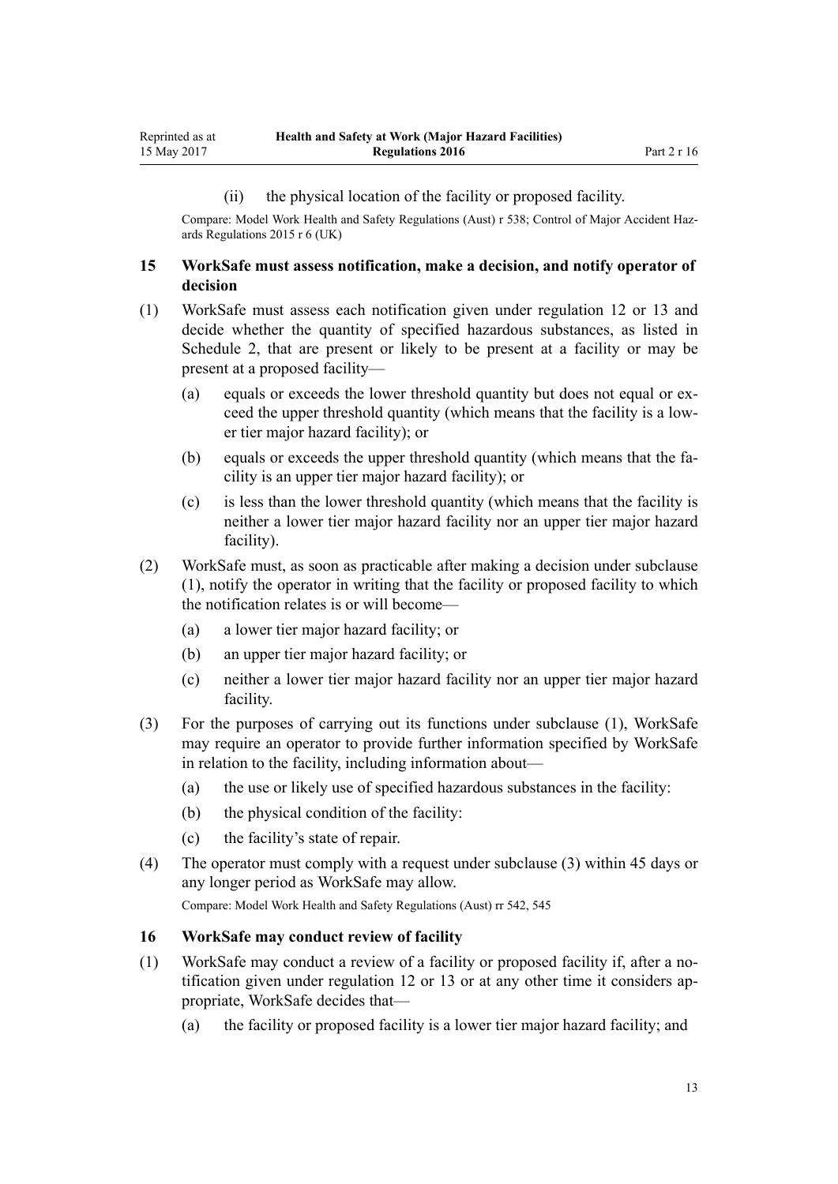(ii) the physical location of the facility or proposed facility.

Compare: Model Work Health and Safety Regulations (Aust) r 538; Control of Major Accident Hazards Regulations 2015 r 6 (UK)

### 15 WorkSafe must assess notification, make a decision, and notify operator of decision

(1) WorkSafe must assess each notification given under regulation 12 or 13 and decide whether the quantity of specified hazardous substances, as listed in Schedule 2, that are present or likely to be present at a facility or may be present at a proposed facility—

- (a) equals or exceeds the lower threshold quantity but does not equal or exceed the upper threshold quantity (which means that the facility is a lower tier major hazard facility); or
- (b) equals or exceeds the upper threshold quantity (which means that the facility is an upper tier major hazard facility); or
- (c) is less than the lower threshold quantity (which means that the facility is neither a lower tier major hazard facility nor an upper tier major hazard facility).

(2) WorkSafe must, as soon as practicable after making a decision under subclause (1), notify the operator in writing that the facility or proposed facility to which the notification relates is or will become—

- (a) a lower tier major hazard facility; or
- (b) an upper tier major hazard facility; or
- (c) neither a lower tier major hazard facility nor an upper tier major hazard facility.

(3) For the purposes of carrying out its functions under subclause (1), WorkSafe may require an operator to provide further information specified by WorkSafe in relation to the facility, including information about—

- (a) the use or likely use of specified hazardous substances in the facility:
- (b) the physical condition of the facility:
- (c) the facility's state of repair.

(4) The operator must comply with a request under subclause (3) within 45 days or any longer period as WorkSafe may allow.

Compare: Model Work Health and Safety Regulations (Aust) rr 542, 545

### 16 WorkSafe may conduct review of facility

(1) WorkSafe may conduct a review of a facility or proposed facility if, after a notification given under regulation 12 or 13 or at any other time it considers appropriate, WorkSafe decides that—

- (a) the facility or proposed facility is a lower tier major hazard facility; and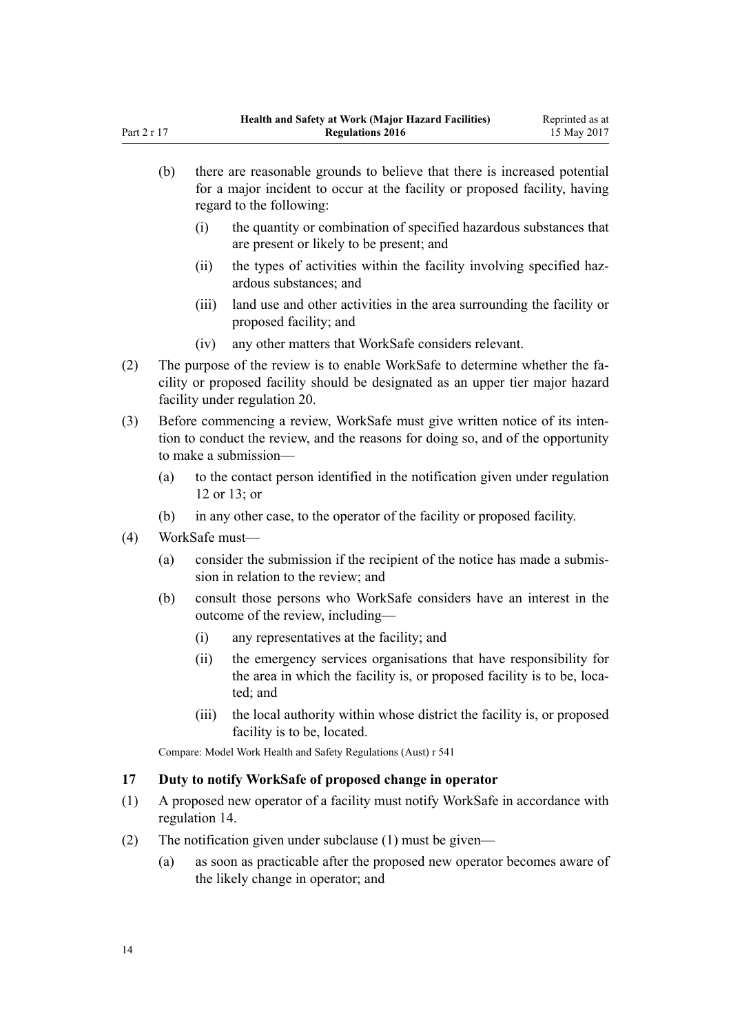(b) there are reasonable grounds to believe that there is increased potential for a major incident to occur at the facility or proposed facility, having regard to the following:

   (i) the quantity or combination of specified hazardous substances that are present or likely to be present; and

   (ii) the types of activities within the facility involving specified hazardous substances; and

   (iii) land use and other activities in the area surrounding the facility or proposed facility; and

   (iv) any other matters that WorkSafe considers relevant.

(2) The purpose of the review is to enable WorkSafe to determine whether the facility or proposed facility should be designated as an upper tier major hazard facility under regulation 20.

(3) Before commencing a review, WorkSafe must give written notice of its intention to conduct the review, and the reasons for doing so, and of the opportunity to make a submission—

   (a) to the contact person identified in the notification given under regulation 12 or 13; or

   (b) in any other case, to the operator of the facility or proposed facility.

(4) WorkSafe must—

   (a) consider the submission if the recipient of the notice has made a submission in relation to the review; and

   (b) consult those persons who WorkSafe considers have an interest in the outcome of the review, including—

      (i) any representatives at the facility; and

      (ii) the emergency services organisations that have responsibility for the area in which the facility is, or proposed facility is to be, located; and

      (iii) the local authority within whose district the facility is, or proposed facility is to be, located.

Compare: Model Work Health and Safety Regulations (Aust) r 541

### 17 Duty to notify WorkSafe of proposed change in operator

(1) A proposed new operator of a facility must notify WorkSafe in accordance with regulation 14.

(2) The notification given under subclause (1) must be given—

   (a) as soon as practicable after the proposed new operator becomes aware of the likely change in operator; and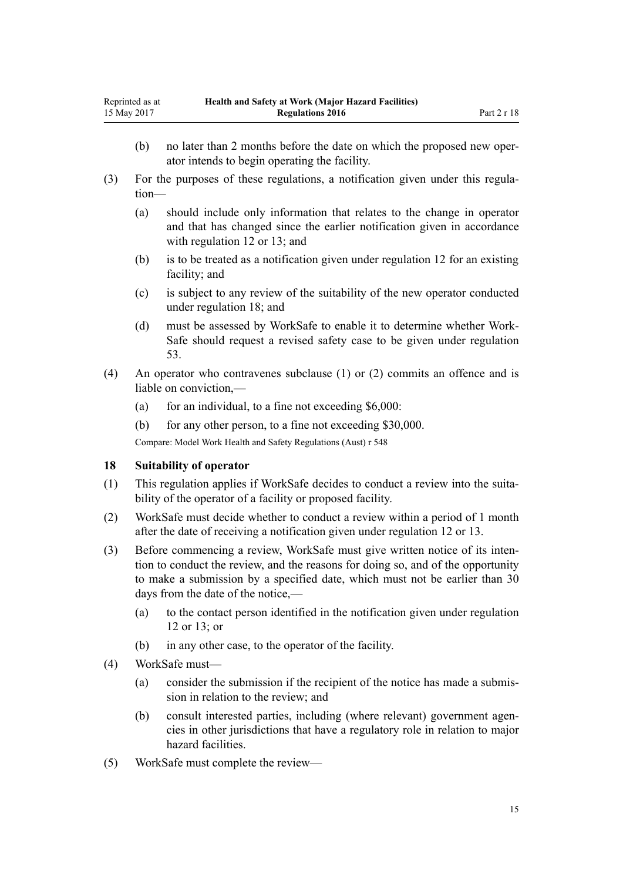(b) no later than 2 months before the date on which the proposed new operator intends to begin operating the facility.

(3) For the purposes of these regulations, a notification given under this regulation—

(a) should include only information that relates to the change in operator and that has changed since the earlier notification given in accordance with regulation 12 or 13; and

(b) is to be treated as a notification given under regulation 12 for an existing facility; and

(c) is subject to any review of the suitability of the new operator conducted under regulation 18; and

(d) must be assessed by WorkSafe to enable it to determine whether WorkSafe should request a revised safety case to be given under regulation 53.

(4) An operator who contravenes subclause (1) or (2) commits an offence and is liable on conviction,—

(a) for an individual, to a fine not exceeding $6,000:

(b) for any other person, to a fine not exceeding $30,000.

Compare: Model Work Health and Safety Regulations (Aust) r 548

## 18 Suitability of operator

(1) This regulation applies if WorkSafe decides to conduct a review into the suitability of the operator of a facility or proposed facility.

(2) WorkSafe must decide whether to conduct a review within a period of 1 month after the date of receiving a notification given under regulation 12 or 13.

(3) Before commencing a review, WorkSafe must give written notice of its intention to conduct the review, and the reasons for doing so, and of the opportunity to make a submission by a specified date, which must not be earlier than 30 days from the date of the notice,—

(a) to the contact person identified in the notification given under regulation 12 or 13; or

(b) in any other case, to the operator of the facility.

(4) WorkSafe must—

(a) consider the submission if the recipient of the notice has made a submission in relation to the review; and

(b) consult interested parties, including (where relevant) government agencies in other jurisdictions that have a regulatory role in relation to major hazard facilities.

(5) WorkSafe must complete the review—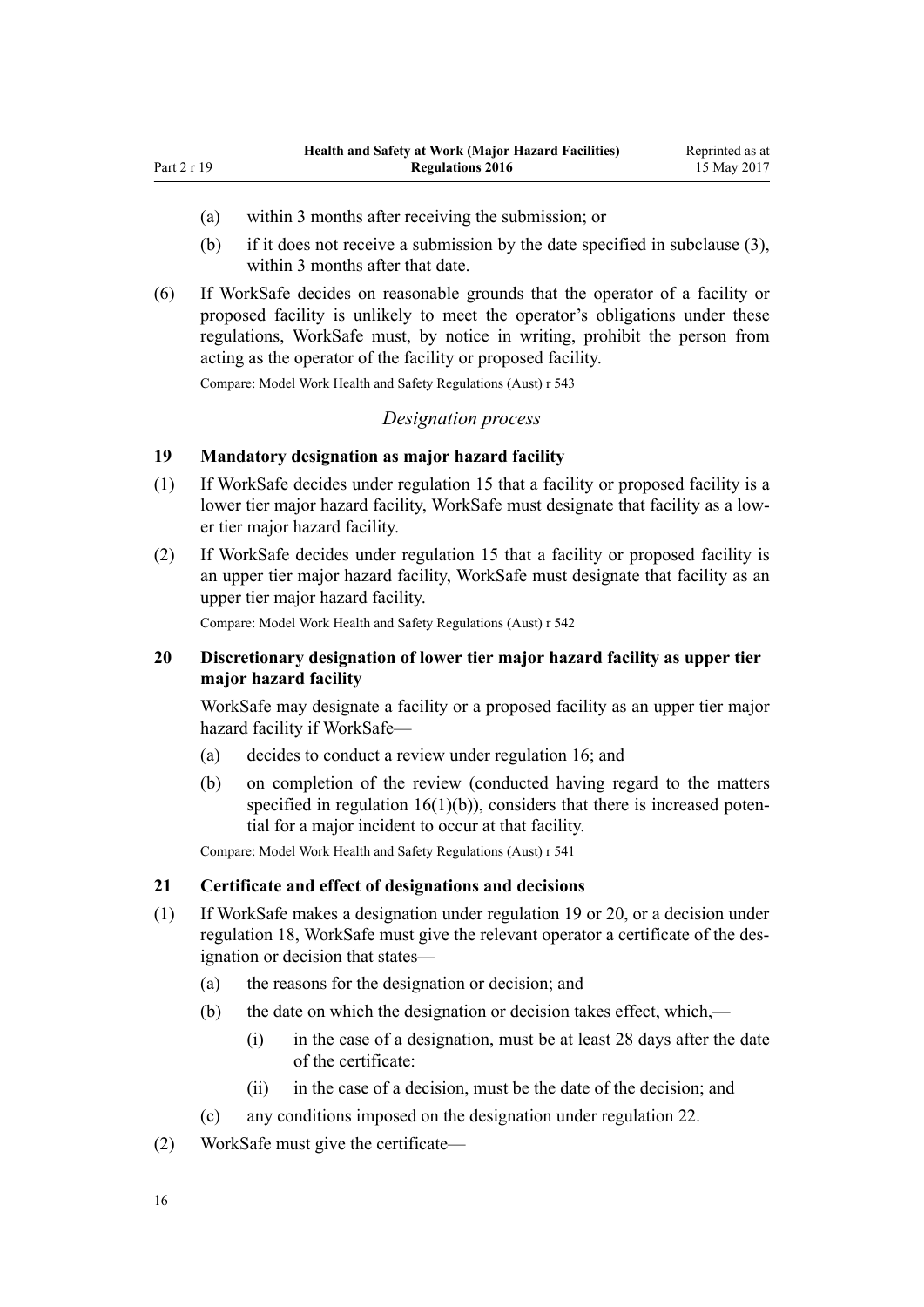(a) within 3 months after receiving the submission; or

(b) if it does not receive a submission by the date specified in subclause (3), within 3 months after that date.

(6) If WorkSafe decides on reasonable grounds that the operator of a facility or proposed facility is unlikely to meet the operator's obligations under these regulations, WorkSafe must, by notice in writing, prohibit the person from acting as the operator of the facility or proposed facility.

Compare: Model Work Health and Safety Regulations (Aust) r 543

*Designation process*

### 19 Mandatory designation as major hazard facility

(1) If WorkSafe decides under regulation 15 that a facility or proposed facility is a lower tier major hazard facility, WorkSafe must designate that facility as a lower tier major hazard facility.

(2) If WorkSafe decides under regulation 15 that a facility or proposed facility is an upper tier major hazard facility, WorkSafe must designate that facility as an upper tier major hazard facility.

Compare: Model Work Health and Safety Regulations (Aust) r 542

### 20 Discretionary designation of lower tier major hazard facility as upper tier major hazard facility

WorkSafe may designate a facility or a proposed facility as an upper tier major hazard facility if WorkSafe—

(a) decides to conduct a review under regulation 16; and

(b) on completion of the review (conducted having regard to the matters specified in regulation 16(1)(b)), considers that there is increased potential for a major incident to occur at that facility.

Compare: Model Work Health and Safety Regulations (Aust) r 541

### 21 Certificate and effect of designations and decisions

(1) If WorkSafe makes a designation under regulation 19 or 20, or a decision under regulation 18, WorkSafe must give the relevant operator a certificate of the designation or decision that states—

(a) the reasons for the designation or decision; and

(b) the date on which the designation or decision takes effect, which,—

(i) in the case of a designation, must be at least 28 days after the date of the certificate:

(ii) in the case of a decision, must be the date of the decision; and

(c) any conditions imposed on the designation under regulation 22.

(2) WorkSafe must give the certificate—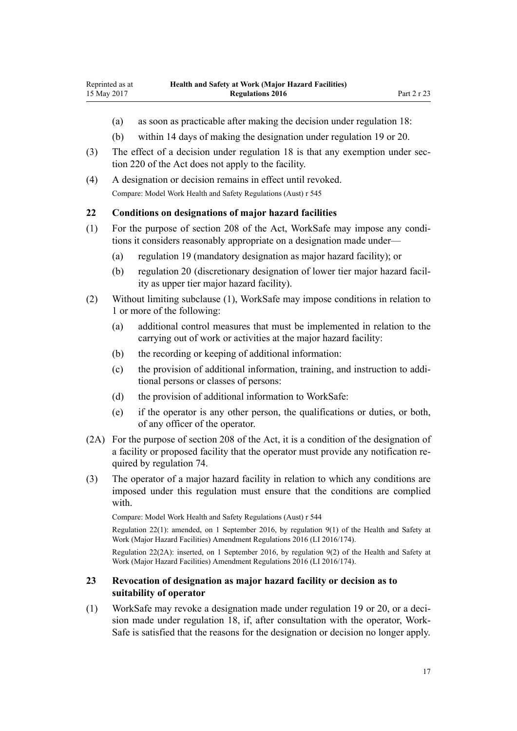(a) as soon as practicable after making the decision under regulation 18:

(b) within 14 days of making the designation under regulation 19 or 20.

(3) The effect of a decision under regulation 18 is that any exemption under section 220 of the Act does not apply to the facility.

(4) A designation or decision remains in effect until revoked.

Compare: Model Work Health and Safety Regulations (Aust) r 545

## 22 Conditions on designations of major hazard facilities

(1) For the purpose of section 208 of the Act, WorkSafe may impose any conditions it considers reasonably appropriate on a designation made under—

(a) regulation 19 (mandatory designation as major hazard facility); or

(b) regulation 20 (discretionary designation of lower tier major hazard facility as upper tier major hazard facility).

(2) Without limiting subclause (1), WorkSafe may impose conditions in relation to 1 or more of the following:

(a) additional control measures that must be implemented in relation to the carrying out of work or activities at the major hazard facility:

(b) the recording or keeping of additional information:

(c) the provision of additional information, training, and instruction to additional persons or classes of persons:

(d) the provision of additional information to WorkSafe:

(e) if the operator is any other person, the qualifications or duties, or both, of any officer of the operator.

(2A) For the purpose of section 208 of the Act, it is a condition of the designation of a facility or proposed facility that the operator must provide any notification required by regulation 74.

(3) The operator of a major hazard facility in relation to which any conditions are imposed under this regulation must ensure that the conditions are complied with.

Compare: Model Work Health and Safety Regulations (Aust) r 544

Regulation 22(1): amended, on 1 September 2016, by regulation 9(1) of the Health and Safety at Work (Major Hazard Facilities) Amendment Regulations 2016 (LI 2016/174).

Regulation 22(2A): inserted, on 1 September 2016, by regulation 9(2) of the Health and Safety at Work (Major Hazard Facilities) Amendment Regulations 2016 (LI 2016/174).

## 23 Revocation of designation as major hazard facility or decision as to suitability of operator

(1) WorkSafe may revoke a designation made under regulation 19 or 20, or a decision made under regulation 18, if, after consultation with the operator, WorkSafe is satisfied that the reasons for the designation or decision no longer apply.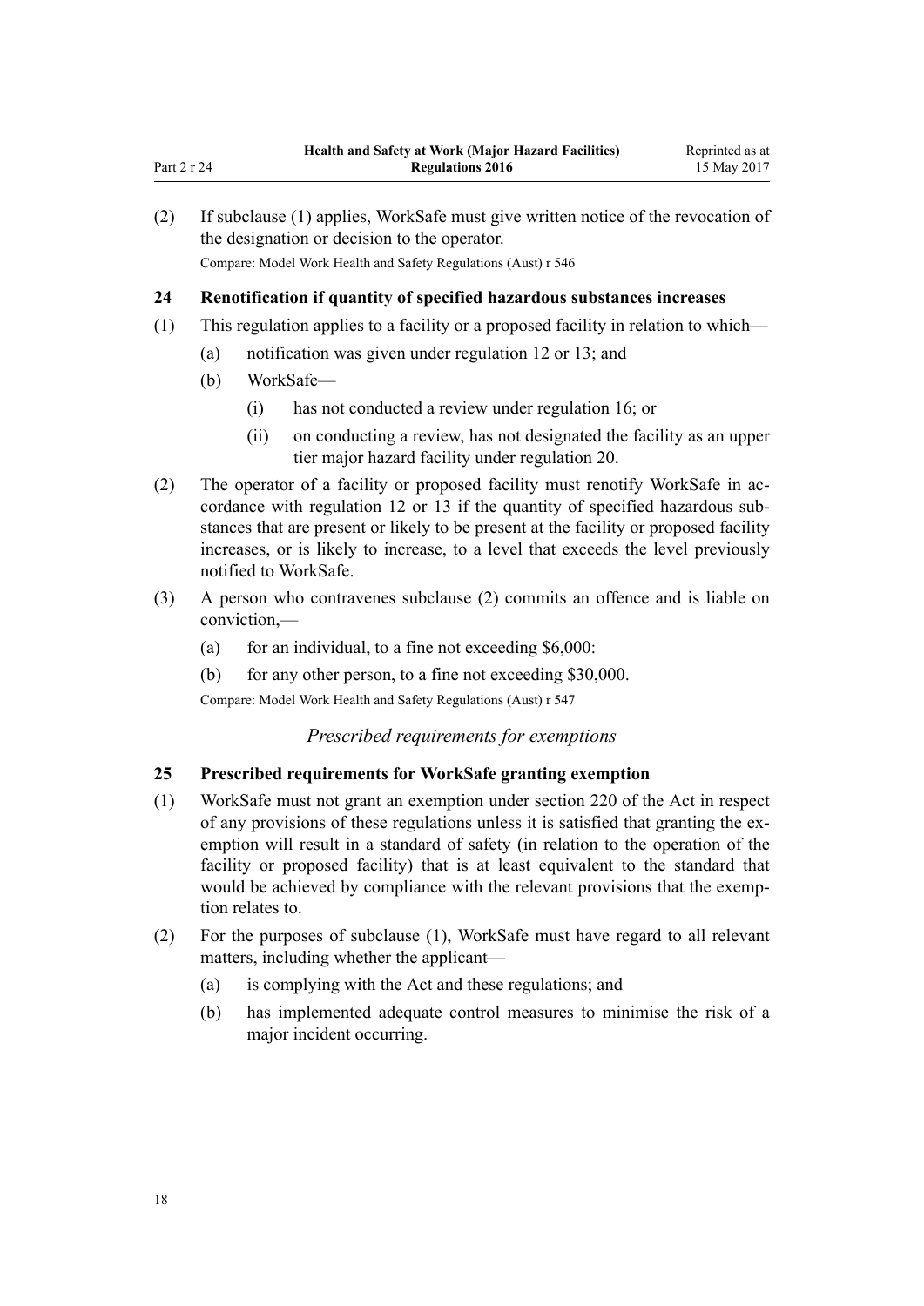(2) If subclause (1) applies, WorkSafe must give written notice of the revocation of the designation or decision to the operator.

Compare: Model Work Health and Safety Regulations (Aust) r 546

### 24 Renotification if quantity of specified hazardous substances increases

(1) This regulation applies to a facility or a proposed facility in relation to which—

- (a) notification was given under regulation 12 or 13; and
- (b) WorkSafe—
  - (i) has not conducted a review under regulation 16; or
  - (ii) on conducting a review, has not designated the facility as an upper tier major hazard facility under regulation 20.

(2) The operator of a facility or proposed facility must renotify WorkSafe in accordance with regulation 12 or 13 if the quantity of specified hazardous substances that are present or likely to be present at the facility or proposed facility increases, or is likely to increase, to a level that exceeds the level previously notified to WorkSafe.

(3) A person who contravenes subclause (2) commits an offence and is liable on conviction,—

- (a) for an individual, to a fine not exceeding $6,000:
- (b) for any other person, to a fine not exceeding $30,000.

Compare: Model Work Health and Safety Regulations (Aust) r 547

*Prescribed requirements for exemptions*

### 25 Prescribed requirements for WorkSafe granting exemption

(1) WorkSafe must not grant an exemption under section 220 of the Act in respect of any provisions of these regulations unless it is satisfied that granting the exemption will result in a standard of safety (in relation to the operation of the facility or proposed facility) that is at least equivalent to the standard that would be achieved by compliance with the relevant provisions that the exemption relates to.

(2) For the purposes of subclause (1), WorkSafe must have regard to all relevant matters, including whether the applicant—

- (a) is complying with the Act and these regulations; and
- (b) has implemented adequate control measures to minimise the risk of a major incident occurring.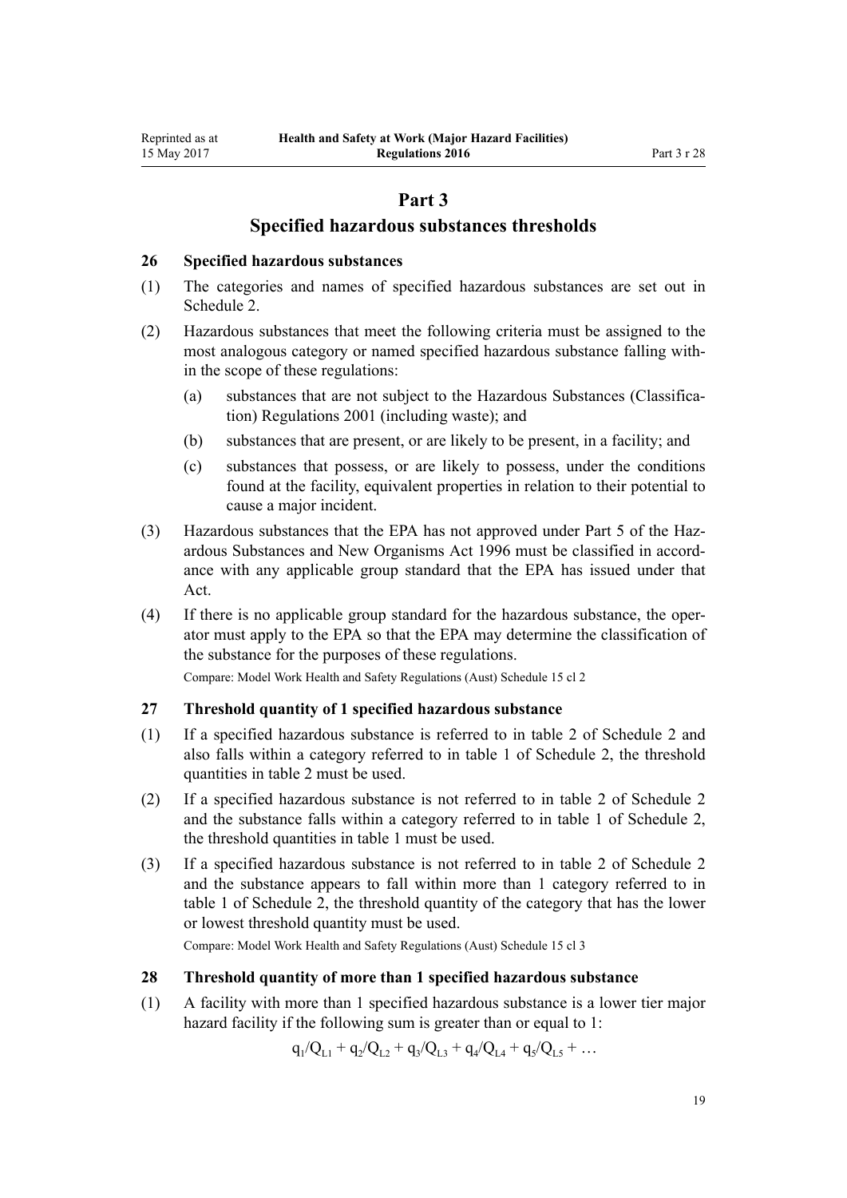# Part 3

## Specified hazardous substances thresholds

### 26 Specified hazardous substances

(1) The categories and names of specified hazardous substances are set out in Schedule 2.

(2) Hazardous substances that meet the following criteria must be assigned to the most analogous category or named specified hazardous substance falling within the scope of these regulations:

- (a) substances that are not subject to the Hazardous Substances (Classification) Regulations 2001 (including waste); and
- (b) substances that are present, or are likely to be present, in a facility; and
- (c) substances that possess, or are likely to possess, under the conditions found at the facility, equivalent properties in relation to their potential to cause a major incident.

(3) Hazardous substances that the EPA has not approved under Part 5 of the Hazardous Substances and New Organisms Act 1996 must be classified in accordance with any applicable group standard that the EPA has issued under that Act.

(4) If there is no applicable group standard for the hazardous substance, the operator must apply to the EPA so that the EPA may determine the classification of the substance for the purposes of these regulations.

Compare: Model Work Health and Safety Regulations (Aust) Schedule 15 cl 2

### 27 Threshold quantity of 1 specified hazardous substance

(1) If a specified hazardous substance is referred to in table 2 of Schedule 2 and also falls within a category referred to in table 1 of Schedule 2, the threshold quantities in table 2 must be used.

(2) If a specified hazardous substance is not referred to in table 2 of Schedule 2 and the substance falls within a category referred to in table 1 of Schedule 2, the threshold quantities in table 1 must be used.

(3) If a specified hazardous substance is not referred to in table 2 of Schedule 2 and the substance appears to fall within more than 1 category referred to in table 1 of Schedule 2, the threshold quantity of the category that has the lower or lowest threshold quantity must be used.

Compare: Model Work Health and Safety Regulations (Aust) Schedule 15 cl 3

### 28 Threshold quantity of more than 1 specified hazardous substance

(1) A facility with more than 1 specified hazardous substance is a lower tier major hazard facility if the following sum is greater than or equal to 1:

$$q_1/Q_{L1} + q_2/Q_{L2} + q_3/Q_{L3} + q_4/Q_{L4} + q_5/Q_{L5} + \ldots$$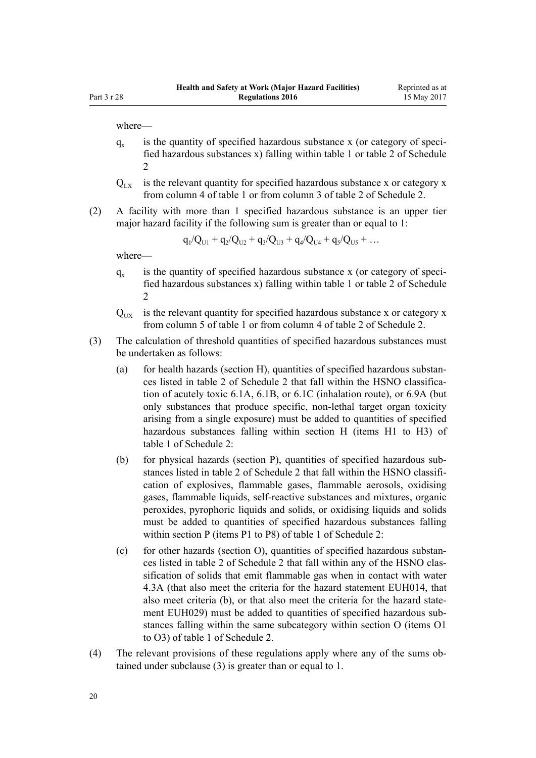where—

$q_x$ is the quantity of specified hazardous substance x (or category of specified hazardous substances x) falling within table 1 or table 2 of Schedule 2

$Q_{LX}$ is the relevant quantity for specified hazardous substance x or category x from column 4 of table 1 or from column 3 of table 2 of Schedule 2.

(2) A facility with more than 1 specified hazardous substance is an upper tier major hazard facility if the following sum is greater than or equal to 1:

$$q_1/Q_{U1} + q_2/Q_{U2} + q_3/Q_{U3} + q_4/Q_{U4} + q_5/Q_{U5} + \ldots$$

where—

$q_x$ is the quantity of specified hazardous substance x (or category of specified hazardous substances x) falling within table 1 or table 2 of Schedule 2

$Q_{UX}$ is the relevant quantity for specified hazardous substance x or category x from column 5 of table 1 or from column 4 of table 2 of Schedule 2.

(3) The calculation of threshold quantities of specified hazardous substances must be undertaken as follows:

(a) for health hazards (section H), quantities of specified hazardous substances listed in table 2 of Schedule 2 that fall within the HSNO classification of acutely toxic 6.1A, 6.1B, or 6.1C (inhalation route), or 6.9A (but only substances that produce specific, non-lethal target organ toxicity arising from a single exposure) must be added to quantities of specified hazardous substances falling within section H (items H1 to H3) of table 1 of Schedule 2:

(b) for physical hazards (section P), quantities of specified hazardous substances listed in table 2 of Schedule 2 that fall within the HSNO classification of explosives, flammable gases, flammable aerosols, oxidising gases, flammable liquids, self-reactive substances and mixtures, organic peroxides, pyrophoric liquids and solids, or oxidising liquids and solids must be added to quantities of specified hazardous substances falling within section P (items P1 to P8) of table 1 of Schedule 2:

(c) for other hazards (section O), quantities of specified hazardous substances listed in table 2 of Schedule 2 that fall within any of the HSNO classification of solids that emit flammable gas when in contact with water 4.3A (that also meet the criteria for the hazard statement EUH014, that also meet criteria (b), or that also meet the criteria for the hazard statement EUH029) must be added to quantities of specified hazardous substances falling within the same subcategory within section O (items O1 to O3) of table 1 of Schedule 2.

(4) The relevant provisions of these regulations apply where any of the sums obtained under subclause (3) is greater than or equal to 1.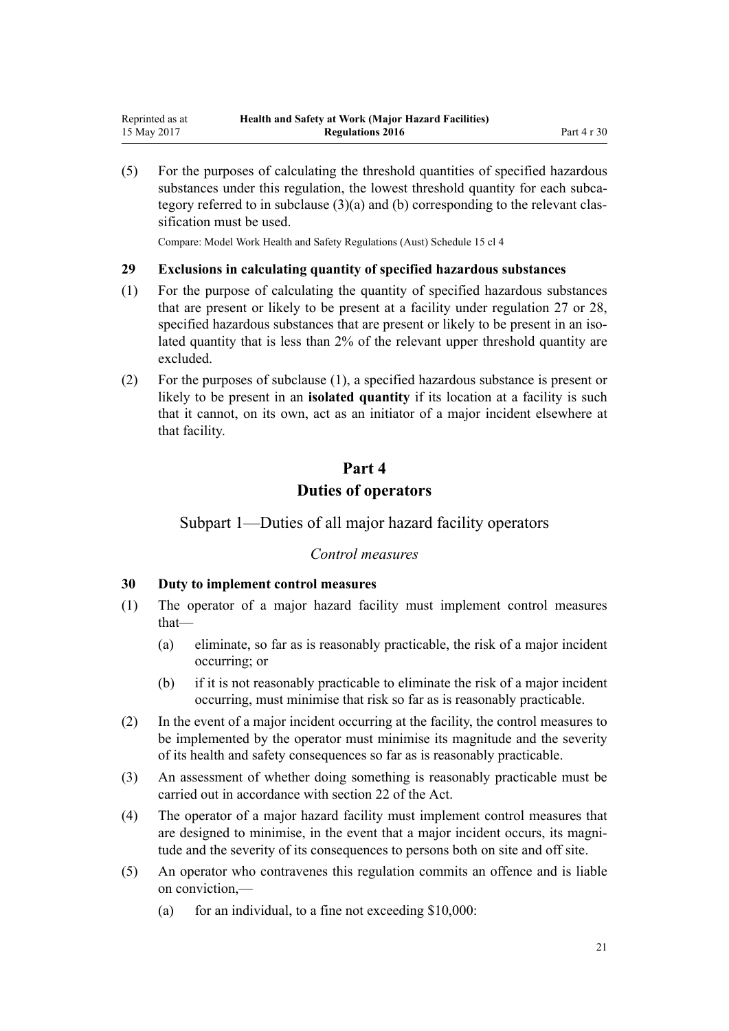(5) For the purposes of calculating the threshold quantities of specified hazardous substances under this regulation, the lowest threshold quantity for each subcategory referred to in subclause (3)(a) and (b) corresponding to the relevant classification must be used.

Compare: Model Work Health and Safety Regulations (Aust) Schedule 15 cl 4

### 29 Exclusions in calculating quantity of specified hazardous substances

(1) For the purpose of calculating the quantity of specified hazardous substances that are present or likely to be present at a facility under regulation 27 or 28, specified hazardous substances that are present or likely to be present in an isolated quantity that is less than 2% of the relevant upper threshold quantity are excluded.

(2) For the purposes of subclause (1), a specified hazardous substance is present or likely to be present in an **isolated quantity** if its location at a facility is such that it cannot, on its own, act as an initiator of a major incident elsewhere at that facility.

# Part 4
# Duties of operators

## Subpart 1—Duties of all major hazard facility operators

*Control measures*

### 30 Duty to implement control measures

(1) The operator of a major hazard facility must implement control measures that—

- (a) eliminate, so far as is reasonably practicable, the risk of a major incident occurring; or
- (b) if it is not reasonably practicable to eliminate the risk of a major incident occurring, must minimise that risk so far as is reasonably practicable.

(2) In the event of a major incident occurring at the facility, the control measures to be implemented by the operator must minimise its magnitude and the severity of its health and safety consequences so far as is reasonably practicable.

(3) An assessment of whether doing something is reasonably practicable must be carried out in accordance with section 22 of the Act.

(4) The operator of a major hazard facility must implement control measures that are designed to minimise, in the event that a major incident occurs, its magnitude and the severity of its consequences to persons both on site and off site.

(5) An operator who contravenes this regulation commits an offence and is liable on conviction,—

- (a) for an individual, to a fine not exceeding $10,000: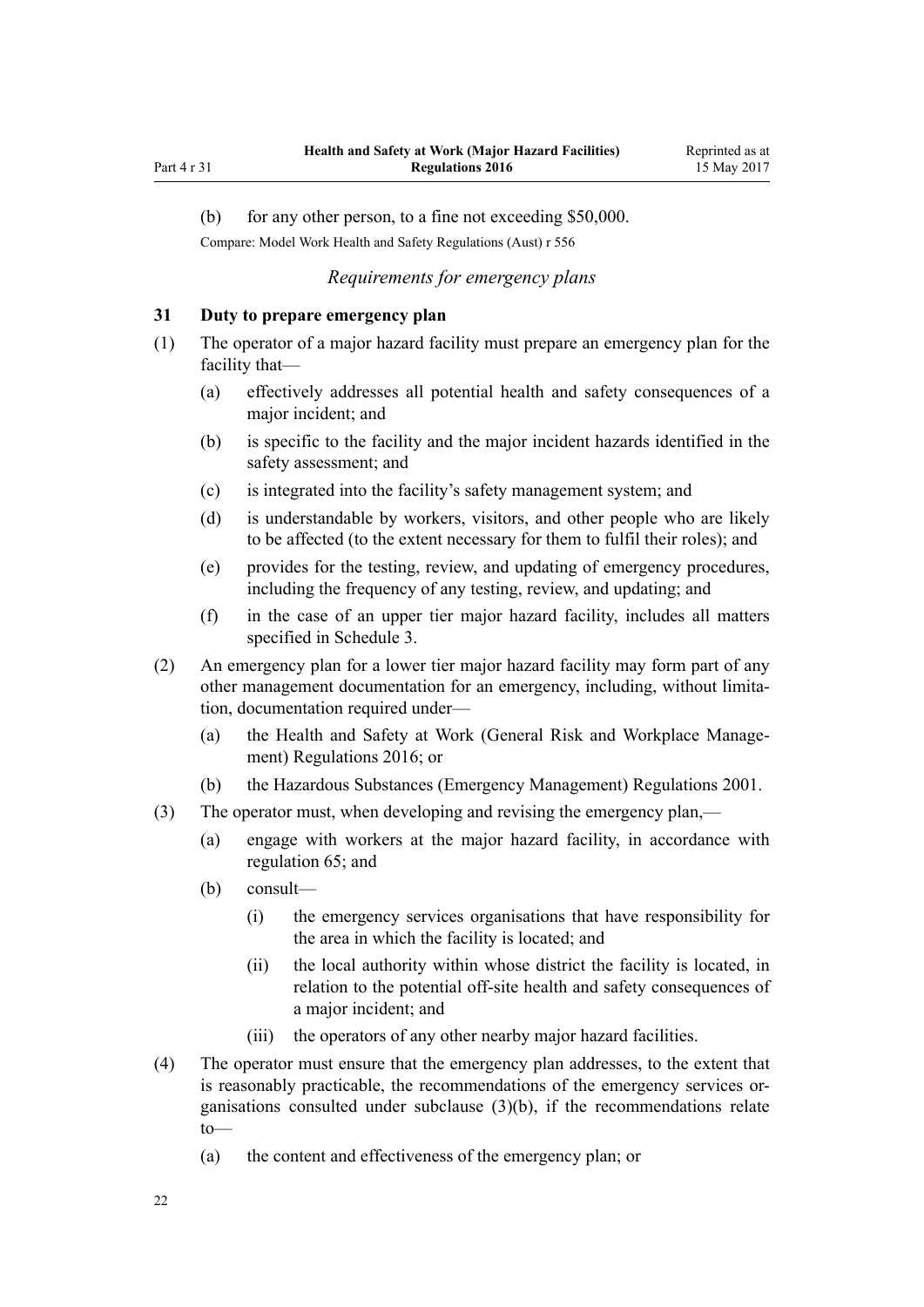(b) for any other person, to a fine not exceeding $50,000.

Compare: Model Work Health and Safety Regulations (Aust) r 556

*Requirements for emergency plans*

### 31 Duty to prepare emergency plan

(1) The operator of a major hazard facility must prepare an emergency plan for the facility that—

(a) effectively addresses all potential health and safety consequences of a major incident; and

(b) is specific to the facility and the major incident hazards identified in the safety assessment; and

(c) is integrated into the facility's safety management system; and

(d) is understandable by workers, visitors, and other people who are likely to be affected (to the extent necessary for them to fulfil their roles); and

(e) provides for the testing, review, and updating of emergency procedures, including the frequency of any testing, review, and updating; and

(f) in the case of an upper tier major hazard facility, includes all matters specified in Schedule 3.

(2) An emergency plan for a lower tier major hazard facility may form part of any other management documentation for an emergency, including, without limitation, documentation required under—

(a) the Health and Safety at Work (General Risk and Workplace Management) Regulations 2016; or

(b) the Hazardous Substances (Emergency Management) Regulations 2001.

(3) The operator must, when developing and revising the emergency plan,—

(a) engage with workers at the major hazard facility, in accordance with regulation 65; and

(b) consult—

(i) the emergency services organisations that have responsibility for the area in which the facility is located; and

(ii) the local authority within whose district the facility is located, in relation to the potential off-site health and safety consequences of a major incident; and

(iii) the operators of any other nearby major hazard facilities.

(4) The operator must ensure that the emergency plan addresses, to the extent that is reasonably practicable, the recommendations of the emergency services organisations consulted under subclause (3)(b), if the recommendations relate to—

(a) the content and effectiveness of the emergency plan; or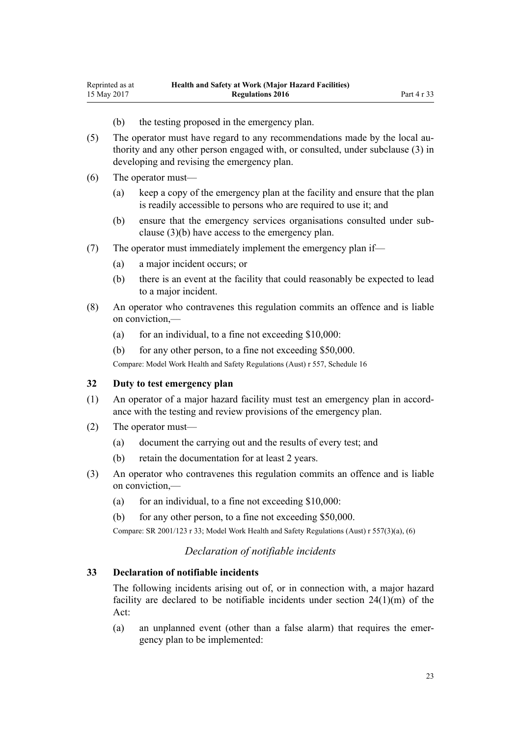(b) the testing proposed in the emergency plan.

(5) The operator must have regard to any recommendations made by the local authority and any other person engaged with, or consulted, under subclause (3) in developing and revising the emergency plan.

(6) The operator must—

(a) keep a copy of the emergency plan at the facility and ensure that the plan is readily accessible to persons who are required to use it; and

(b) ensure that the emergency services organisations consulted under subclause (3)(b) have access to the emergency plan.

(7) The operator must immediately implement the emergency plan if—

(a) a major incident occurs; or

(b) there is an event at the facility that could reasonably be expected to lead to a major incident.

(8) An operator who contravenes this regulation commits an offence and is liable on conviction,—

(a) for an individual, to a fine not exceeding $10,000:

(b) for any other person, to a fine not exceeding $50,000.

Compare: Model Work Health and Safety Regulations (Aust) r 557, Schedule 16

### 32 Duty to test emergency plan

(1) An operator of a major hazard facility must test an emergency plan in accordance with the testing and review provisions of the emergency plan.

(2) The operator must—

(a) document the carrying out and the results of every test; and

(b) retain the documentation for at least 2 years.

(3) An operator who contravenes this regulation commits an offence and is liable on conviction,—

(a) for an individual, to a fine not exceeding $10,000:

(b) for any other person, to a fine not exceeding $50,000.

Compare: SR 2001/123 r 33; Model Work Health and Safety Regulations (Aust) r 557(3)(a), (6)

*Declaration of notifiable incidents*

### 33 Declaration of notifiable incidents

The following incidents arising out of, or in connection with, a major hazard facility are declared to be notifiable incidents under section 24(1)(m) of the Act:

(a) an unplanned event (other than a false alarm) that requires the emergency plan to be implemented: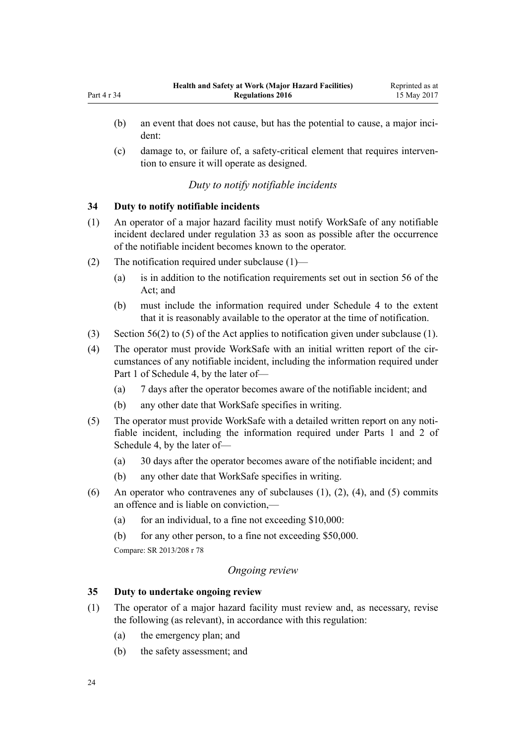(b) an event that does not cause, but has the potential to cause, a major incident:

(c) damage to, or failure of, a safety-critical element that requires intervention to ensure it will operate as designed.

*Duty to notify notifiable incidents*

### 34 Duty to notify notifiable incidents

(1) An operator of a major hazard facility must notify WorkSafe of any notifiable incident declared under regulation 33 as soon as possible after the occurrence of the notifiable incident becomes known to the operator.

(2) The notification required under subclause (1)—

(a) is in addition to the notification requirements set out in section 56 of the Act; and

(b) must include the information required under Schedule 4 to the extent that it is reasonably available to the operator at the time of notification.

(3) Section 56(2) to (5) of the Act applies to notification given under subclause (1).

(4) The operator must provide WorkSafe with an initial written report of the circumstances of any notifiable incident, including the information required under Part 1 of Schedule 4, by the later of—

(a) 7 days after the operator becomes aware of the notifiable incident; and

(b) any other date that WorkSafe specifies in writing.

(5) The operator must provide WorkSafe with a detailed written report on any notifiable incident, including the information required under Parts 1 and 2 of Schedule 4, by the later of—

(a) 30 days after the operator becomes aware of the notifiable incident; and

(b) any other date that WorkSafe specifies in writing.

(6) An operator who contravenes any of subclauses (1), (2), (4), and (5) commits an offence and is liable on conviction,—

(a) for an individual, to a fine not exceeding $10,000:

(b) for any other person, to a fine not exceeding $50,000.

Compare: SR 2013/208 r 78

*Ongoing review*

### 35 Duty to undertake ongoing review

(1) The operator of a major hazard facility must review and, as necessary, revise the following (as relevant), in accordance with this regulation:

(a) the emergency plan; and

(b) the safety assessment; and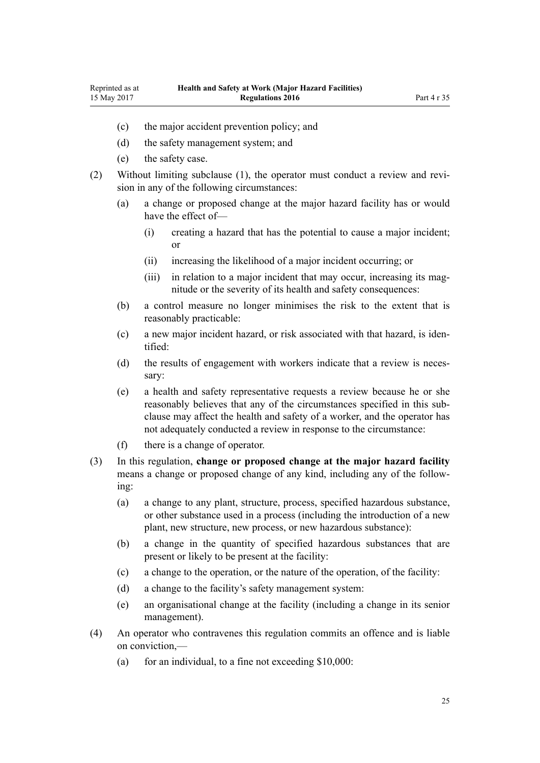(c) the major accident prevention policy; and

(d) the safety management system; and

(e) the safety case.

(2) Without limiting subclause (1), the operator must conduct a review and revision in any of the following circumstances:

(a) a change or proposed change at the major hazard facility has or would have the effect of—

(i) creating a hazard that has the potential to cause a major incident; or

(ii) increasing the likelihood of a major incident occurring; or

(iii) in relation to a major incident that may occur, increasing its magnitude or the severity of its health and safety consequences:

(b) a control measure no longer minimises the risk to the extent that is reasonably practicable:

(c) a new major incident hazard, or risk associated with that hazard, is identified:

(d) the results of engagement with workers indicate that a review is necessary:

(e) a health and safety representative requests a review because he or she reasonably believes that any of the circumstances specified in this subclause may affect the health and safety of a worker, and the operator has not adequately conducted a review in response to the circumstance:

(f) there is a change of operator.

(3) In this regulation, **change or proposed change at the major hazard facility** means a change or proposed change of any kind, including any of the following:

(a) a change to any plant, structure, process, specified hazardous substance, or other substance used in a process (including the introduction of a new plant, new structure, new process, or new hazardous substance):

(b) a change in the quantity of specified hazardous substances that are present or likely to be present at the facility:

(c) a change to the operation, or the nature of the operation, of the facility:

(d) a change to the facility's safety management system:

(e) an organisational change at the facility (including a change in its senior management).

(4) An operator who contravenes this regulation commits an offence and is liable on conviction,—

(a) for an individual, to a fine not exceeding $10,000: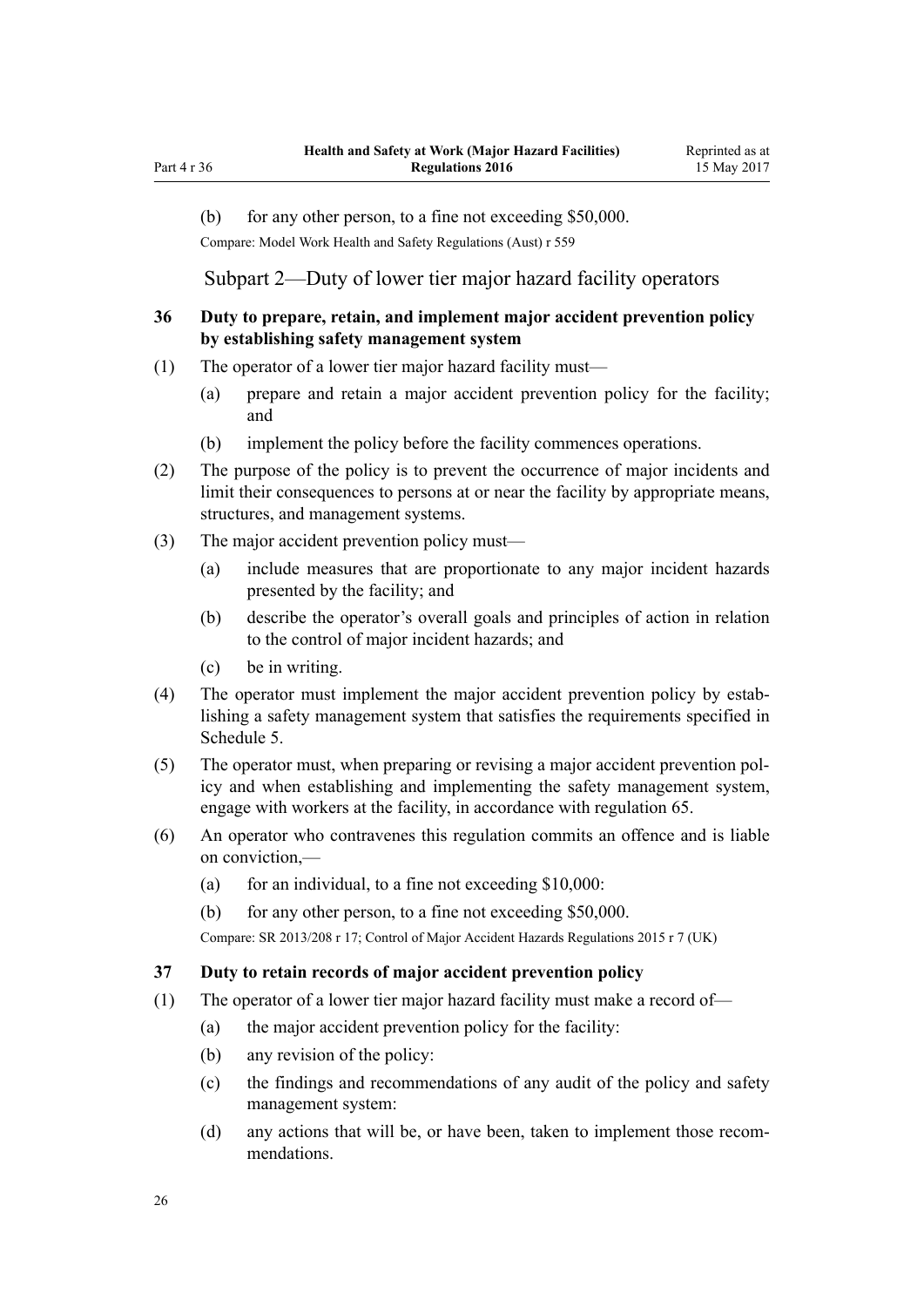(b) for any other person, to a fine not exceeding $50,000.

Compare: Model Work Health and Safety Regulations (Aust) r 559

## Subpart 2—Duty of lower tier major hazard facility operators

### 36 Duty to prepare, retain, and implement major accident prevention policy by establishing safety management system

(1) The operator of a lower tier major hazard facility must—

(a) prepare and retain a major accident prevention policy for the facility; and

(b) implement the policy before the facility commences operations.

(2) The purpose of the policy is to prevent the occurrence of major incidents and limit their consequences to persons at or near the facility by appropriate means, structures, and management systems.

(3) The major accident prevention policy must—

(a) include measures that are proportionate to any major incident hazards presented by the facility; and

(b) describe the operator's overall goals and principles of action in relation to the control of major incident hazards; and

(c) be in writing.

(4) The operator must implement the major accident prevention policy by establishing a safety management system that satisfies the requirements specified in Schedule 5.

(5) The operator must, when preparing or revising a major accident prevention policy and when establishing and implementing the safety management system, engage with workers at the facility, in accordance with regulation 65.

(6) An operator who contravenes this regulation commits an offence and is liable on conviction,—

(a) for an individual, to a fine not exceeding $10,000:

(b) for any other person, to a fine not exceeding $50,000.

Compare: SR 2013/208 r 17; Control of Major Accident Hazards Regulations 2015 r 7 (UK)

### 37 Duty to retain records of major accident prevention policy

(1) The operator of a lower tier major hazard facility must make a record of—

(a) the major accident prevention policy for the facility:

(b) any revision of the policy:

(c) the findings and recommendations of any audit of the policy and safety management system:

(d) any actions that will be, or have been, taken to implement those recommendations.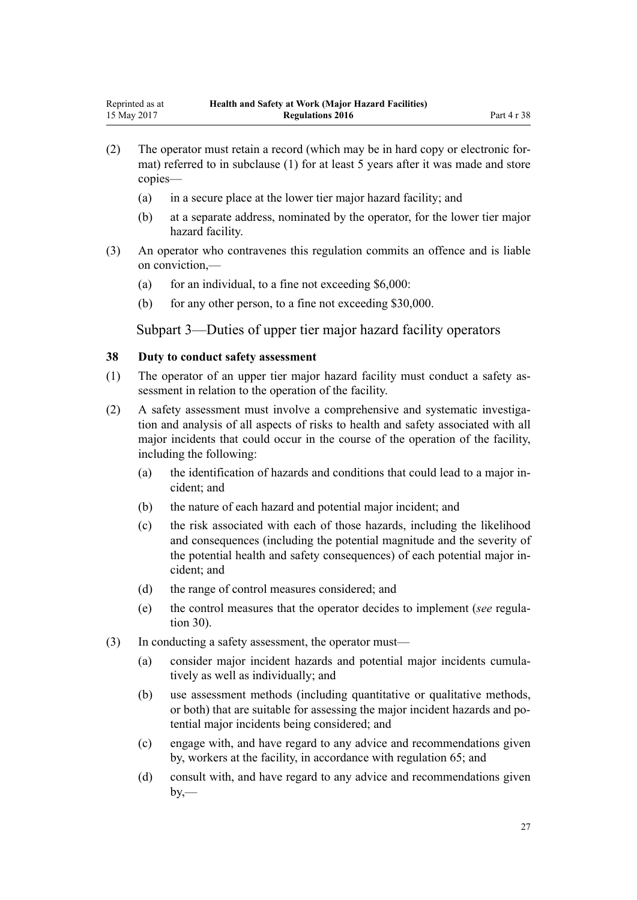(2) The operator must retain a record (which may be in hard copy or electronic format) referred to in subclause (1) for at least 5 years after it was made and store copies—

(a) in a secure place at the lower tier major hazard facility; and

(b) at a separate address, nominated by the operator, for the lower tier major hazard facility.

(3) An operator who contravenes this regulation commits an offence and is liable on conviction,—

(a) for an individual, to a fine not exceeding $6,000:

(b) for any other person, to a fine not exceeding $30,000.

## Subpart 3—Duties of upper tier major hazard facility operators

### 38 Duty to conduct safety assessment

(1) The operator of an upper tier major hazard facility must conduct a safety assessment in relation to the operation of the facility.

(2) A safety assessment must involve a comprehensive and systematic investigation and analysis of all aspects of risks to health and safety associated with all major incidents that could occur in the course of the operation of the facility, including the following:

(a) the identification of hazards and conditions that could lead to a major incident; and

(b) the nature of each hazard and potential major incident; and

(c) the risk associated with each of those hazards, including the likelihood and consequences (including the potential magnitude and the severity of the potential health and safety consequences) of each potential major incident; and

(d) the range of control measures considered; and

(e) the control measures that the operator decides to implement (*see* regulation 30).

(3) In conducting a safety assessment, the operator must—

(a) consider major incident hazards and potential major incidents cumulatively as well as individually; and

(b) use assessment methods (including quantitative or qualitative methods, or both) that are suitable for assessing the major incident hazards and potential major incidents being considered; and

(c) engage with, and have regard to any advice and recommendations given by, workers at the facility, in accordance with regulation 65; and

(d) consult with, and have regard to any advice and recommendations given by,—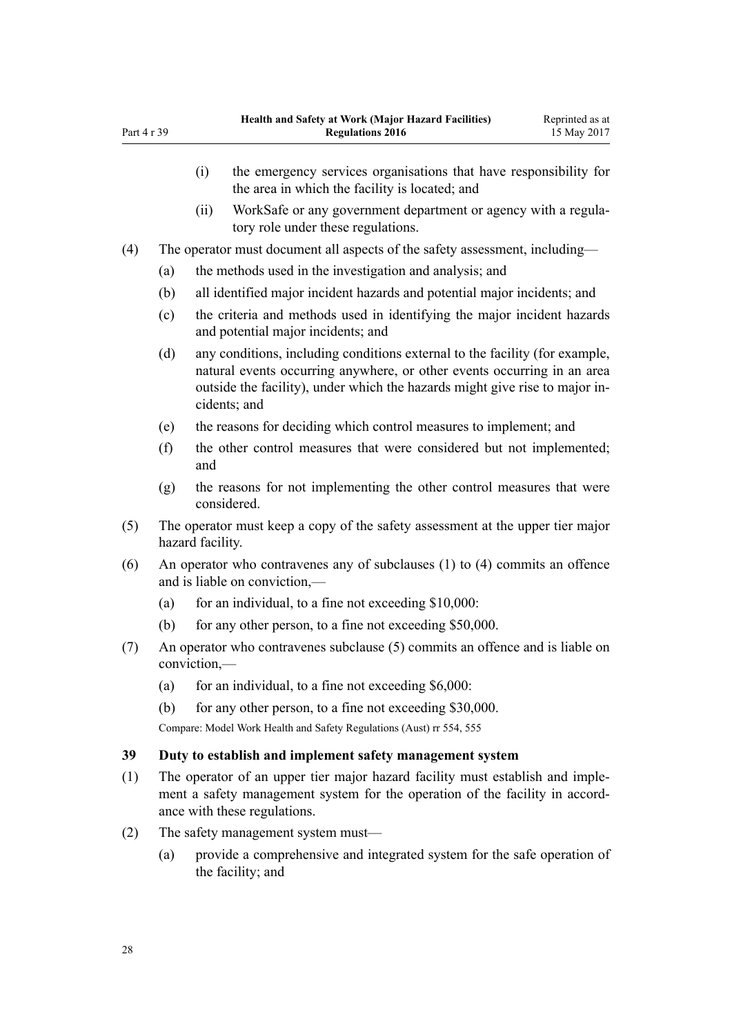(i) the emergency services organisations that have responsibility for the area in which the facility is located; and

(ii) WorkSafe or any government department or agency with a regulatory role under these regulations.

(4) The operator must document all aspects of the safety assessment, including—

(a) the methods used in the investigation and analysis; and

(b) all identified major incident hazards and potential major incidents; and

(c) the criteria and methods used in identifying the major incident hazards and potential major incidents; and

(d) any conditions, including conditions external to the facility (for example, natural events occurring anywhere, or other events occurring in an area outside the facility), under which the hazards might give rise to major incidents; and

(e) the reasons for deciding which control measures to implement; and

(f) the other control measures that were considered but not implemented; and

(g) the reasons for not implementing the other control measures that were considered.

(5) The operator must keep a copy of the safety assessment at the upper tier major hazard facility.

(6) An operator who contravenes any of subclauses (1) to (4) commits an offence and is liable on conviction,—

(a) for an individual, to a fine not exceeding $10,000:

(b) for any other person, to a fine not exceeding $50,000.

(7) An operator who contravenes subclause (5) commits an offence and is liable on conviction,—

(a) for an individual, to a fine not exceeding $6,000:

(b) for any other person, to a fine not exceeding $30,000.

Compare: Model Work Health and Safety Regulations (Aust) rr 554, 555

### 39 Duty to establish and implement safety management system

(1) The operator of an upper tier major hazard facility must establish and implement a safety management system for the operation of the facility in accordance with these regulations.

(2) The safety management system must—

(a) provide a comprehensive and integrated system for the safe operation of the facility; and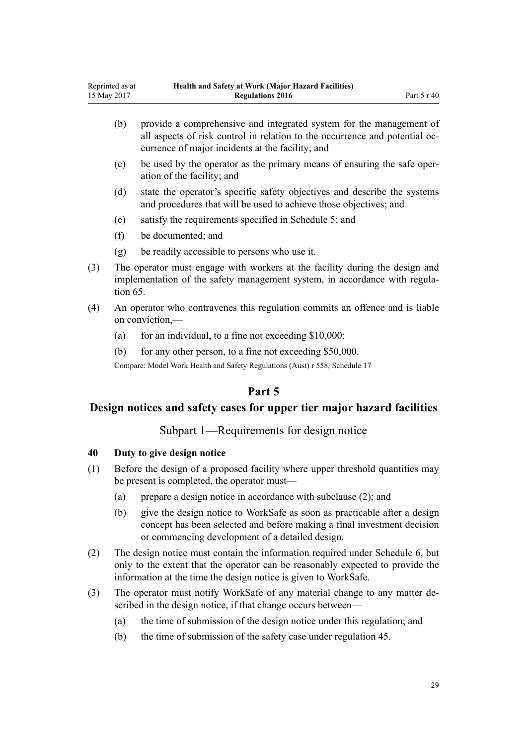(b) provide a comprehensive and integrated system for the management of all aspects of risk control in relation to the occurrence and potential occurrence of major incidents at the facility; and

(c) be used by the operator as the primary means of ensuring the safe operation of the facility; and

(d) state the operator's specific safety objectives and describe the systems and procedures that will be used to achieve those objectives; and

(e) satisfy the requirements specified in Schedule 5; and

(f) be documented; and

(g) be readily accessible to persons who use it.

(3) The operator must engage with workers at the facility during the design and implementation of the safety management system, in accordance with regulation 65.

(4) An operator who contravenes this regulation commits an offence and is liable on conviction,—

(a) for an individual, to a fine not exceeding $10,000:

(b) for any other person, to a fine not exceeding $50,000.

Compare: Model Work Health and Safety Regulations (Aust) r 558, Schedule 17

## Part 5

## Design notices and safety cases for upper tier major hazard facilities

### Subpart 1—Requirements for design notice

#### 40 Duty to give design notice

(1) Before the design of a proposed facility where upper threshold quantities may be present is completed, the operator must—

(a) prepare a design notice in accordance with subclause (2); and

(b) give the design notice to WorkSafe as soon as practicable after a design concept has been selected and before making a final investment decision or commencing development of a detailed design.

(2) The design notice must contain the information required under Schedule 6, but only to the extent that the operator can be reasonably expected to provide the information at the time the design notice is given to WorkSafe.

(3) The operator must notify WorkSafe of any material change to any matter described in the design notice, if that change occurs between—

(a) the time of submission of the design notice under this regulation; and

(b) the time of submission of the safety case under regulation 45.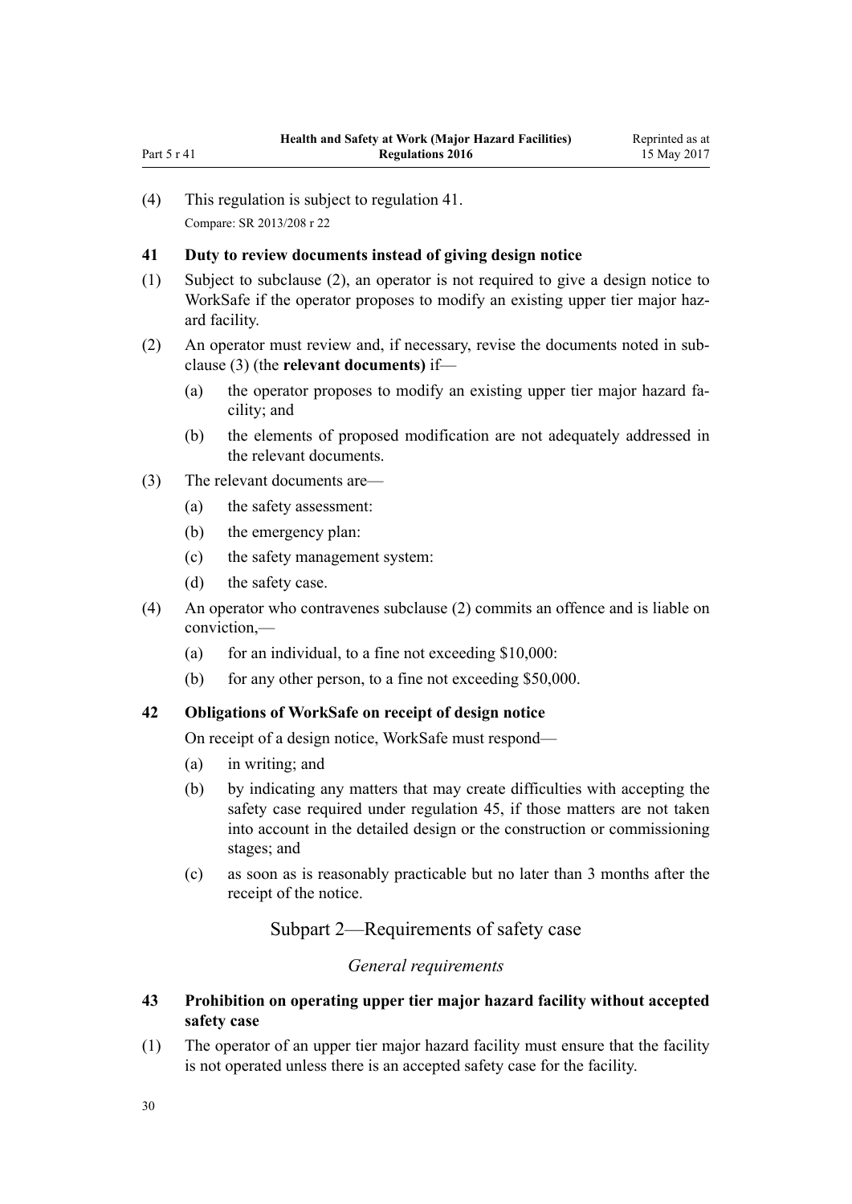(4) This regulation is subject to regulation 41.

Compare: SR 2013/208 r 22

### 41 Duty to review documents instead of giving design notice

(1) Subject to subclause (2), an operator is not required to give a design notice to WorkSafe if the operator proposes to modify an existing upper tier major hazard facility.

(2) An operator must review and, if necessary, revise the documents noted in subclause (3) (the **relevant documents)** if—

- (a) the operator proposes to modify an existing upper tier major hazard facility; and
- (b) the elements of proposed modification are not adequately addressed in the relevant documents.

(3) The relevant documents are—

- (a) the safety assessment:
- (b) the emergency plan:
- (c) the safety management system:
- (d) the safety case.

(4) An operator who contravenes subclause (2) commits an offence and is liable on conviction,—

- (a) for an individual, to a fine not exceeding $10,000:
- (b) for any other person, to a fine not exceeding $50,000.

### 42 Obligations of WorkSafe on receipt of design notice

On receipt of a design notice, WorkSafe must respond—

- (a) in writing; and
- (b) by indicating any matters that may create difficulties with accepting the safety case required under regulation 45, if those matters are not taken into account in the detailed design or the construction or commissioning stages; and
- (c) as soon as is reasonably practicable but no later than 3 months after the receipt of the notice.

## Subpart 2—Requirements of safety case

*General requirements*

### 43 Prohibition on operating upper tier major hazard facility without accepted safety case

(1) The operator of an upper tier major hazard facility must ensure that the facility is not operated unless there is an accepted safety case for the facility.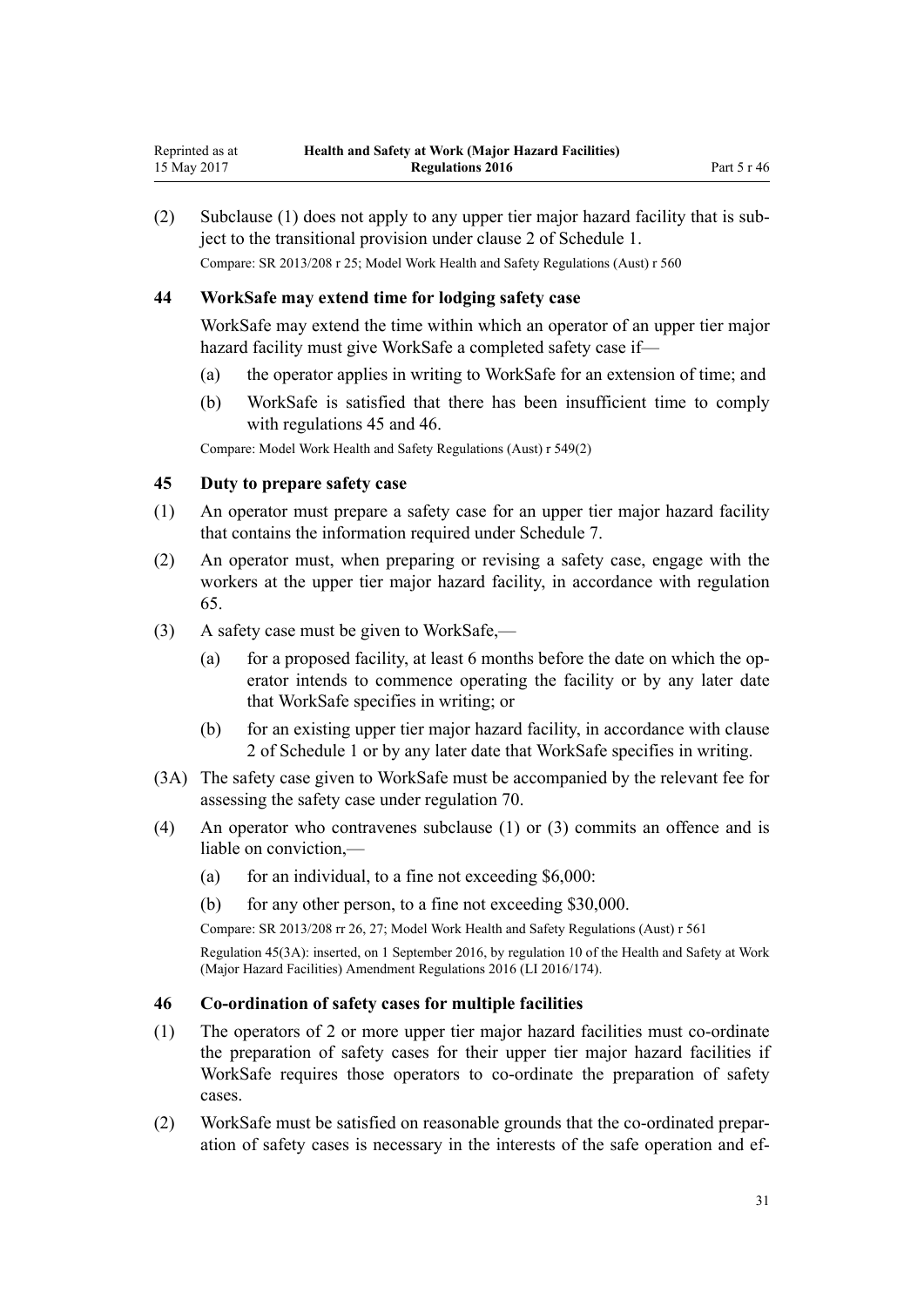(2) Subclause (1) does not apply to any upper tier major hazard facility that is subject to the transitional provision under clause 2 of Schedule 1.

Compare: SR 2013/208 r 25; Model Work Health and Safety Regulations (Aust) r 560

### 44 WorkSafe may extend time for lodging safety case

WorkSafe may extend the time within which an operator of an upper tier major hazard facility must give WorkSafe a completed safety case if—

(a) the operator applies in writing to WorkSafe for an extension of time; and

(b) WorkSafe is satisfied that there has been insufficient time to comply with regulations 45 and 46.

Compare: Model Work Health and Safety Regulations (Aust) r 549(2)

### 45 Duty to prepare safety case

(1) An operator must prepare a safety case for an upper tier major hazard facility that contains the information required under Schedule 7.

(2) An operator must, when preparing or revising a safety case, engage with the workers at the upper tier major hazard facility, in accordance with regulation 65.

(3) A safety case must be given to WorkSafe,—

(a) for a proposed facility, at least 6 months before the date on which the operator intends to commence operating the facility or by any later date that WorkSafe specifies in writing; or

(b) for an existing upper tier major hazard facility, in accordance with clause 2 of Schedule 1 or by any later date that WorkSafe specifies in writing.

(3A) The safety case given to WorkSafe must be accompanied by the relevant fee for assessing the safety case under regulation 70.

(4) An operator who contravenes subclause (1) or (3) commits an offence and is liable on conviction,—

(a) for an individual, to a fine not exceeding $6,000:

(b) for any other person, to a fine not exceeding $30,000.

Compare: SR 2013/208 rr 26, 27; Model Work Health and Safety Regulations (Aust) r 561

Regulation 45(3A): inserted, on 1 September 2016, by regulation 10 of the Health and Safety at Work (Major Hazard Facilities) Amendment Regulations 2016 (LI 2016/174).

### 46 Co-ordination of safety cases for multiple facilities

(1) The operators of 2 or more upper tier major hazard facilities must co-ordinate the preparation of safety cases for their upper tier major hazard facilities if WorkSafe requires those operators to co-ordinate the preparation of safety cases.

(2) WorkSafe must be satisfied on reasonable grounds that the co-ordinated preparation of safety cases is necessary in the interests of the safe operation and ef-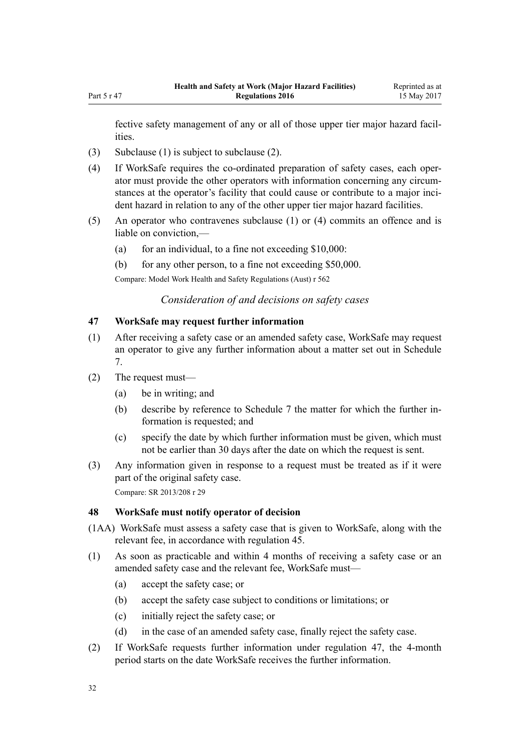fective safety management of any or all of those upper tier major hazard facilities.

(3) Subclause (1) is subject to subclause (2).

(4) If WorkSafe requires the co-ordinated preparation of safety cases, each operator must provide the other operators with information concerning any circumstances at the operator's facility that could cause or contribute to a major incident hazard in relation to any of the other upper tier major hazard facilities.

(5) An operator who contravenes subclause (1) or (4) commits an offence and is liable on conviction,—

(a) for an individual, to a fine not exceeding $10,000:

(b) for any other person, to a fine not exceeding $50,000.

Compare: Model Work Health and Safety Regulations (Aust) r 562

*Consideration of and decisions on safety cases*

### 47 WorkSafe may request further information

(1) After receiving a safety case or an amended safety case, WorkSafe may request an operator to give any further information about a matter set out in Schedule 7.

(2) The request must—

(a) be in writing; and

(b) describe by reference to Schedule 7 the matter for which the further information is requested; and

(c) specify the date by which further information must be given, which must not be earlier than 30 days after the date on which the request is sent.

(3) Any information given in response to a request must be treated as if it were part of the original safety case.

Compare: SR 2013/208 r 29

### 48 WorkSafe must notify operator of decision

(1AA) WorkSafe must assess a safety case that is given to WorkSafe, along with the relevant fee, in accordance with regulation 45.

(1) As soon as practicable and within 4 months of receiving a safety case or an amended safety case and the relevant fee, WorkSafe must—

(a) accept the safety case; or

(b) accept the safety case subject to conditions or limitations; or

(c) initially reject the safety case; or

(d) in the case of an amended safety case, finally reject the safety case.

(2) If WorkSafe requests further information under regulation 47, the 4-month period starts on the date WorkSafe receives the further information.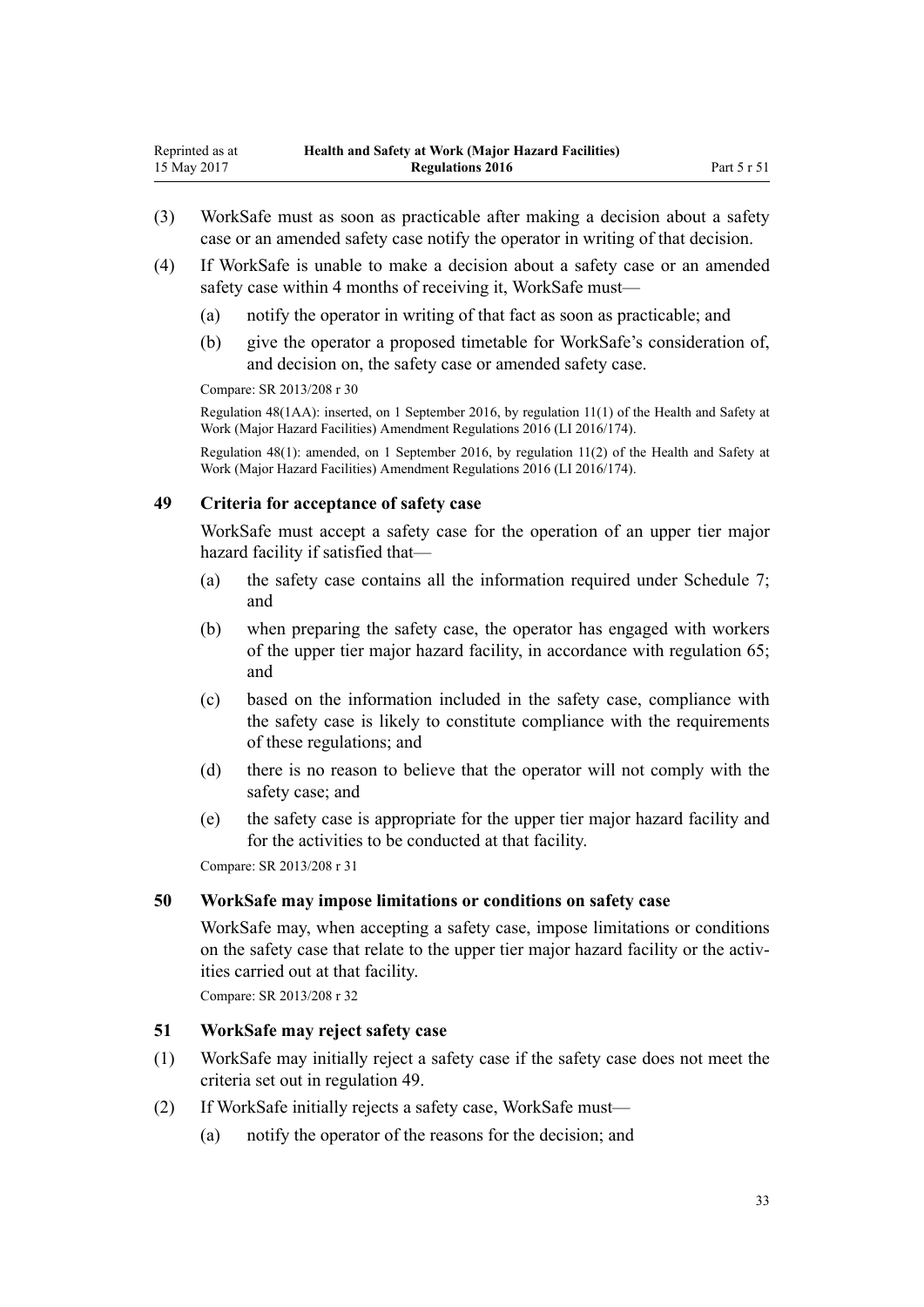(3) WorkSafe must as soon as practicable after making a decision about a safety case or an amended safety case notify the operator in writing of that decision.

(4) If WorkSafe is unable to make a decision about a safety case or an amended safety case within 4 months of receiving it, WorkSafe must—

  (a) notify the operator in writing of that fact as soon as practicable; and

  (b) give the operator a proposed timetable for WorkSafe's consideration of, and decision on, the safety case or amended safety case.

Compare: SR 2013/208 r 30

Regulation 48(1AA): inserted, on 1 September 2016, by regulation 11(1) of the Health and Safety at Work (Major Hazard Facilities) Amendment Regulations 2016 (LI 2016/174).

Regulation 48(1): amended, on 1 September 2016, by regulation 11(2) of the Health and Safety at Work (Major Hazard Facilities) Amendment Regulations 2016 (LI 2016/174).

### 49 Criteria for acceptance of safety case

WorkSafe must accept a safety case for the operation of an upper tier major hazard facility if satisfied that—

  (a) the safety case contains all the information required under Schedule 7; and

  (b) when preparing the safety case, the operator has engaged with workers of the upper tier major hazard facility, in accordance with regulation 65; and

  (c) based on the information included in the safety case, compliance with the safety case is likely to constitute compliance with the requirements of these regulations; and

  (d) there is no reason to believe that the operator will not comply with the safety case; and

  (e) the safety case is appropriate for the upper tier major hazard facility and for the activities to be conducted at that facility.

Compare: SR 2013/208 r 31

### 50 WorkSafe may impose limitations or conditions on safety case

WorkSafe may, when accepting a safety case, impose limitations or conditions on the safety case that relate to the upper tier major hazard facility or the activities carried out at that facility.

Compare: SR 2013/208 r 32

### 51 WorkSafe may reject safety case

(1) WorkSafe may initially reject a safety case if the safety case does not meet the criteria set out in regulation 49.

(2) If WorkSafe initially rejects a safety case, WorkSafe must—

  (a) notify the operator of the reasons for the decision; and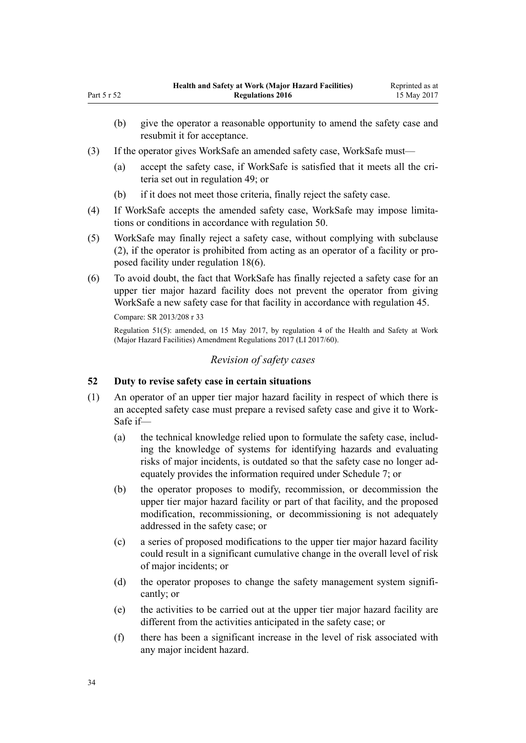(b) give the operator a reasonable opportunity to amend the safety case and resubmit it for acceptance.

(3) If the operator gives WorkSafe an amended safety case, WorkSafe must—

(a) accept the safety case, if WorkSafe is satisfied that it meets all the criteria set out in regulation 49; or

(b) if it does not meet those criteria, finally reject the safety case.

(4) If WorkSafe accepts the amended safety case, WorkSafe may impose limitations or conditions in accordance with regulation 50.

(5) WorkSafe may finally reject a safety case, without complying with subclause (2), if the operator is prohibited from acting as an operator of a facility or proposed facility under regulation 18(6).

(6) To avoid doubt, the fact that WorkSafe has finally rejected a safety case for an upper tier major hazard facility does not prevent the operator from giving WorkSafe a new safety case for that facility in accordance with regulation 45.

Compare: SR 2013/208 r 33

Regulation 51(5): amended, on 15 May 2017, by regulation 4 of the Health and Safety at Work (Major Hazard Facilities) Amendment Regulations 2017 (LI 2017/60).

*Revision of safety cases*

### 52 Duty to revise safety case in certain situations

(1) An operator of an upper tier major hazard facility in respect of which there is an accepted safety case must prepare a revised safety case and give it to WorkSafe if—

(a) the technical knowledge relied upon to formulate the safety case, including the knowledge of systems for identifying hazards and evaluating risks of major incidents, is outdated so that the safety case no longer adequately provides the information required under Schedule 7; or

(b) the operator proposes to modify, recommission, or decommission the upper tier major hazard facility or part of that facility, and the proposed modification, recommissioning, or decommissioning is not adequately addressed in the safety case; or

(c) a series of proposed modifications to the upper tier major hazard facility could result in a significant cumulative change in the overall level of risk of major incidents; or

(d) the operator proposes to change the safety management system significantly; or

(e) the activities to be carried out at the upper tier major hazard facility are different from the activities anticipated in the safety case; or

(f) there has been a significant increase in the level of risk associated with any major incident hazard.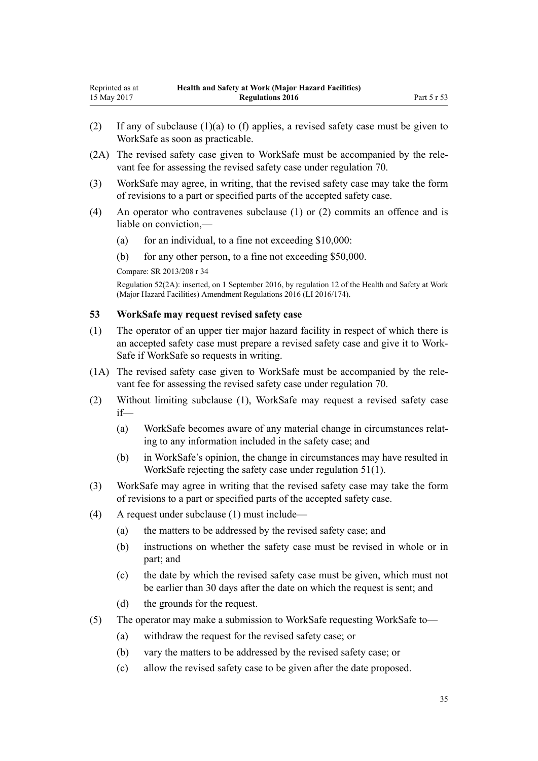(2) If any of subclause (1)(a) to (f) applies, a revised safety case must be given to WorkSafe as soon as practicable.

(2A) The revised safety case given to WorkSafe must be accompanied by the relevant fee for assessing the revised safety case under regulation 70.

(3) WorkSafe may agree, in writing, that the revised safety case may take the form of revisions to a part or specified parts of the accepted safety case.

(4) An operator who contravenes subclause (1) or (2) commits an offence and is liable on conviction,—

(a) for an individual, to a fine not exceeding $10,000:

(b) for any other person, to a fine not exceeding $50,000.

Compare: SR 2013/208 r 34

Regulation 52(2A): inserted, on 1 September 2016, by regulation 12 of the Health and Safety at Work (Major Hazard Facilities) Amendment Regulations 2016 (LI 2016/174).

### 53 WorkSafe may request revised safety case

(1) The operator of an upper tier major hazard facility in respect of which there is an accepted safety case must prepare a revised safety case and give it to WorkSafe if WorkSafe so requests in writing.

(1A) The revised safety case given to WorkSafe must be accompanied by the relevant fee for assessing the revised safety case under regulation 70.

(2) Without limiting subclause (1), WorkSafe may request a revised safety case if—

(a) WorkSafe becomes aware of any material change in circumstances relating to any information included in the safety case; and

(b) in WorkSafe's opinion, the change in circumstances may have resulted in WorkSafe rejecting the safety case under regulation 51(1).

(3) WorkSafe may agree in writing that the revised safety case may take the form of revisions to a part or specified parts of the accepted safety case.

(4) A request under subclause (1) must include—

(a) the matters to be addressed by the revised safety case; and

(b) instructions on whether the safety case must be revised in whole or in part; and

(c) the date by which the revised safety case must be given, which must not be earlier than 30 days after the date on which the request is sent; and

(d) the grounds for the request.

(5) The operator may make a submission to WorkSafe requesting WorkSafe to—

(a) withdraw the request for the revised safety case; or

(b) vary the matters to be addressed by the revised safety case; or

(c) allow the revised safety case to be given after the date proposed.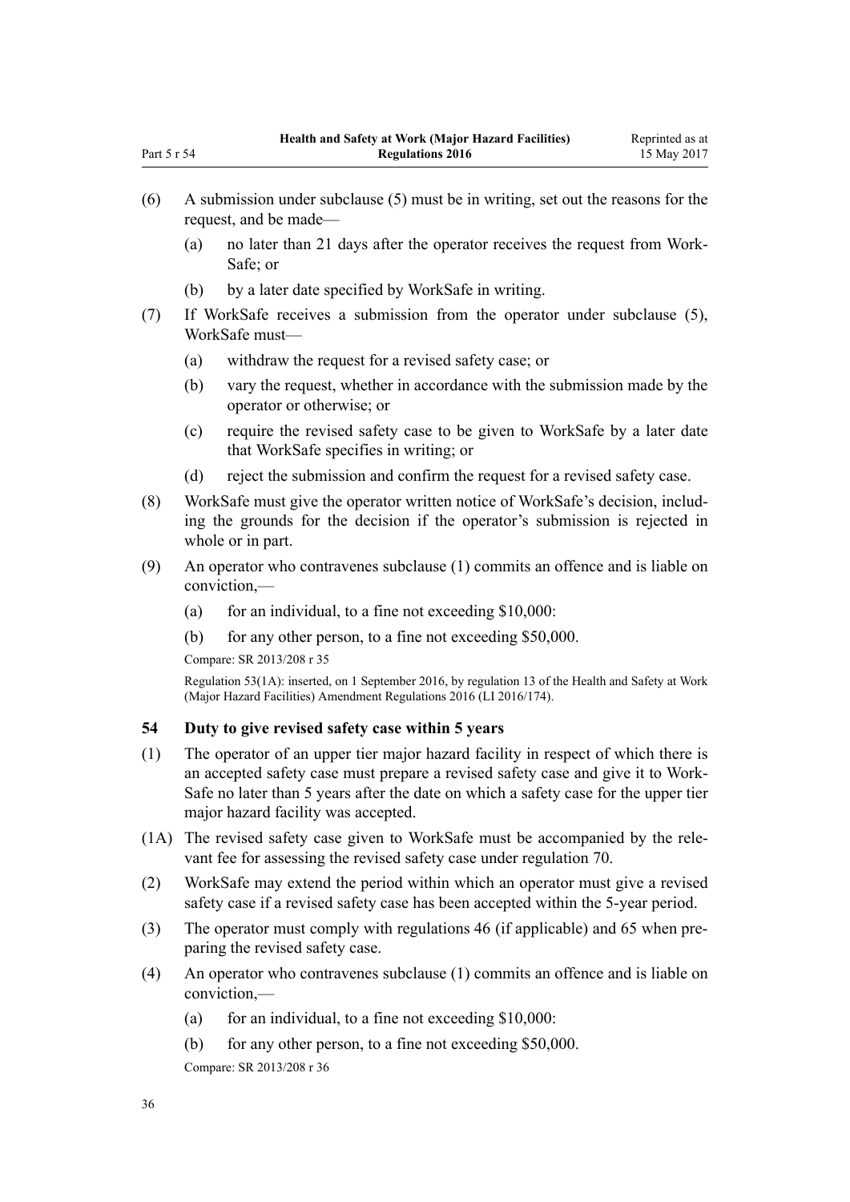(6) A submission under subclause (5) must be in writing, set out the reasons for the request, and be made—

(a) no later than 21 days after the operator receives the request from WorkSafe; or

(b) by a later date specified by WorkSafe in writing.

(7) If WorkSafe receives a submission from the operator under subclause (5), WorkSafe must—

(a) withdraw the request for a revised safety case; or

(b) vary the request, whether in accordance with the submission made by the operator or otherwise; or

(c) require the revised safety case to be given to WorkSafe by a later date that WorkSafe specifies in writing; or

(d) reject the submission and confirm the request for a revised safety case.

(8) WorkSafe must give the operator written notice of WorkSafe's decision, including the grounds for the decision if the operator's submission is rejected in whole or in part.

(9) An operator who contravenes subclause (1) commits an offence and is liable on conviction,—

(a) for an individual, to a fine not exceeding $10,000:

(b) for any other person, to a fine not exceeding $50,000.

Compare: SR 2013/208 r 35

Regulation 53(1A): inserted, on 1 September 2016, by regulation 13 of the Health and Safety at Work (Major Hazard Facilities) Amendment Regulations 2016 (LI 2016/174).

### 54 Duty to give revised safety case within 5 years

(1) The operator of an upper tier major hazard facility in respect of which there is an accepted safety case must prepare a revised safety case and give it to WorkSafe no later than 5 years after the date on which a safety case for the upper tier major hazard facility was accepted.

(1A) The revised safety case given to WorkSafe must be accompanied by the relevant fee for assessing the revised safety case under regulation 70.

(2) WorkSafe may extend the period within which an operator must give a revised safety case if a revised safety case has been accepted within the 5-year period.

(3) The operator must comply with regulations 46 (if applicable) and 65 when preparing the revised safety case.

(4) An operator who contravenes subclause (1) commits an offence and is liable on conviction,—

(a) for an individual, to a fine not exceeding $10,000:

(b) for any other person, to a fine not exceeding $50,000.

Compare: SR 2013/208 r 36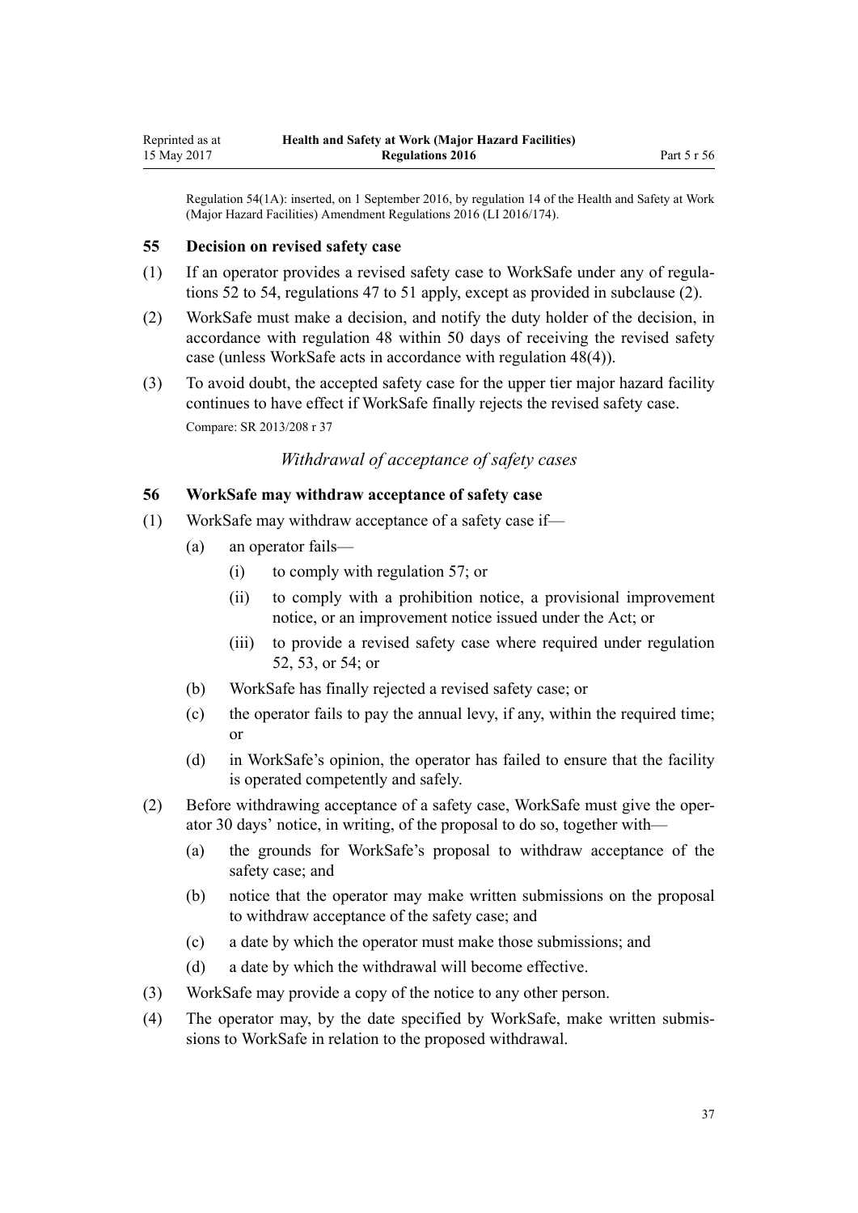Regulation 54(1A): inserted, on 1 September 2016, by regulation 14 of the Health and Safety at Work (Major Hazard Facilities) Amendment Regulations 2016 (LI 2016/174).

### 55 Decision on revised safety case

(1) If an operator provides a revised safety case to WorkSafe under any of regulations 52 to 54, regulations 47 to 51 apply, except as provided in subclause (2).

(2) WorkSafe must make a decision, and notify the duty holder of the decision, in accordance with regulation 48 within 50 days of receiving the revised safety case (unless WorkSafe acts in accordance with regulation 48(4)).

(3) To avoid doubt, the accepted safety case for the upper tier major hazard facility continues to have effect if WorkSafe finally rejects the revised safety case.

Compare: SR 2013/208 r 37

*Withdrawal of acceptance of safety cases*

### 56 WorkSafe may withdraw acceptance of safety case

(1) WorkSafe may withdraw acceptance of a safety case if—

  (a) an operator fails—

    (i) to comply with regulation 57; or

    (ii) to comply with a prohibition notice, a provisional improvement notice, or an improvement notice issued under the Act; or

    (iii) to provide a revised safety case where required under regulation 52, 53, or 54; or

  (b) WorkSafe has finally rejected a revised safety case; or

  (c) the operator fails to pay the annual levy, if any, within the required time; or

  (d) in WorkSafe's opinion, the operator has failed to ensure that the facility is operated competently and safely.

(2) Before withdrawing acceptance of a safety case, WorkSafe must give the operator 30 days' notice, in writing, of the proposal to do so, together with—

  (a) the grounds for WorkSafe's proposal to withdraw acceptance of the safety case; and

  (b) notice that the operator may make written submissions on the proposal to withdraw acceptance of the safety case; and

  (c) a date by which the operator must make those submissions; and

  (d) a date by which the withdrawal will become effective.

(3) WorkSafe may provide a copy of the notice to any other person.

(4) The operator may, by the date specified by WorkSafe, make written submissions to WorkSafe in relation to the proposed withdrawal.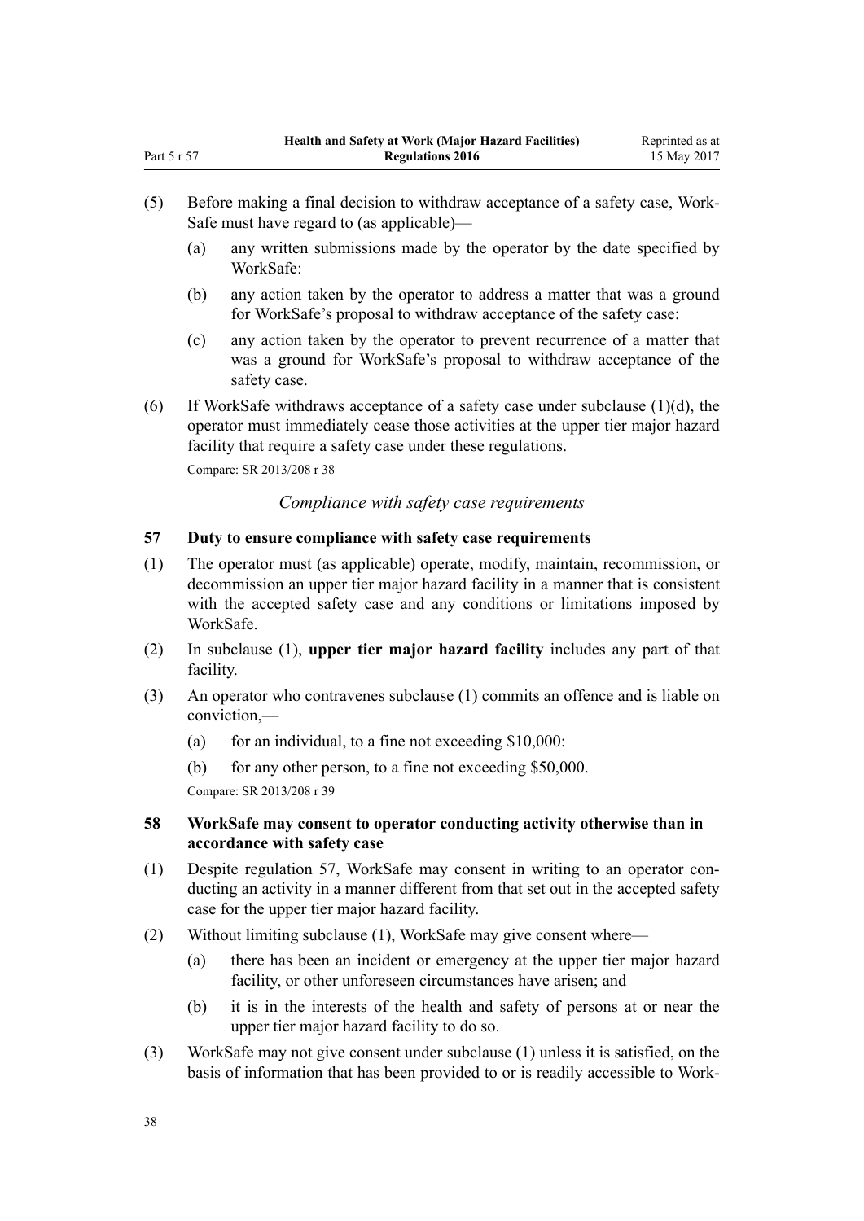(5) Before making a final decision to withdraw acceptance of a safety case, Work-Safe must have regard to (as applicable)—

 (a) any written submissions made by the operator by the date specified by WorkSafe:

 (b) any action taken by the operator to address a matter that was a ground for WorkSafe's proposal to withdraw acceptance of the safety case:

 (c) any action taken by the operator to prevent recurrence of a matter that was a ground for WorkSafe's proposal to withdraw acceptance of the safety case.

(6) If WorkSafe withdraws acceptance of a safety case under subclause (1)(d), the operator must immediately cease those activities at the upper tier major hazard facility that require a safety case under these regulations.

Compare: SR 2013/208 r 38

*Compliance with safety case requirements*

### 57 Duty to ensure compliance with safety case requirements

(1) The operator must (as applicable) operate, modify, maintain, recommission, or decommission an upper tier major hazard facility in a manner that is consistent with the accepted safety case and any conditions or limitations imposed by WorkSafe.

(2) In subclause (1), **upper tier major hazard facility** includes any part of that facility.

(3) An operator who contravenes subclause (1) commits an offence and is liable on conviction,—

 (a) for an individual, to a fine not exceeding $10,000:

 (b) for any other person, to a fine not exceeding $50,000.

Compare: SR 2013/208 r 39

### 58 WorkSafe may consent to operator conducting activity otherwise than in accordance with safety case

(1) Despite regulation 57, WorkSafe may consent in writing to an operator conducting an activity in a manner different from that set out in the accepted safety case for the upper tier major hazard facility.

(2) Without limiting subclause (1), WorkSafe may give consent where—

 (a) there has been an incident or emergency at the upper tier major hazard facility, or other unforeseen circumstances have arisen; and

 (b) it is in the interests of the health and safety of persons at or near the upper tier major hazard facility to do so.

(3) WorkSafe may not give consent under subclause (1) unless it is satisfied, on the basis of information that has been provided to or is readily accessible to Work-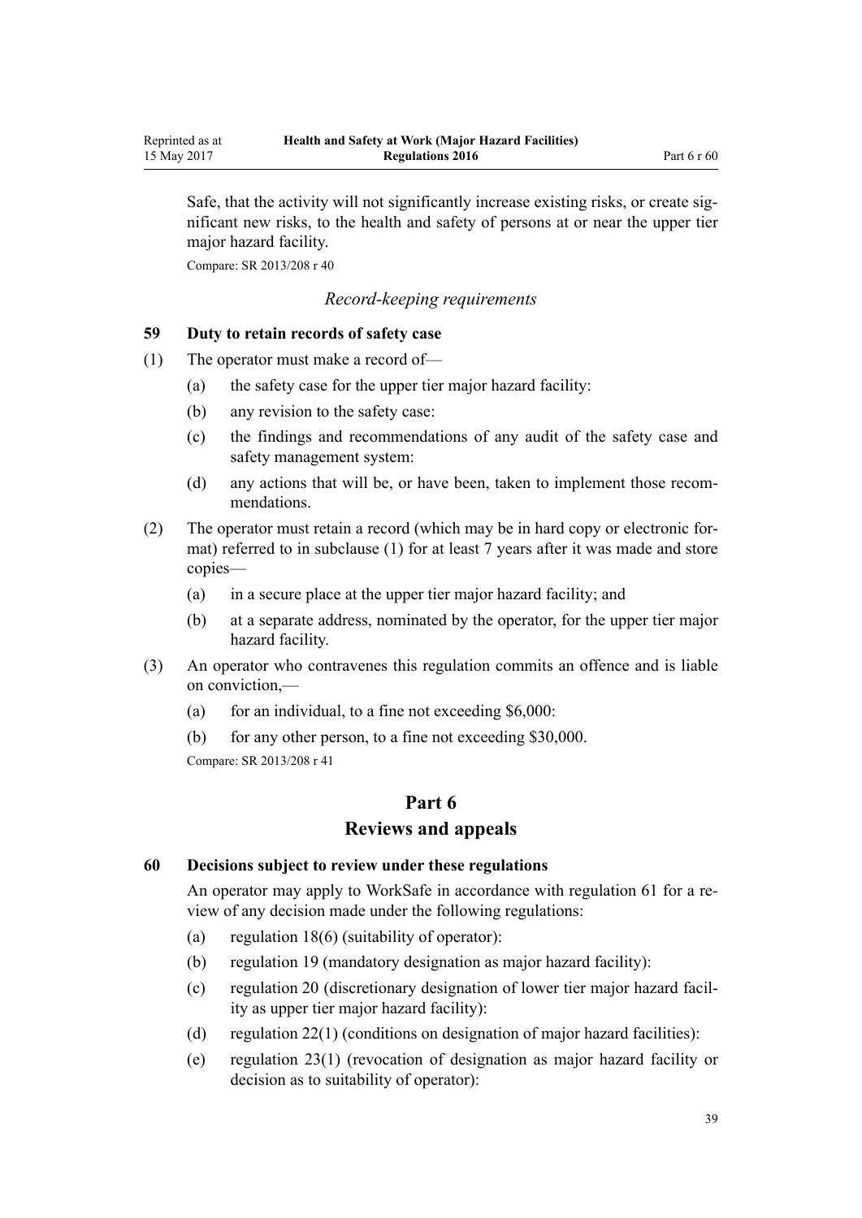Safe, that the activity will not significantly increase existing risks, or create significant new risks, to the health and safety of persons at or near the upper tier major hazard facility.

Compare: SR 2013/208 r 40

*Record-keeping requirements*

### 59 Duty to retain records of safety case

(1) The operator must make a record of—

(a) the safety case for the upper tier major hazard facility:

(b) any revision to the safety case:

(c) the findings and recommendations of any audit of the safety case and safety management system:

(d) any actions that will be, or have been, taken to implement those recommendations.

(2) The operator must retain a record (which may be in hard copy or electronic format) referred to in subclause (1) for at least 7 years after it was made and store copies—

(a) in a secure place at the upper tier major hazard facility; and

(b) at a separate address, nominated by the operator, for the upper tier major hazard facility.

(3) An operator who contravenes this regulation commits an offence and is liable on conviction,—

(a) for an individual, to a fine not exceeding $6,000:

(b) for any other person, to a fine not exceeding $30,000.

Compare: SR 2013/208 r 41

## Part 6
## Reviews and appeals

### 60 Decisions subject to review under these regulations

An operator may apply to WorkSafe in accordance with regulation 61 for a review of any decision made under the following regulations:

(a) regulation 18(6) (suitability of operator):

(b) regulation 19 (mandatory designation as major hazard facility):

(c) regulation 20 (discretionary designation of lower tier major hazard facility as upper tier major hazard facility):

(d) regulation 22(1) (conditions on designation of major hazard facilities):

(e) regulation 23(1) (revocation of designation as major hazard facility or decision as to suitability of operator):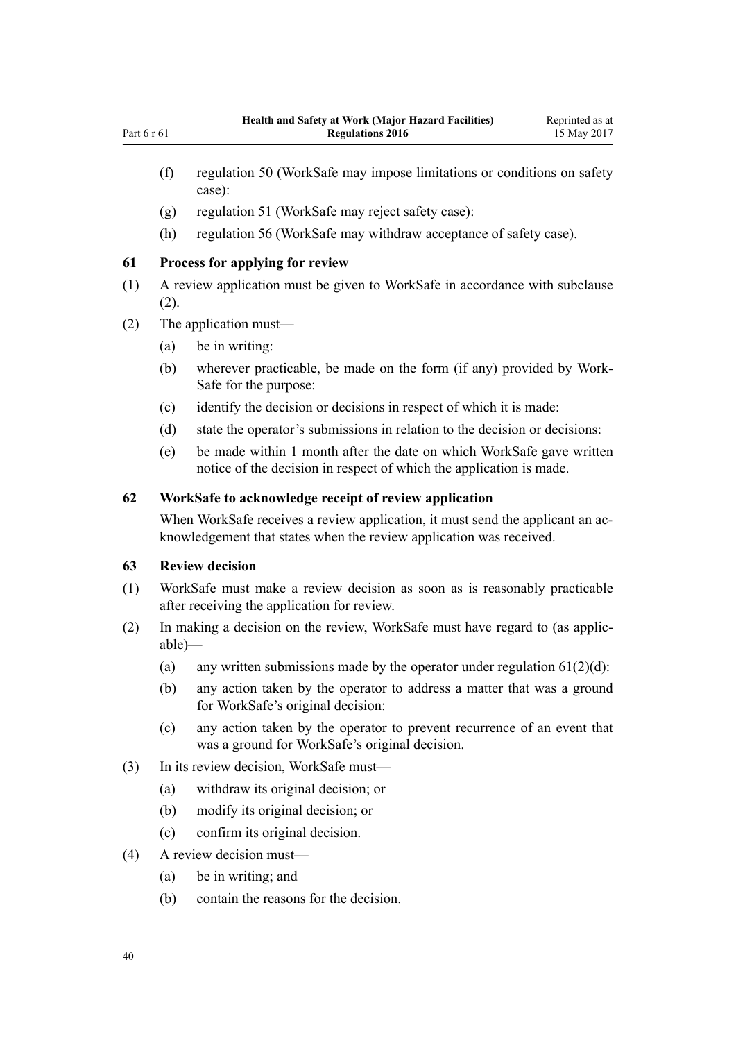(f) regulation 50 (WorkSafe may impose limitations or conditions on safety case):

(g) regulation 51 (WorkSafe may reject safety case):

(h) regulation 56 (WorkSafe may withdraw acceptance of safety case).

### 61 Process for applying for review

(1) A review application must be given to WorkSafe in accordance with subclause (2).

(2) The application must—

(a) be in writing:

(b) wherever practicable, be made on the form (if any) provided by WorkSafe for the purpose:

(c) identify the decision or decisions in respect of which it is made:

(d) state the operator's submissions in relation to the decision or decisions:

(e) be made within 1 month after the date on which WorkSafe gave written notice of the decision in respect of which the application is made.

### 62 WorkSafe to acknowledge receipt of review application

When WorkSafe receives a review application, it must send the applicant an acknowledgement that states when the review application was received.

### 63 Review decision

(1) WorkSafe must make a review decision as soon as is reasonably practicable after receiving the application for review.

(2) In making a decision on the review, WorkSafe must have regard to (as applicable)—

(a) any written submissions made by the operator under regulation 61(2)(d):

(b) any action taken by the operator to address a matter that was a ground for WorkSafe's original decision:

(c) any action taken by the operator to prevent recurrence of an event that was a ground for WorkSafe's original decision.

(3) In its review decision, WorkSafe must—

(a) withdraw its original decision; or

(b) modify its original decision; or

(c) confirm its original decision.

(4) A review decision must—

(a) be in writing; and

(b) contain the reasons for the decision.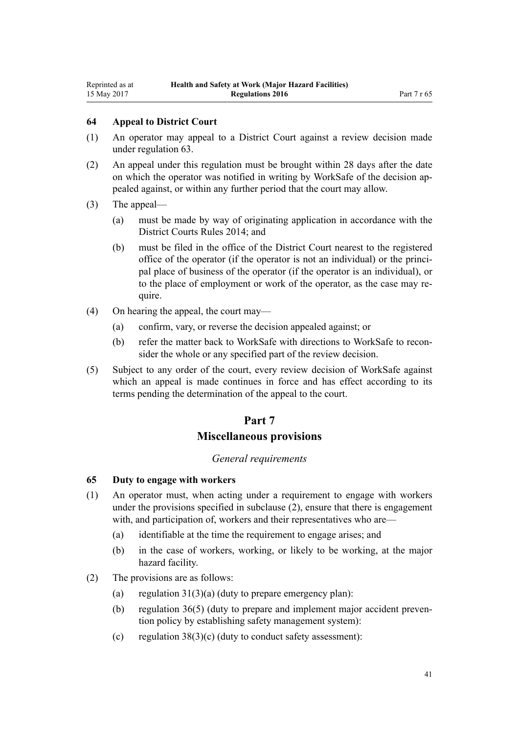### 64 Appeal to District Court

(1) An operator may appeal to a District Court against a review decision made under regulation 63.

(2) An appeal under this regulation must be brought within 28 days after the date on which the operator was notified in writing by WorkSafe of the decision appealed against, or within any further period that the court may allow.

(3) The appeal—

  (a) must be made by way of originating application in accordance with the District Courts Rules 2014; and

  (b) must be filed in the office of the District Court nearest to the registered office of the operator (if the operator is not an individual) or the principal place of business of the operator (if the operator is an individual), or to the place of employment or work of the operator, as the case may require.

(4) On hearing the appeal, the court may—

  (a) confirm, vary, or reverse the decision appealed against; or

  (b) refer the matter back to WorkSafe with directions to WorkSafe to reconsider the whole or any specified part of the review decision.

(5) Subject to any order of the court, every review decision of WorkSafe against which an appeal is made continues in force and has effect according to its terms pending the determination of the appeal to the court.

## Part 7
## Miscellaneous provisions

*General requirements*

### 65 Duty to engage with workers

(1) An operator must, when acting under a requirement to engage with workers under the provisions specified in subclause (2), ensure that there is engagement with, and participation of, workers and their representatives who are—

  (a) identifiable at the time the requirement to engage arises; and

  (b) in the case of workers, working, or likely to be working, at the major hazard facility.

(2) The provisions are as follows:

  (a) regulation 31(3)(a) (duty to prepare emergency plan):

  (b) regulation 36(5) (duty to prepare and implement major accident prevention policy by establishing safety management system):

  (c) regulation 38(3)(c) (duty to conduct safety assessment):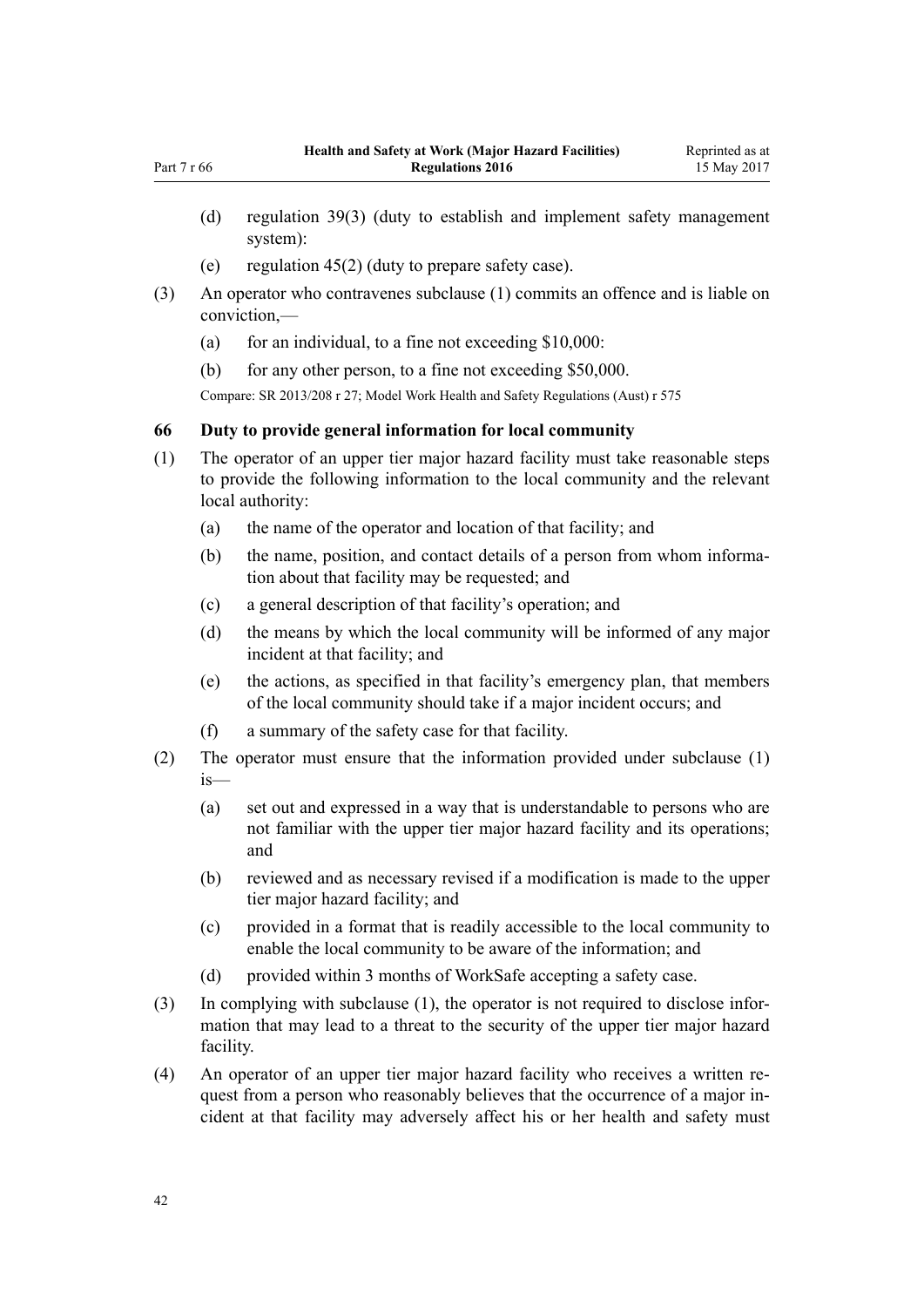(d) regulation 39(3) (duty to establish and implement safety management system):

(e) regulation 45(2) (duty to prepare safety case).

(3) An operator who contravenes subclause (1) commits an offence and is liable on conviction,—

(a) for an individual, to a fine not exceeding $10,000:

(b) for any other person, to a fine not exceeding $50,000.

Compare: SR 2013/208 r 27; Model Work Health and Safety Regulations (Aust) r 575

### 66 Duty to provide general information for local community

(1) The operator of an upper tier major hazard facility must take reasonable steps to provide the following information to the local community and the relevant local authority:

(a) the name of the operator and location of that facility; and

(b) the name, position, and contact details of a person from whom information about that facility may be requested; and

(c) a general description of that facility's operation; and

(d) the means by which the local community will be informed of any major incident at that facility; and

(e) the actions, as specified in that facility's emergency plan, that members of the local community should take if a major incident occurs; and

(f) a summary of the safety case for that facility.

(2) The operator must ensure that the information provided under subclause (1) is—

(a) set out and expressed in a way that is understandable to persons who are not familiar with the upper tier major hazard facility and its operations; and

(b) reviewed and as necessary revised if a modification is made to the upper tier major hazard facility; and

(c) provided in a format that is readily accessible to the local community to enable the local community to be aware of the information; and

(d) provided within 3 months of WorkSafe accepting a safety case.

(3) In complying with subclause (1), the operator is not required to disclose information that may lead to a threat to the security of the upper tier major hazard facility.

(4) An operator of an upper tier major hazard facility who receives a written request from a person who reasonably believes that the occurrence of a major incident at that facility may adversely affect his or her health and safety must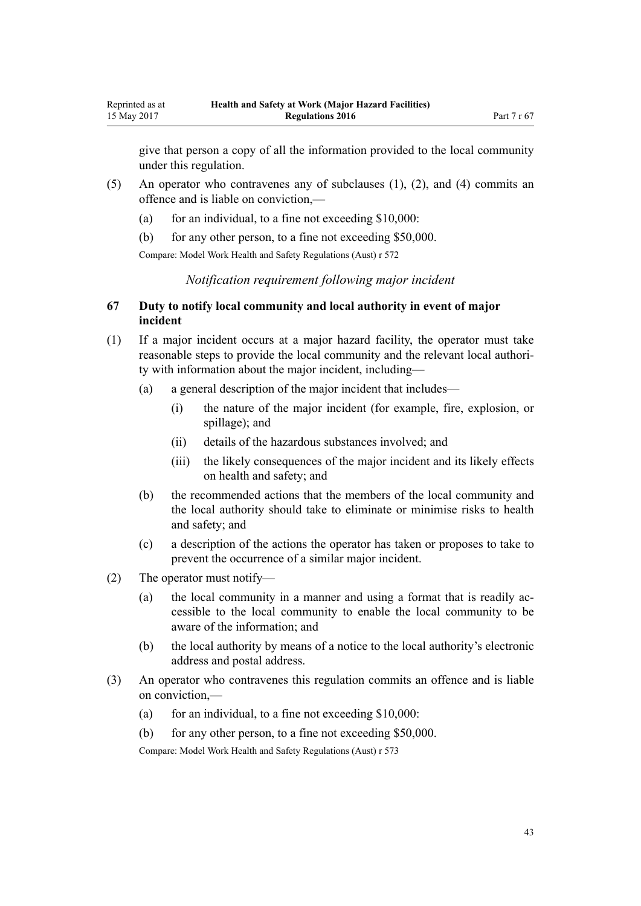give that person a copy of all the information provided to the local community under this regulation.

(5) An operator who contravenes any of subclauses (1), (2), and (4) commits an offence and is liable on conviction,—

(a) for an individual, to a fine not exceeding $10,000:

(b) for any other person, to a fine not exceeding $50,000.

Compare: Model Work Health and Safety Regulations (Aust) r 572

*Notification requirement following major incident*

### 67 Duty to notify local community and local authority in event of major incident

(1) If a major incident occurs at a major hazard facility, the operator must take reasonable steps to provide the local community and the relevant local authority with information about the major incident, including—

(a) a general description of the major incident that includes—

(i) the nature of the major incident (for example, fire, explosion, or spillage); and

(ii) details of the hazardous substances involved; and

(iii) the likely consequences of the major incident and its likely effects on health and safety; and

(b) the recommended actions that the members of the local community and the local authority should take to eliminate or minimise risks to health and safety; and

(c) a description of the actions the operator has taken or proposes to take to prevent the occurrence of a similar major incident.

(2) The operator must notify—

(a) the local community in a manner and using a format that is readily accessible to the local community to enable the local community to be aware of the information; and

(b) the local authority by means of a notice to the local authority's electronic address and postal address.

(3) An operator who contravenes this regulation commits an offence and is liable on conviction,—

(a) for an individual, to a fine not exceeding $10,000:

(b) for any other person, to a fine not exceeding $50,000.

Compare: Model Work Health and Safety Regulations (Aust) r 573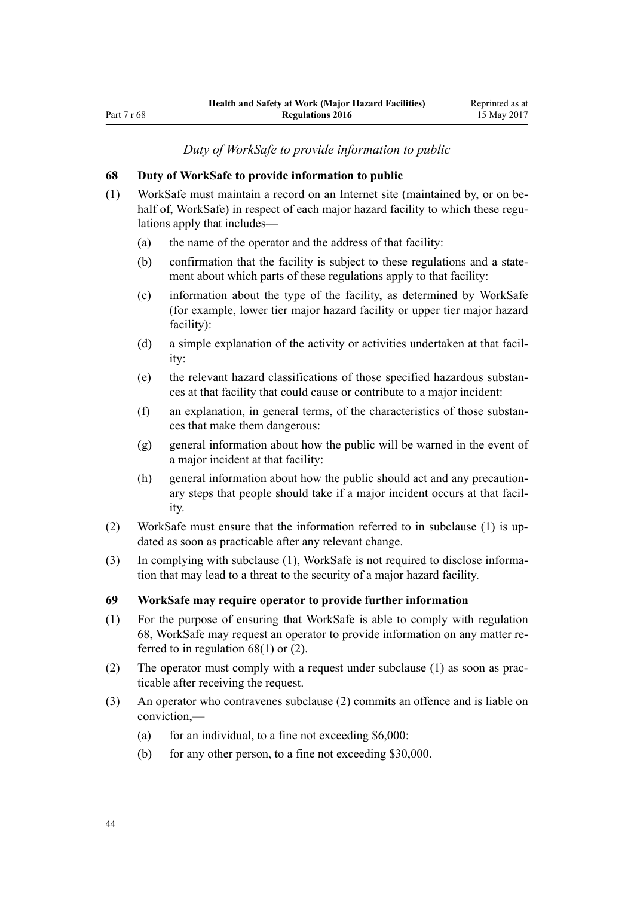*Duty of WorkSafe to provide information to public*

### 68 Duty of WorkSafe to provide information to public

(1) WorkSafe must maintain a record on an Internet site (maintained by, or on behalf of, WorkSafe) in respect of each major hazard facility to which these regulations apply that includes—

(a) the name of the operator and the address of that facility:

(b) confirmation that the facility is subject to these regulations and a statement about which parts of these regulations apply to that facility:

(c) information about the type of the facility, as determined by WorkSafe (for example, lower tier major hazard facility or upper tier major hazard facility):

(d) a simple explanation of the activity or activities undertaken at that facility:

(e) the relevant hazard classifications of those specified hazardous substances at that facility that could cause or contribute to a major incident:

(f) an explanation, in general terms, of the characteristics of those substances that make them dangerous:

(g) general information about how the public will be warned in the event of a major incident at that facility:

(h) general information about how the public should act and any precautionary steps that people should take if a major incident occurs at that facility.

(2) WorkSafe must ensure that the information referred to in subclause (1) is updated as soon as practicable after any relevant change.

(3) In complying with subclause (1), WorkSafe is not required to disclose information that may lead to a threat to the security of a major hazard facility.

### 69 WorkSafe may require operator to provide further information

(1) For the purpose of ensuring that WorkSafe is able to comply with regulation 68, WorkSafe may request an operator to provide information on any matter referred to in regulation 68(1) or (2).

(2) The operator must comply with a request under subclause (1) as soon as practicable after receiving the request.

(3) An operator who contravenes subclause (2) commits an offence and is liable on conviction,—

(a) for an individual, to a fine not exceeding $6,000:

(b) for any other person, to a fine not exceeding $30,000.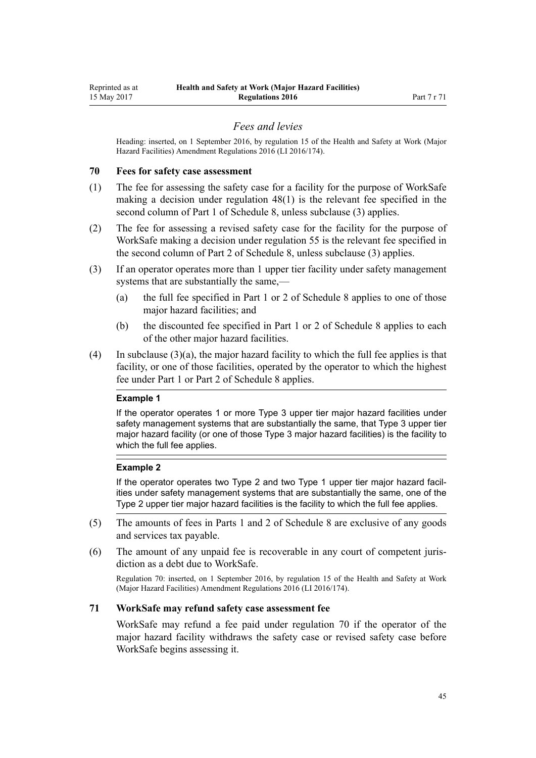### *Fees and levies*

Heading: inserted, on 1 September 2016, by regulation 15 of the Health and Safety at Work (Major Hazard Facilities) Amendment Regulations 2016 (LI 2016/174).

## 70 Fees for safety case assessment

(1) The fee for assessing the safety case for a facility for the purpose of WorkSafe making a decision under regulation 48(1) is the relevant fee specified in the second column of Part 1 of Schedule 8, unless subclause (3) applies.

(2) The fee for assessing a revised safety case for the facility for the purpose of WorkSafe making a decision under regulation 55 is the relevant fee specified in the second column of Part 2 of Schedule 8, unless subclause (3) applies.

(3) If an operator operates more than 1 upper tier facility under safety management systems that are substantially the same,—

   (a) the full fee specified in Part 1 or 2 of Schedule 8 applies to one of those major hazard facilities; and

   (b) the discounted fee specified in Part 1 or 2 of Schedule 8 applies to each of the other major hazard facilities.

(4) In subclause (3)(a), the major hazard facility to which the full fee applies is that facility, or one of those facilities, operated by the operator to which the highest fee under Part 1 or Part 2 of Schedule 8 applies.

**Example 1**

If the operator operates 1 or more Type 3 upper tier major hazard facilities under safety management systems that are substantially the same, that Type 3 upper tier major hazard facility (or one of those Type 3 major hazard facilities) is the facility to which the full fee applies.

**Example 2**

If the operator operates two Type 2 and two Type 1 upper tier major hazard facilities under safety management systems that are substantially the same, one of the Type 2 upper tier major hazard facilities is the facility to which the full fee applies.

(5) The amounts of fees in Parts 1 and 2 of Schedule 8 are exclusive of any goods and services tax payable.

(6) The amount of any unpaid fee is recoverable in any court of competent jurisdiction as a debt due to WorkSafe.

Regulation 70: inserted, on 1 September 2016, by regulation 15 of the Health and Safety at Work (Major Hazard Facilities) Amendment Regulations 2016 (LI 2016/174).

## 71 WorkSafe may refund safety case assessment fee

WorkSafe may refund a fee paid under regulation 70 if the operator of the major hazard facility withdraws the safety case or revised safety case before WorkSafe begins assessing it.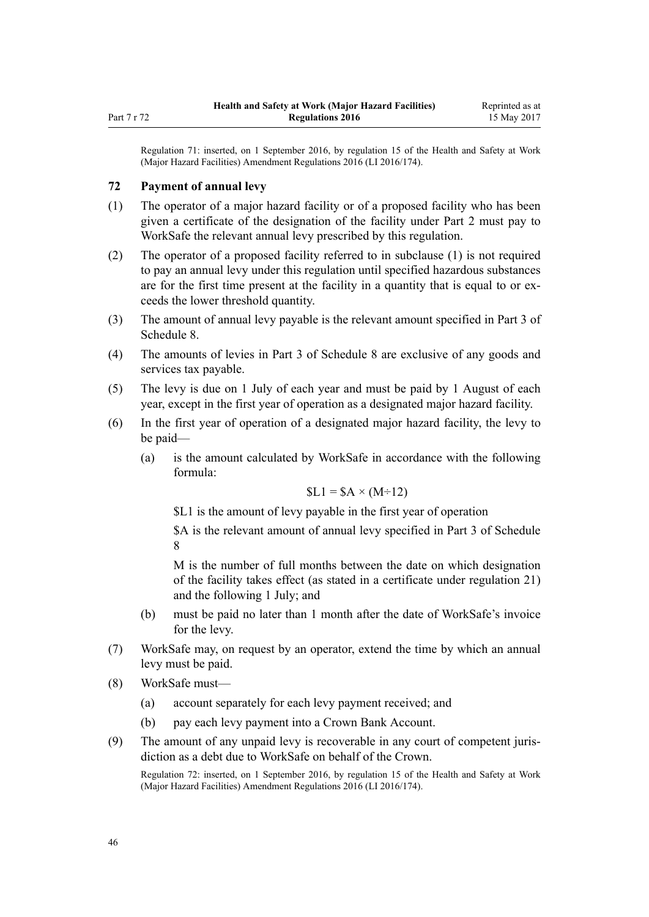Regulation 71: inserted, on 1 September 2016, by regulation 15 of the Health and Safety at Work (Major Hazard Facilities) Amendment Regulations 2016 (LI 2016/174).

## 72 Payment of annual levy

(1) The operator of a major hazard facility or of a proposed facility who has been given a certificate of the designation of the facility under Part 2 must pay to WorkSafe the relevant annual levy prescribed by this regulation.

(2) The operator of a proposed facility referred to in subclause (1) is not required to pay an annual levy under this regulation until specified hazardous substances are for the first time present at the facility in a quantity that is equal to or exceeds the lower threshold quantity.

(3) The amount of annual levy payable is the relevant amount specified in Part 3 of Schedule 8.

(4) The amounts of levies in Part 3 of Schedule 8 are exclusive of any goods and services tax payable.

(5) The levy is due on 1 July of each year and must be paid by 1 August of each year, except in the first year of operation as a designated major hazard facility.

(6) In the first year of operation of a designated major hazard facility, the levy to be paid—

   (a) is the amount calculated by WorkSafe in accordance with the following formula:

$$\$L1 = \$A \times (M \div 12)$$

   \$L1 is the amount of levy payable in the first year of operation

   \$A is the relevant amount of annual levy specified in Part 3 of Schedule 8

   M is the number of full months between the date on which designation of the facility takes effect (as stated in a certificate under regulation 21) and the following 1 July; and

   (b) must be paid no later than 1 month after the date of WorkSafe's invoice for the levy.

(7) WorkSafe may, on request by an operator, extend the time by which an annual levy must be paid.

(8) WorkSafe must—

   (a) account separately for each levy payment received; and

   (b) pay each levy payment into a Crown Bank Account.

(9) The amount of any unpaid levy is recoverable in any court of competent jurisdiction as a debt due to WorkSafe on behalf of the Crown.

Regulation 72: inserted, on 1 September 2016, by regulation 15 of the Health and Safety at Work (Major Hazard Facilities) Amendment Regulations 2016 (LI 2016/174).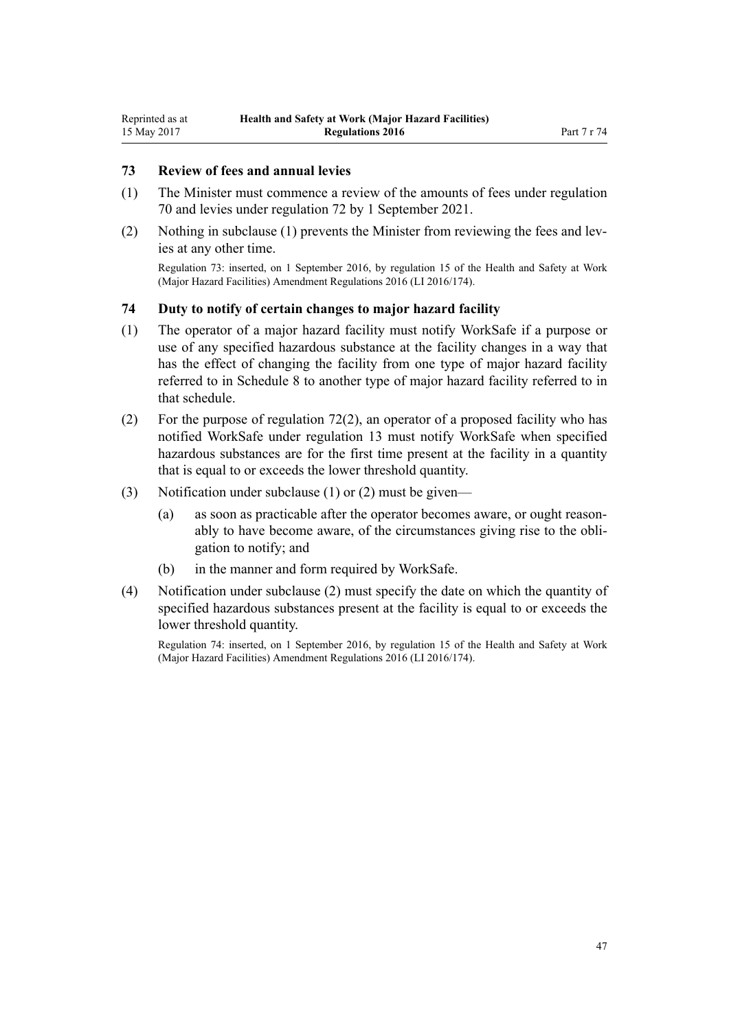### 73 Review of fees and annual levies

(1) The Minister must commence a review of the amounts of fees under regulation 70 and levies under regulation 72 by 1 September 2021.

(2) Nothing in subclause (1) prevents the Minister from reviewing the fees and levies at any other time.

Regulation 73: inserted, on 1 September 2016, by regulation 15 of the Health and Safety at Work (Major Hazard Facilities) Amendment Regulations 2016 (LI 2016/174).

### 74 Duty to notify of certain changes to major hazard facility

(1) The operator of a major hazard facility must notify WorkSafe if a purpose or use of any specified hazardous substance at the facility changes in a way that has the effect of changing the facility from one type of major hazard facility referred to in Schedule 8 to another type of major hazard facility referred to in that schedule.

(2) For the purpose of regulation 72(2), an operator of a proposed facility who has notified WorkSafe under regulation 13 must notify WorkSafe when specified hazardous substances are for the first time present at the facility in a quantity that is equal to or exceeds the lower threshold quantity.

(3) Notification under subclause (1) or (2) must be given—

- (a) as soon as practicable after the operator becomes aware, or ought reasonably to have become aware, of the circumstances giving rise to the obligation to notify; and
- (b) in the manner and form required by WorkSafe.

(4) Notification under subclause (2) must specify the date on which the quantity of specified hazardous substances present at the facility is equal to or exceeds the lower threshold quantity.

Regulation 74: inserted, on 1 September 2016, by regulation 15 of the Health and Safety at Work (Major Hazard Facilities) Amendment Regulations 2016 (LI 2016/174).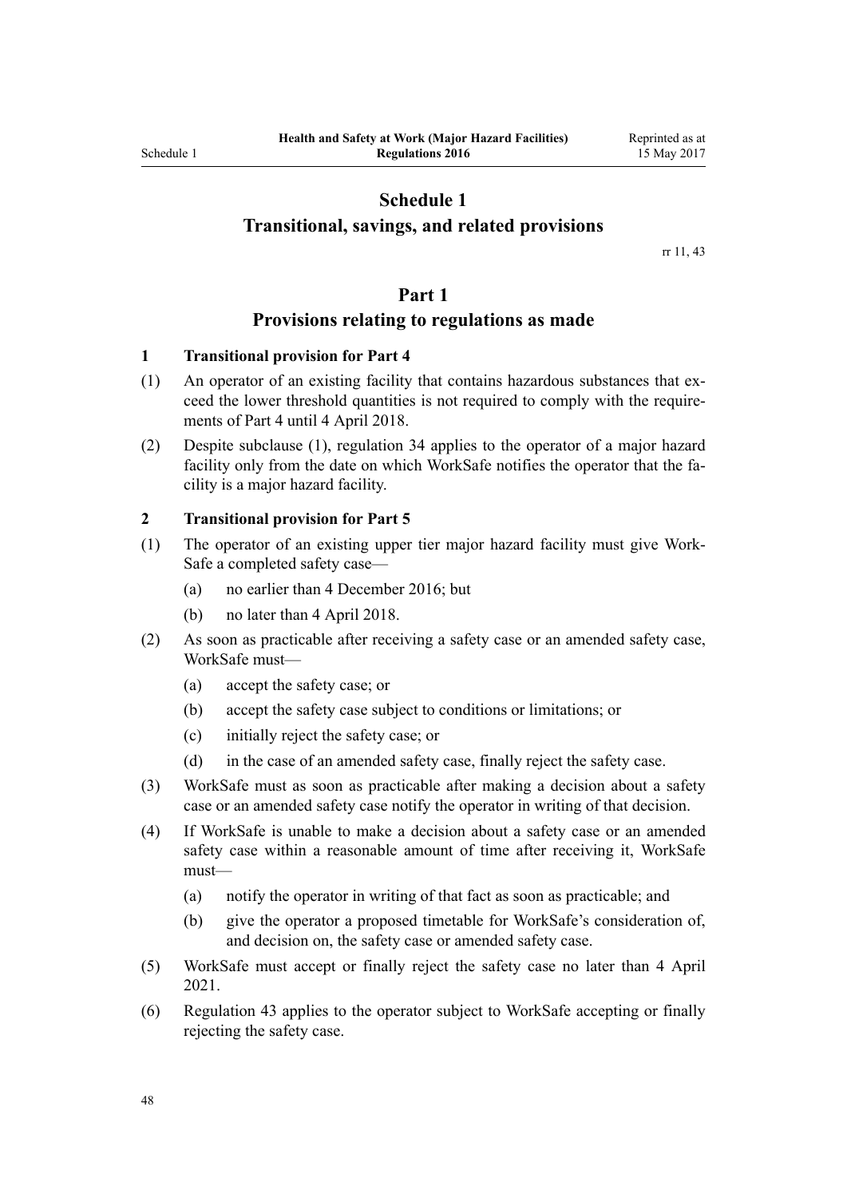# Schedule 1
## Transitional, savings, and related provisions

rr 11, 43

## Part 1
## Provisions relating to regulations as made

### 1 Transitional provision for Part 4

(1) An operator of an existing facility that contains hazardous substances that exceed the lower threshold quantities is not required to comply with the requirements of Part 4 until 4 April 2018.

(2) Despite subclause (1), regulation 34 applies to the operator of a major hazard facility only from the date on which WorkSafe notifies the operator that the facility is a major hazard facility.

### 2 Transitional provision for Part 5

(1) The operator of an existing upper tier major hazard facility must give WorkSafe a completed safety case—

- (a) no earlier than 4 December 2016; but
- (b) no later than 4 April 2018.

(2) As soon as practicable after receiving a safety case or an amended safety case, WorkSafe must—

- (a) accept the safety case; or
- (b) accept the safety case subject to conditions or limitations; or
- (c) initially reject the safety case; or
- (d) in the case of an amended safety case, finally reject the safety case.

(3) WorkSafe must as soon as practicable after making a decision about a safety case or an amended safety case notify the operator in writing of that decision.

(4) If WorkSafe is unable to make a decision about a safety case or an amended safety case within a reasonable amount of time after receiving it, WorkSafe must—

- (a) notify the operator in writing of that fact as soon as practicable; and
- (b) give the operator a proposed timetable for WorkSafe's consideration of, and decision on, the safety case or amended safety case.

(5) WorkSafe must accept or finally reject the safety case no later than 4 April 2021.

(6) Regulation 43 applies to the operator subject to WorkSafe accepting or finally rejecting the safety case.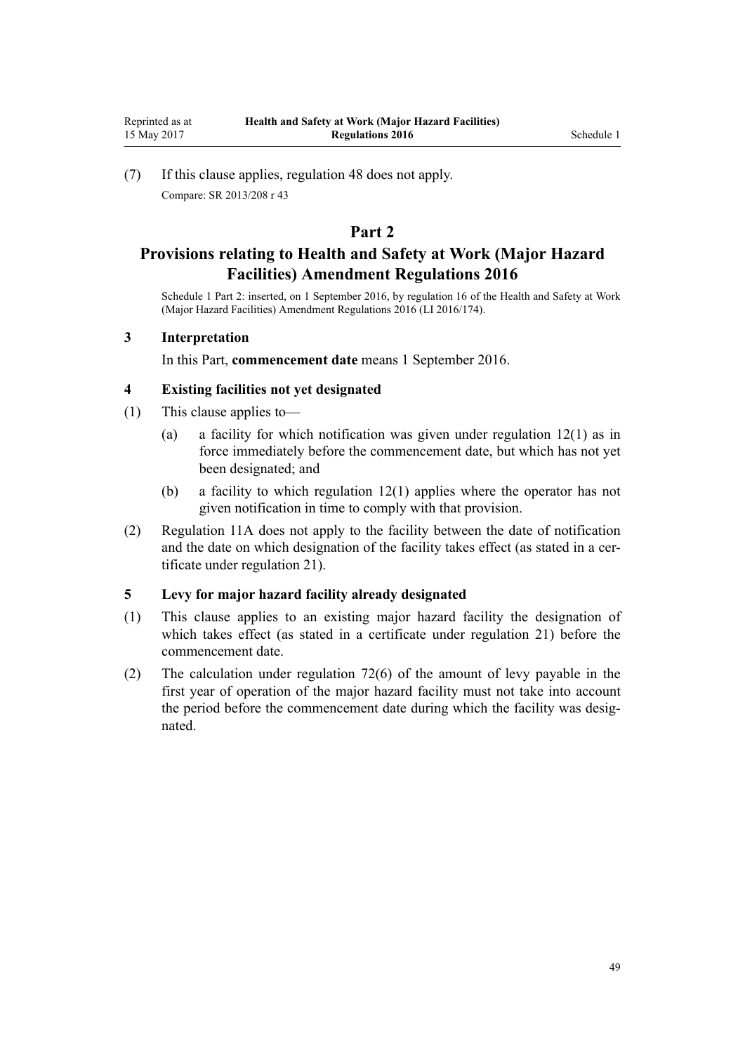(7) If this clause applies, regulation 48 does not apply.

Compare: SR 2013/208 r 43

## Part 2
## Provisions relating to Health and Safety at Work (Major Hazard Facilities) Amendment Regulations 2016

Schedule 1 Part 2: inserted, on 1 September 2016, by regulation 16 of the Health and Safety at Work (Major Hazard Facilities) Amendment Regulations 2016 (LI 2016/174).

### 3 Interpretation

In this Part, **commencement date** means 1 September 2016.

### 4 Existing facilities not yet designated

(1) This clause applies to—

(a) a facility for which notification was given under regulation 12(1) as in force immediately before the commencement date, but which has not yet been designated; and

(b) a facility to which regulation 12(1) applies where the operator has not given notification in time to comply with that provision.

(2) Regulation 11A does not apply to the facility between the date of notification and the date on which designation of the facility takes effect (as stated in a certificate under regulation 21).

### 5 Levy for major hazard facility already designated

(1) This clause applies to an existing major hazard facility the designation of which takes effect (as stated in a certificate under regulation 21) before the commencement date.

(2) The calculation under regulation 72(6) of the amount of levy payable in the first year of operation of the major hazard facility must not take into account the period before the commencement date during which the facility was designated.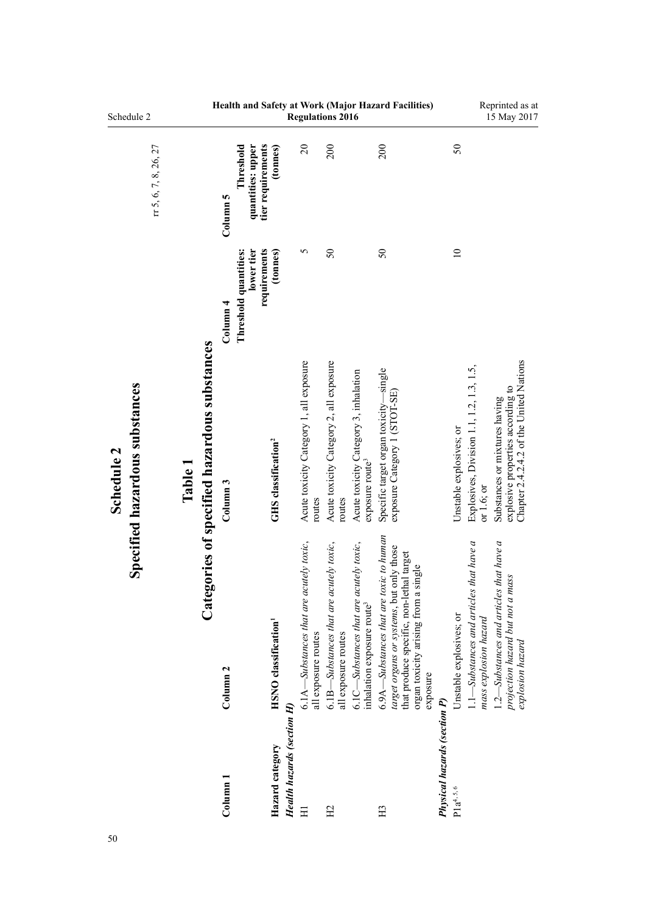# Schedule 2
## Specified hazardous substances

rr 5, 6, 7, 8, 26, 27

### Table 1
### Categories of specified hazardous substances

| Column 1 | Column 2 | Column 3 | Column 4 | Column 5 |
|---|---|---|---|---|
| **Hazard category** | **HSNO classification**[1] | **GHS classification**[2] | **Threshold quantities: lower tier requirements (tonnes)** | **Threshold quantities: upper tier requirements (tonnes)** |
| ***Health hazards (section H)*** | | | | |
| H1 | 6.1A—*Substances that are acutely toxic*, all exposure routes | Acute toxicity Category 1, all exposure routes | 5 | 20 |
| H2 | 6.1B—*Substances that are acutely toxic*, all exposure routes | Acute toxicity Category 2, all exposure routes | 50 | 200 |
| | 6.1C—*Substances that are acutely toxic*, inhalation exposure route[3] | Acute toxicity Category 3, inhalation exposure route[3] | | |
| H3 | 6.9A—*Substances that are toxic to human target organs or systems*, but only those that produce specific, non-lethal target organ toxicity arising from a single exposure | Specific target organ toxicity—single exposure Category 1 (STOT-SE) | 50 | 200 |
| ***Physical hazards (section P)*** | | | | |
| P1a[4, 5, 6] | Unstable explosives; or | Unstable explosives; or | 10 | 50 |
| | 1.1—*Substances and articles that have a mass explosion hazard* | Explosives, Division 1.1, 1.2, 1.3, 1.5, or 1.6; or | | |
| | 1.2—*Substances and articles that have a projection hazard but not a mass explosion hazard* | Substances or mixtures having explosive properties according to Chapter 2.4.2.2 of the United Nations | | |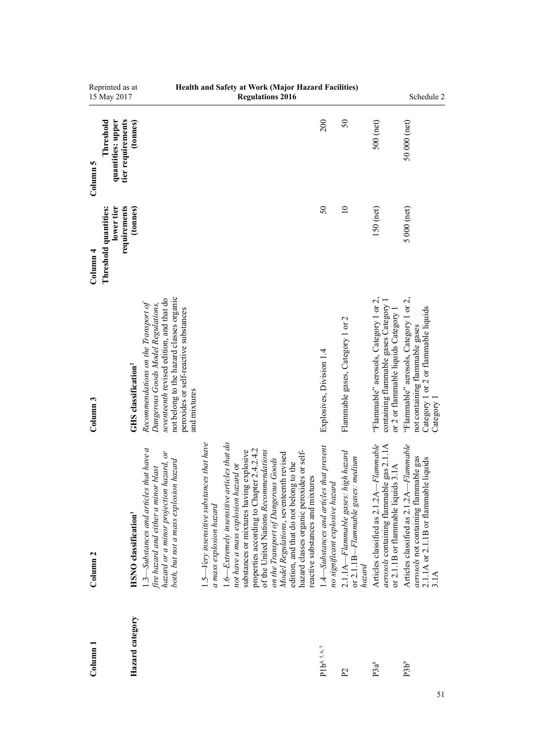| Column 1 | Column 2 | Column 3 | Column 4 | Column 5 |
|---|---|---|---|---|
| **Hazard category** | **HSNO classification**[1] | **GHS classification**[2] | **Threshold quantities: lower tier requirements (tonnes)** | **Threshold quantities: upper tier requirements (tonnes)** |
| | *1.3—Substances and articles that have a fire hazard and either a minor blast hazard or a minor projection hazard, or both, but not a mass explosion hazard* | *Recommendations on the Transport of Dangerous Goods Model Regulations*, *seventeenth* revised edition, and that do not belong to the hazard classes organic peroxides or self-reactive substances and mixtures | | |
| | *1.5—Very insensitive substances that have a mass explosion hazard* | | | |
| | *1.6—Extremely insensitive articles that do not have a mass explosion hazard* or substances or mixtures having explosive properties according to Chapter 2.4.2.4.2 of the United Nations *Recommendations on the Transport of Dangerous Goods Model Regulations*, seventeenth revised edition, and that do not belong to the hazard classes organic peroxides or self-reactive substances and mixtures | | | |
| P1b[4, 5, 6, 7] | *1.4—Substances and articles that present no significant explosive hazard* | Explosives, Division 1.4 | 50 | 200 |
| P2 | *2.1.1A—Flammable gases: high hazard* or *2.1.1B—Flammable gases: medium hazard* | Flammable gases, Category 1 or 2 | 10 | 50 |
| P3a[8] | Articles classified as 2.1.2A—*Flammable aerosols* containing flammable gas 2.1.1A or 2.1.1B or flammable liquids 3.1A | "Flammable" aerosols, Category 1 or 2, containing flammable gases Category 1 or 2 or flammable liquids Category 1 | 150 (net) | 500 (net) |
| P3b[9] | Articles classified as 2.1.2A—*Flammable aerosols* not containing flammable gas 2.1.1A or 2.1.1B or flammable liquids 3.1A | "Flammable" aerosols, Category 1 or 2, not containing flammable gases Category 1 or 2 or flammable liquids Category 1 | 5 000 (net) | 50 000 (net) |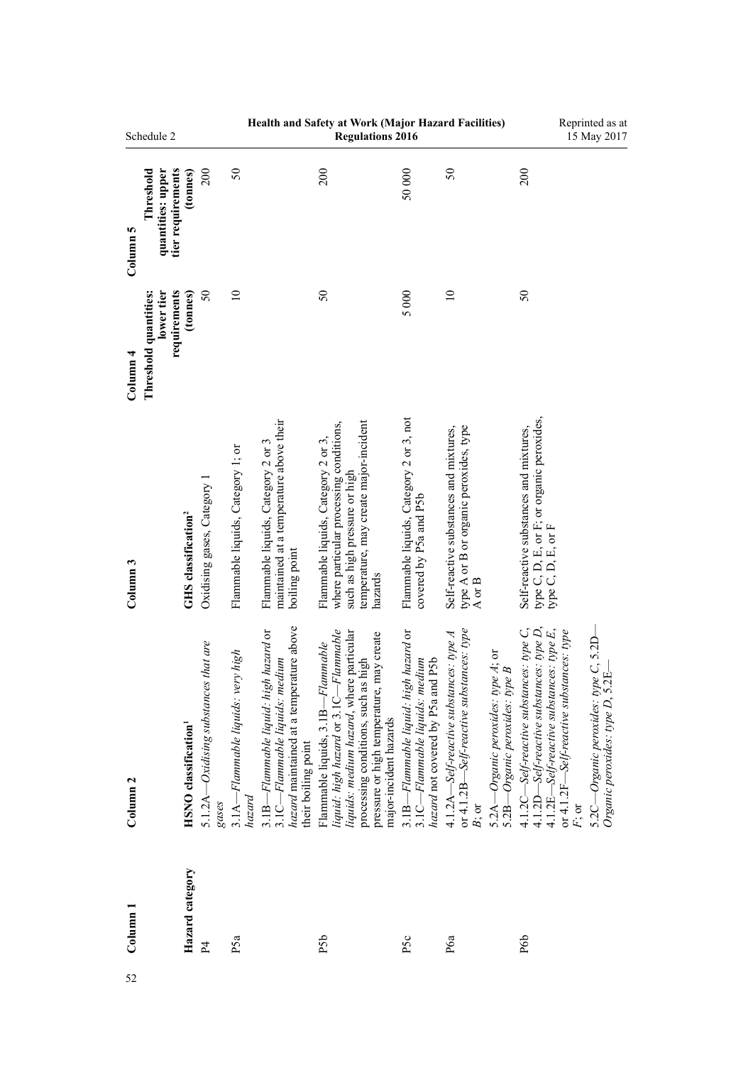| Column 1 | Column 2 | Column 3 | Column 4 | Column 5 |
|---|---|---|---|---|
| **Hazard category** | **HSNO classification**[1] | **GHS classification**[2] | **Threshold quantities: lower tier requirements (tonnes)** | **Threshold quantities: upper tier requirements (tonnes)** |
| P4 | 5.1.2A—*Oxidising substances that are gases* | Oxidising gases, Category 1 | 50 | 200 |
| P5a | 3.1A—*Flammable liquids: very high hazard* | Flammable liquids, Category 1; or | 10 | 50 |
| | 3.1B—*Flammable liquid: high hazard* or 3.1C—*Flammable liquids: medium hazard* maintained at a temperature above their boiling point | Flammable liquids, Category 2 or 3 maintained at a temperature above their boiling point | | |
| P5b | Flammable liquids, 3.1B—*Flammable liquid: high hazard* or 3.1C—*Flammable liquids: medium hazard*, where particular processing conditions, such as high pressure or high temperature, may create major-incident hazards | Flammable liquids, Category 2 or 3, where particular processing conditions, such as high pressure or high temperature, may create major-incident hazards | 50 | 200 |
| P5c | 3.1B—*Flammable liquid: high hazard* or 3.1C—*Flammable liquids: medium hazard* not covered by P5a and P5b | Flammable liquids, Category 2 or 3, not covered by P5a and P5b | 5 000 | 50 000 |
| P6a | 4.1.2A—*Self-reactive substances: type A* or 4.1.2B—*Self-reactive substances: type B*; or<br>5.2A—*Organic peroxides: type A*; or 5.2B—*Organic peroxides: type B* | Self-reactive substances and mixtures, type A or B or organic peroxides, type A or B | 10 | 50 |
| P6b | 4.1.2C—*Self-reactive substances: type C*, 4.1.2D—*Self-reactive substances: type D*, 4.1.2E—*Self-reactive substances: type E*, or 4.1.2F—*Self-reactive substances: type F*; or<br>5.2C—*Organic peroxides: type C*, 5.2D—*Organic peroxides: type D*, 5.2E— | Self-reactive substances and mixtures, type C, D, E, or F; or organic peroxides, type C, D, E, or F | 50 | 200 |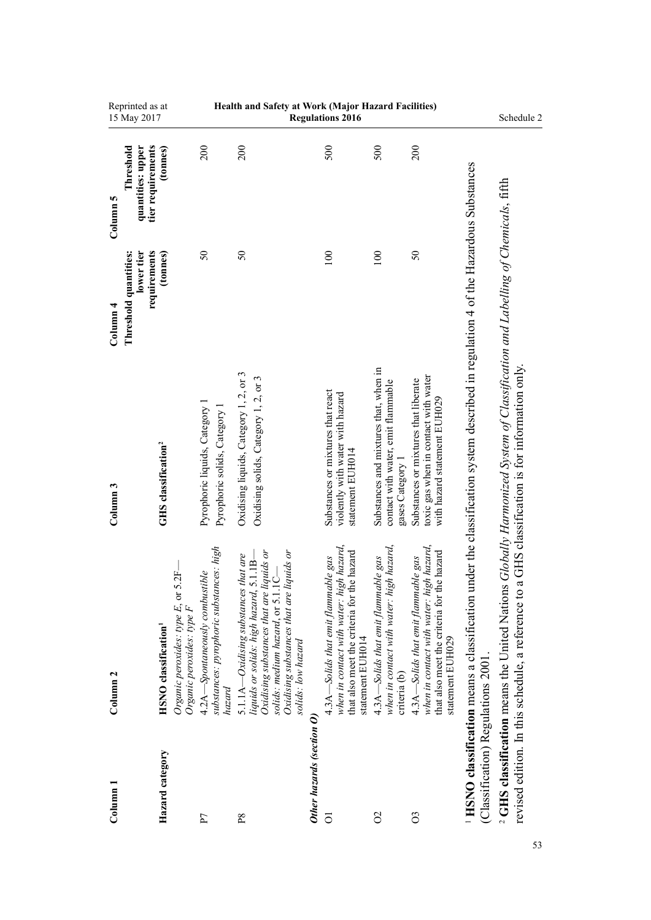| Column 1 | Column 2 | Column 3 | Column 4 | Column 5 |
|---|---|---|---|---|
| **Hazard category** | **HSNO classification**[1] | **GHS classification**[2] | **Threshold quantities: lower tier requirements (tonnes)** | **Threshold quantities: upper tier requirements (tonnes)** |
| | *Organic peroxides: type E*, or 5.2F—*Organic peroxides: type F* | | | |
| P7 | 4.2A—*Spontaneously combustible substances: pyrophoric substances: high hazard* | Pyrophoric liquids, Category 1<br>Pyrophoric solids, Category 1 | 50 | 200 |
| P8 | 5.1.1A—*Oxidising substances that are liquids or solids: high hazard*, 5.1.1B—*Oxidising substances that are liquids or solids: medium hazard*, or 5.1.1C—*Oxidising substances that are liquids or solids: low hazard* | Oxidising liquids, Category 1, 2, or 3<br>Oxidising solids, Category 1, 2, or 3 | 50 | 200 |
| ***Other hazards (section O)*** | | | | |
| O1 | 4.3A—*Solids that emit flammable gas when in contact with water: high hazard*, that also meet the criteria for the hazard statement EUH014 | Substances or mixtures that react violently with water with hazard statement EUH014 | 100 | 500 |
| O2 | 4.3A—*Solids that emit flammable gas when in contact with water: high hazard*, criteria (b) | Substances and mixtures that, when in contact with water, emit flammable gases Category 1 | 100 | 500 |
| O3 | 4.3A—*Solids that emit flammable gas when in contact with water: high hazard*, that also meet the criteria for the hazard statement EUH029 | Substances or mixtures that liberate toxic gas when in contact with water with hazard statement EUH029 | 50 | 200 |

[1] **HSNO classification** means a classification under the classification system described in regulation 4 of the Hazardous Substances (Classification) Regulations 2001.

[2] **GHS classification** means the United Nations *Globally Harmonized System of Classification and Labelling of Chemicals*, fifth revised edition. In this schedule, a reference to a GHS classification is for information only.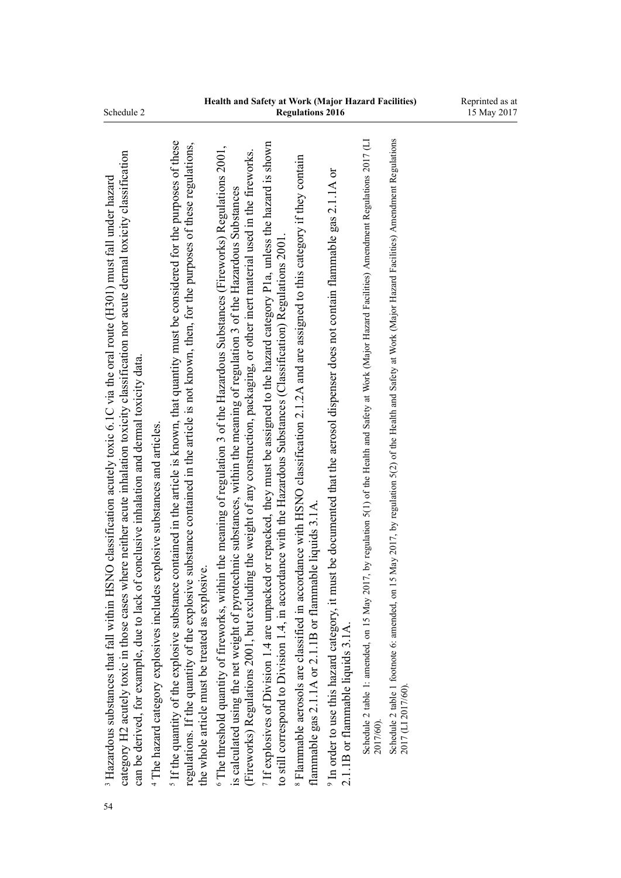[3] Hazardous substances that fall within HSNO classification acutely toxic 6.1C via the oral route (H301) must fall under hazard category H2 acutely toxic in those cases where neither acute inhalation toxicity classification nor acute dermal toxicity classification can be derived, for example, due to lack of conclusive inhalation and dermal toxicity data.

[4] The hazard category explosives includes explosive substances and articles.

[5] If the quantity of the explosive substance contained in the article is known, that quantity must be considered for the purposes of these regulations. If the quantity of the explosive substance contained in the article is not known, then, for the purposes of these regulations, the whole article must be treated as explosive.

[6] The threshold quantity of fireworks, within the meaning of regulation 3 of the Hazardous Substances (Fireworks) Regulations 2001, is calculated using the net weight of pyrotechnic substances, within the meaning of regulation 3 of the Hazardous Substances (Fireworks) Regulations 2001, but excluding the weight of any construction, packaging, or other inert material used in the fireworks.

[7] If explosives of Division 1.4 are unpacked or repacked, they must be assigned to the hazard category P1a, unless the hazard is shown to still correspond to Division 1.4, in accordance with the Hazardous Substances (Classification) Regulations 2001.

[8] Flammable aerosols are classified in accordance with HSNO classification 2.1.2A and are assigned to this category if they contain flammable gas 2.1.1A or 2.1.1B or flammable liquids 3.1A.

[9] In order to use this hazard category, it must be documented that the aerosol dispenser does not contain flammable gas 2.1.1A or 2.1.1B or flammable liquids 3.1A.

Schedule 2 table 1: amended, on 15 May 2017, by regulation 5(1) of the Health and Safety at Work (Major Hazard Facilities) Amendment Regulations 2017 (LI 2017/60).

Schedule 2 table 1 footnote 6: amended, on 15 May 2017, by regulation 5(2) of the Health and Safety at Work (Major Hazard Facilities) Amendment Regulations 2017 (LI 2017/60).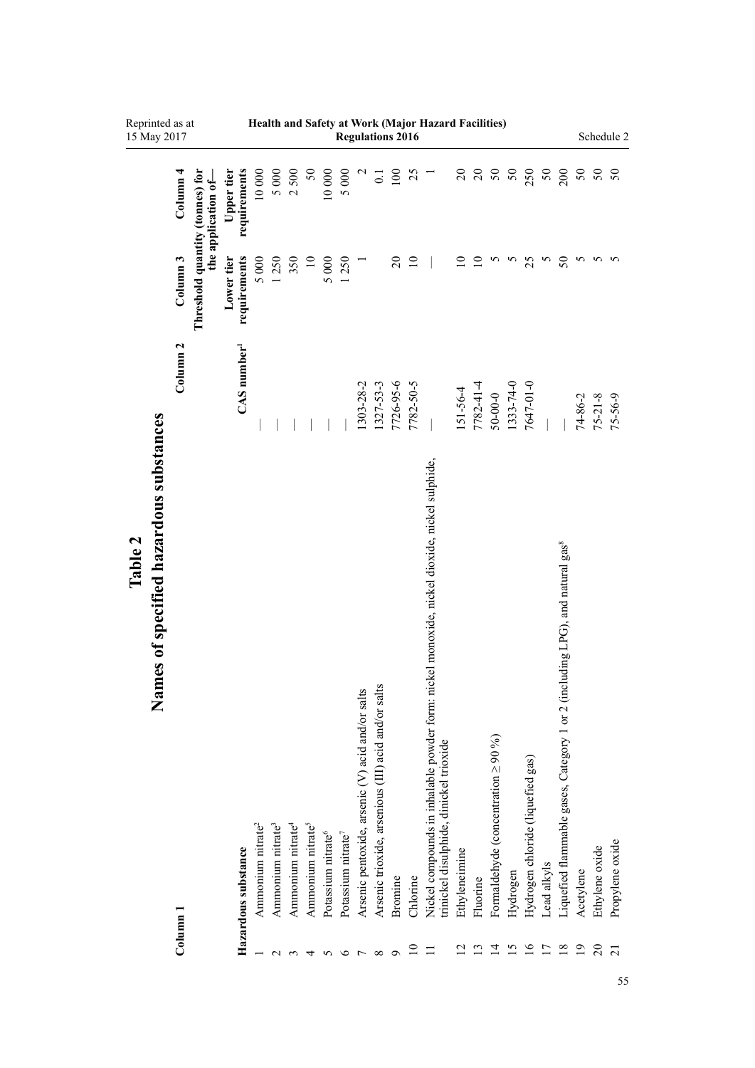# Table 2

## Names of specified hazardous substances

| Column 1 | | Column 2 | Column 3 | Column 4 |
|---|---|---|---|---|
| | | | Threshold quantity (tonnes) for the application of— | |
| | Hazardous substance | CAS number[1] | Lower tier requirements | Upper tier requirements |
| 1 | Ammonium nitrate[2] | — | 5 000 | 10 000 |
| 2 | Ammonium nitrate[3] | — | 1 250 | 5 000 |
| 3 | Ammonium nitrate[4] | — | 350 | 2 500 |
| 4 | Ammonium nitrate[5] | — | 10 | 50 |
| 5 | Potassium nitrate[6] | — | 5 000 | 10 000 |
| 6 | Potassium nitrate[7] | — | 1 250 | 5 000 |
| 7 | Arsenic pentoxide, arsenic (V) acid and/or salts | 1303-28-2 | 1 | 2 |
| 8 | Arsenic trioxide, arsenious (III) acid and/or salts | 1327-53-3 | | 0.1 |
| 9 | Bromine | 7726-95-6 | 20 | 100 |
| 10 | Chlorine | 7782-50-5 | 10 | 25 |
| 11 | Nickel compounds in inhalable powder form: nickel monoxide, nickel dioxide, nickel sulphide, trinickel disulphide, dinickel trioxide | — | — | 1 |
| 12 | Ethyleneimine | 151-56-4 | 10 | 20 |
| 13 | Fluorine | 7782-41-4 | 10 | 20 |
| 14 | Formaldehyde (concentration ≥ 90 %) | 50-00-0 | 5 | 50 |
| 15 | Hydrogen | 1333-74-0 | 5 | 50 |
| 16 | Hydrogen chloride (liquefied gas) | 7647-01-0 | 25 | 250 |
| 17 | Lead alkyls | — | 5 | 50 |
| 18 | Liquefied flammable gases, Category 1 or 2 (including LPG), and natural gas[8] | — | 50 | 200 |
| 19 | Acetylene | 74-86-2 | 5 | 50 |
| 20 | Ethylene oxide | 75-21-8 | 5 | 50 |
| 21 | Propylene oxide | 75-56-9 | 5 | 50 |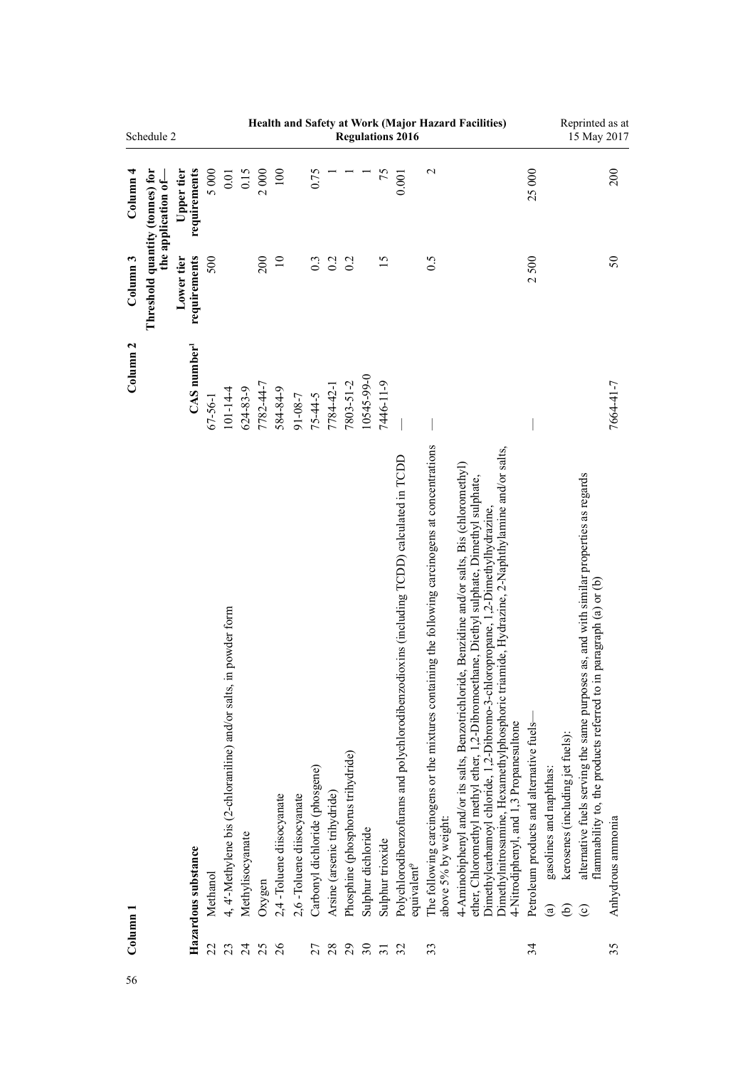| Column 1 | | Column 2 | Column 3 | Column 4 |
|---|---|---|---|---|
| | | | Threshold quantity (tonnes) for the application of— | |
| | Hazardous substance | CAS number[1] | Lower tier requirements | Upper tier requirements |
| 22 | Methanol | 67-56-1 | 500 | 5 000 |
| 23 | 4, 4′-Methylene bis (2-chloraniline) and/or salts, in powder form | 101-14-4 | | 0.01 |
| 24 | Methylisocyanate | 624-83-9 | | 0.15 |
| 25 | Oxygen | 7782-44-7 | 200 | 2 000 |
| 26 | 2,4 -Toluene diisocyanate | 584-84-9 | 10 | 100 |
| | 2,6 -Toluene diisocyanate | 91-08-7 | | |
| 27 | Carbonyl dichloride (phosgene) | 75-44-5 | 0.3 | 0.75 |
| 28 | Arsine (arsenic trihydride) | 7784-42-1 | 0.2 | 1 |
| 29 | Phosphine (phosphorus trihydride) | 7803-51-2 | 0.2 | 1 |
| 30 | Sulphur dichloride | 10545-99-0 | | 1 |
| 31 | Sulphur trioxide | 7446-11-9 | 15 | 75 |
| 32 | Polychlorodibenzofurans and polychlorodibenzodioxins (including TCDD) calculated in TCDD equivalent[9] | — | | 0.001 |
| 33 | The following carcinogens or the mixtures containing the following carcinogens at concentrations above 5% by weight: 4-Aminobiphenyl and/or its salts, Benzotrichloride, Benzidine and/or salts, Bis (chloromethyl) ether, Chloromethyl methyl ether, 1,2-Dibromoethane, Diethyl sulphate, Dimethyl sulphate, Dimethylcarbamoyl chloride, 1,2-Dibromo-3-chloropropane, 1,2-Dimethylhydrazine, Dimethylnitrosamine, Hexamethylphosphoric triamide, Hydrazine, 2-Naphthylamine and/or salts, 4-Nitrodiphenyl, and 1,3 Propanesultone | — | 0.5 | 2 |
| 34 | Petroleum products and alternative fuels— (a) gasolines and naphthas: (b) kerosenes (including jet fuels): (c) alternative fuels serving the same purposes as, and with similar properties as regards flammability to, the products referred to in paragraph (a) or (b) | — | 2 500 | 25 000 |
| 35 | Anhydrous ammonia | 7664-41-7 | 50 | 200 |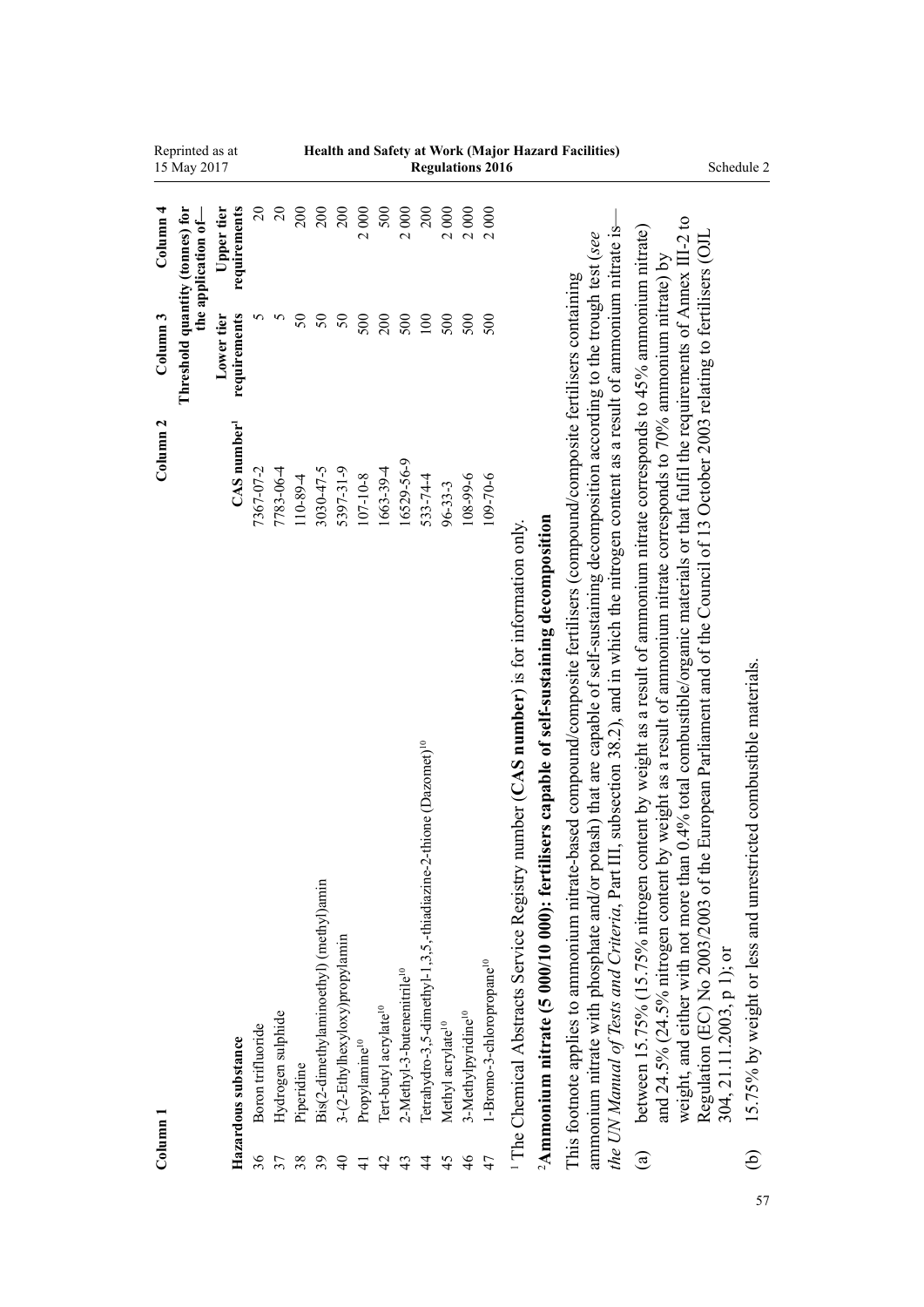| Column 1 | | Column 2 | Column 3 | Column 4 |
|---|---|---|---|---|
| | | | Threshold quantity (tonnes) for the application of— | |
| | Hazardous substance | CAS number[1] | Lower tier requirements | Upper tier requirements |
| 36 | Boron trifluoride | 7367-07-2 | 5 | 20 |
| 37 | Hydrogen sulphide | 7783-06-4 | 5 | 20 |
| 38 | Piperidine | 110-89-4 | 50 | 200 |
| 39 | Bis(2-dimethylaminoethyl) (methyl)amin | 3030-47-5 | 50 | 200 |
| 40 | 3-(2-Ethylhexyloxy)propylamin | 5397-31-9 | 50 | 200 |
| 41 | Propylamine[10] | 107-10-8 | 500 | 2 000 |
| 42 | Tert-butyl acrylate[10] | 1663-39-4 | 200 | 500 |
| 43 | 2-Methyl-3-butenenitrile[10] | 16529-56-9 | 500 | 2 000 |
| 44 | Tetrahydro-3,5-dimethyl-1,3,5,-thiadiazine-2-thione (Dazomet)[10] | 533-74-4 | 100 | 200 |
| 45 | Methyl acrylate[10] | 96-33-3 | 500 | 2 000 |
| 46 | 3-Methylpyridine[10] | 108-99-6 | 500 | 2 000 |
| 47 | 1-Bromo-3-chloropropane[10] | 109-70-6 | 500 | 2 000 |

[1] The Chemical Abstracts Service Registry number (**CAS number**) is for information only.

[2]**Ammonium nitrate (5 000/10 000): fertilisers capable of self-sustaining decomposition**

This footnote applies to ammonium nitrate-based compound/composite fertilisers (compound/composite fertilisers containing ammonium nitrate with phosphate and/or potash) that are capable of self-sustaining decomposition according to the trough test (*see the UN Manual of Tests and Criteria*, Part III, subsection 38.2), and in which the nitrogen content as a result of ammonium nitrate is—

(a) between 15.75% (15.75% nitrogen content by weight as a result of ammonium nitrate corresponds to 45% ammonium nitrate) and 24.5% (24.5% nitrogen content by weight as a result of ammonium nitrate corresponds to 70% ammonium nitrate) by weight, and either with not more than 0.4% total combustible/organic materials or that fulfil the requirements of Annex III-2 to Regulation (EC) No 2003/2003 of the European Parliament and of the Council of 13 October 2003 relating to fertilisers (OJL 304, 21.11.2003, p 1); or

(b) 15.75% by weight or less and unrestricted combustible materials.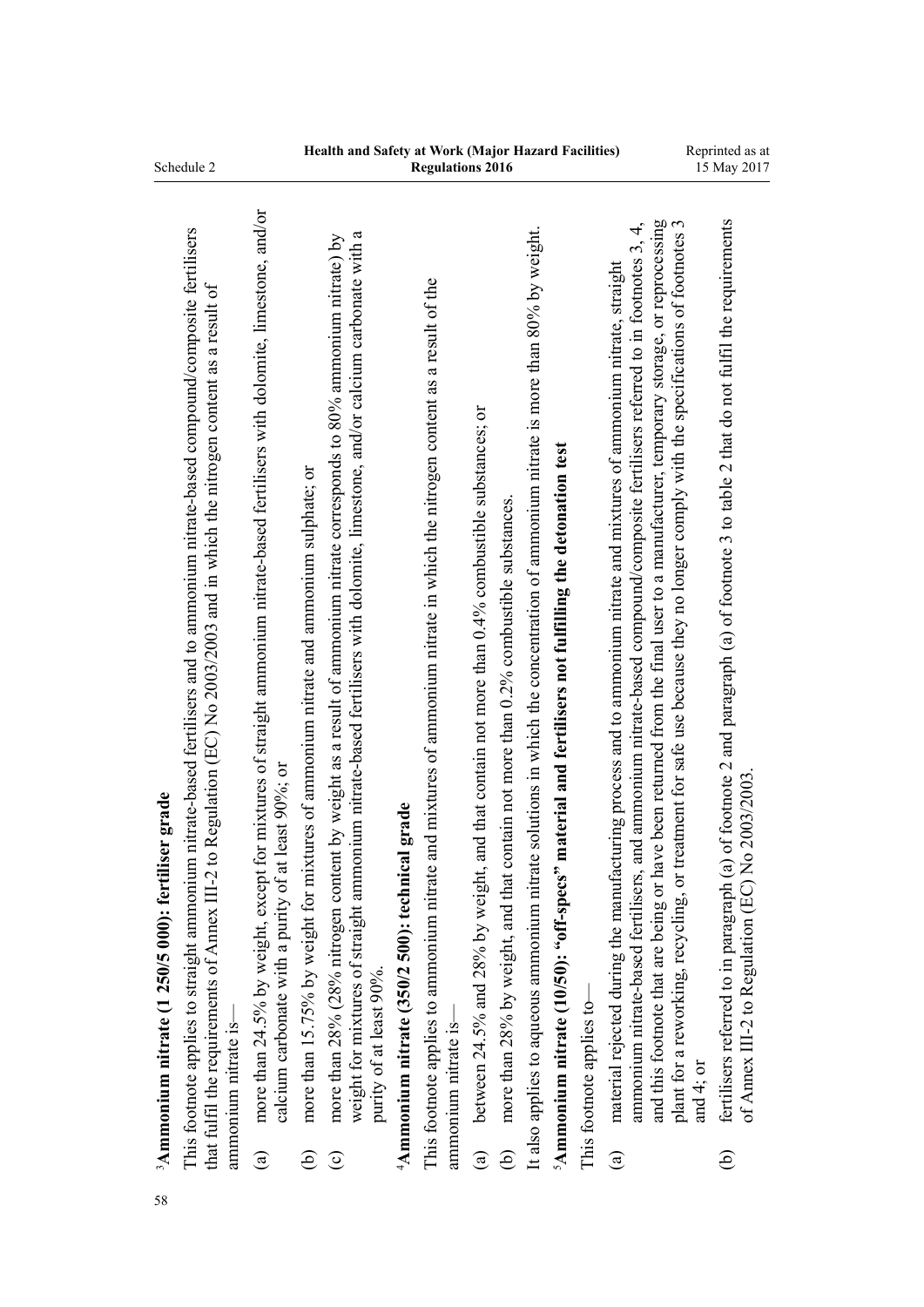[3]**Ammonium nitrate (1 250/5 000): fertiliser grade**

This footnote applies to straight ammonium nitrate-based fertilisers and to ammonium nitrate-based compound/composite fertilisers that fulfil the requirements of Annex III-2 to Regulation (EC) No 2003/2003 and in which the nitrogen content as a result of ammonium nitrate is—

(a) more than 24.5% by weight, except for mixtures of straight ammonium nitrate-based fertilisers with dolomite, limestone, and/or calcium carbonate with a purity of at least 90%; or

(b) more than 15.75% by weight for mixtures of ammonium nitrate and ammonium sulphate; or

(c) more than 28% (28% nitrogen content by weight as a result of ammonium nitrate corresponds to 80% ammonium nitrate) by weight for mixtures of straight ammonium nitrate-based fertilisers with dolomite, limestone, and/or calcium carbonate with a purity of at least 90%.

[4]**Ammonium nitrate (350/2 500): technical grade**

This footnote applies to ammonium nitrate and mixtures of ammonium nitrate in which the nitrogen content as a result of the ammonium nitrate is—

(a) between 24.5% and 28% by weight, and that contain not more than 0.4% combustible substances; or

(b) more than 28% by weight, and that contain not more than 0.2% combustible substances.

It also applies to aqueous ammonium nitrate solutions in which the concentration of ammonium nitrate is more than 80% by weight.

[5]**Ammonium nitrate (10/50): "off-specs" material and fertilisers not fulfilling the detonation test**

This footnote applies to—

(a) material rejected during the manufacturing process and to ammonium nitrate and mixtures of ammonium nitrate, straight ammonium nitrate-based fertilisers, and ammonium nitrate-based compound/composite fertilisers referred to in footnotes 3, 4, and this footnote that are being or have been returned from the final user to a manufacturer, temporary storage, or reprocessing plant for a reworking, recycling, or treatment for safe use because they no longer comply with the specifications of footnotes 3 and 4; or

(b) fertilisers referred to in paragraph (a) of footnote 2 and paragraph (a) of footnote 3 to table 2 that do not fulfil the requirements of Annex III-2 to Regulation (EC) No 2003/2003.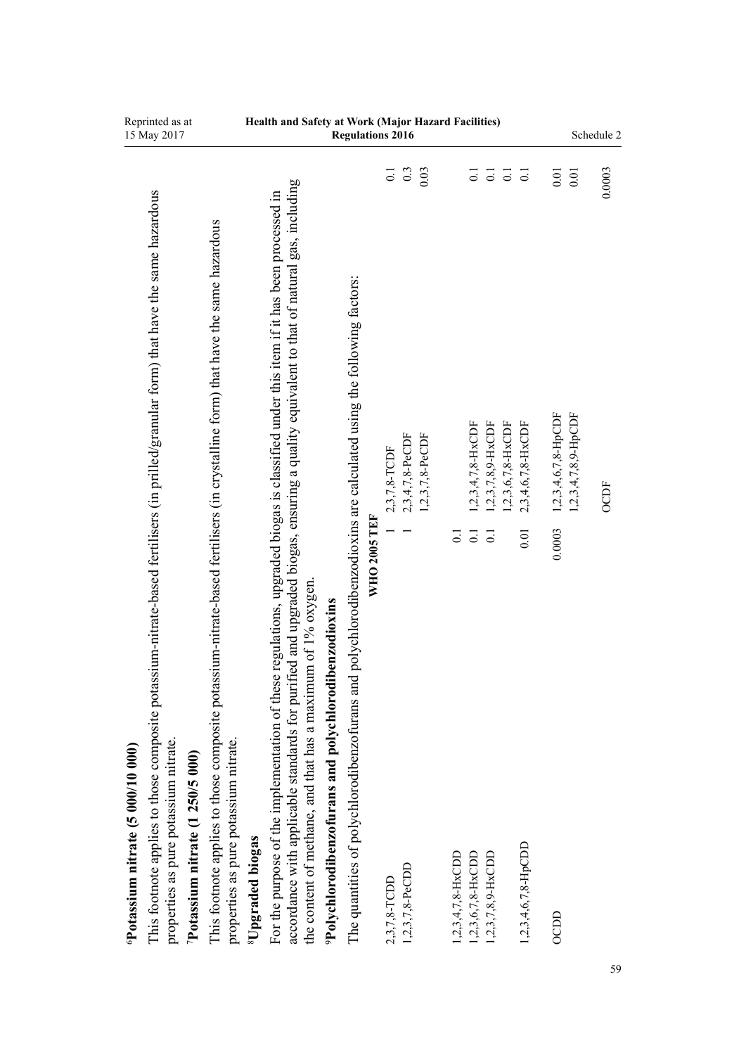[6]**Potassium nitrate (5 000/10 000)**

This footnote applies to those composite potassium-nitrate-based fertilisers (in prilled/granular form) that have the same hazardous properties as pure potassium nitrate.

[7]**Potassium nitrate (1 250/5 000)**

This footnote applies to those composite potassium-nitrate-based fertilisers (in crystalline form) that have the same hazardous properties as pure potassium nitrate.

[8]**Upgraded biogas**

For the purpose of the implementation of these regulations, upgraded biogas is classified under this item if it has been processed in accordance with applicable standards for purified and upgraded biogas, ensuring a quality equivalent to that of natural gas, including the content of methane, and that has a maximum of 1% oxygen.

[9]**Polychlorodibenzofurans and polychlorodibenzodioxins**

The quantities of polychlorodibenzofurans and polychlorodibenzodioxins are calculated using the following factors:

| | WHO 2005 TEF | | |
|---|---|---|---|
| 2,3,7,8-TCDD | 1 | 2,3,7,8-TCDF | 0.1 |
| 1,2,3,7,8-PeCDD | 1 | 2,3,4,7,8-PeCDF | 0.3 |
| | | 1,2,3,7,8-PeCDF | 0.03 |
| 1,2,3,4,7,8-HxCDD | 0.1 | | |
| 1,2,3,6,7,8-HxCDD | 0.1 | 1,2,3,4,7,8-HxCDF | 0.1 |
| 1,2,3,7,8,9-HxCDD | 0.1 | 1,2,3,7,8,9-HxCDF | 0.1 |
| | | 1,2,3,6,7,8-HxCDF | 0.1 |
| 1,2,3,4,6,7,8-HpCDD | 0.01 | 2,3,4,6,7,8-HxCDF | 0.1 |
| OCDD | 0.0003 | 1,2,3,4,6,7,8-HpCDF | 0.01 |
| | | 1,2,3,4,7,8,9-HpCDF | 0.01 |
| | | OCDF | 0.0003 |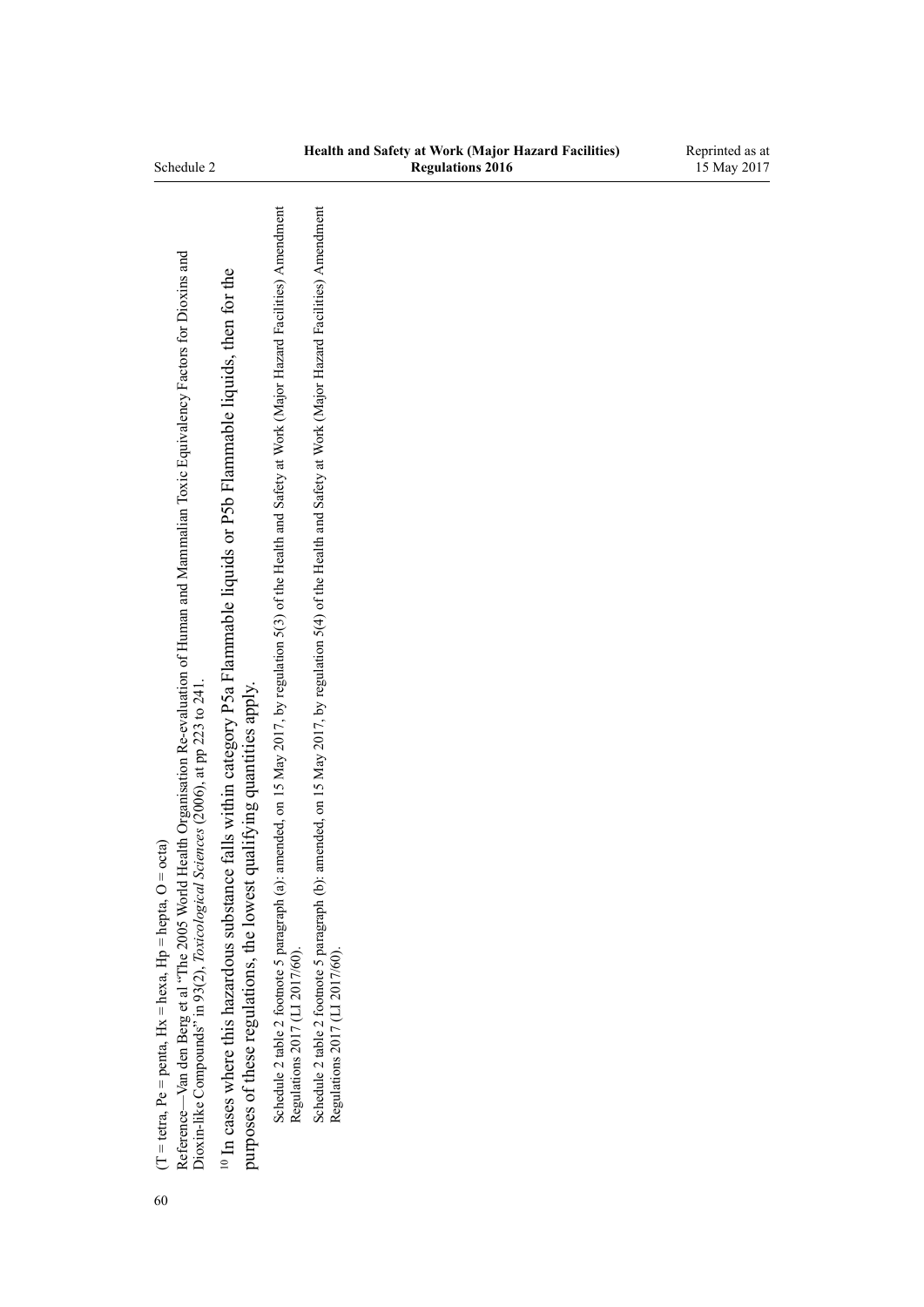(T = tetra, Pe = penta, Hx = hexa, Hp = hepta, O = octa)

Reference—Van den Berg et al "The 2005 World Health Organisation Re-evaluation of Human and Mammalian Toxic Equivalency Factors for Dioxins and Dioxin-like Compounds" in 93(2), *Toxicological Sciences* (2006), at pp 223 to 241.

[10] In cases where this hazardous substance falls within category P5a Flammable liquids or P5b Flammable liquids, then for the purposes of these regulations, the lowest qualifying quantities apply.

Schedule 2 table 2 footnote 5 paragraph (a): amended, on 15 May 2017, by regulation 5(3) of the Health and Safety at Work (Major Hazard Facilities) Amendment Regulations 2017 (LI 2017/60).

Schedule 2 table 2 footnote 5 paragraph (b): amended, on 15 May 2017, by regulation 5(4) of the Health and Safety at Work (Major Hazard Facilities) Amendment Regulations 2017 (LI 2017/60).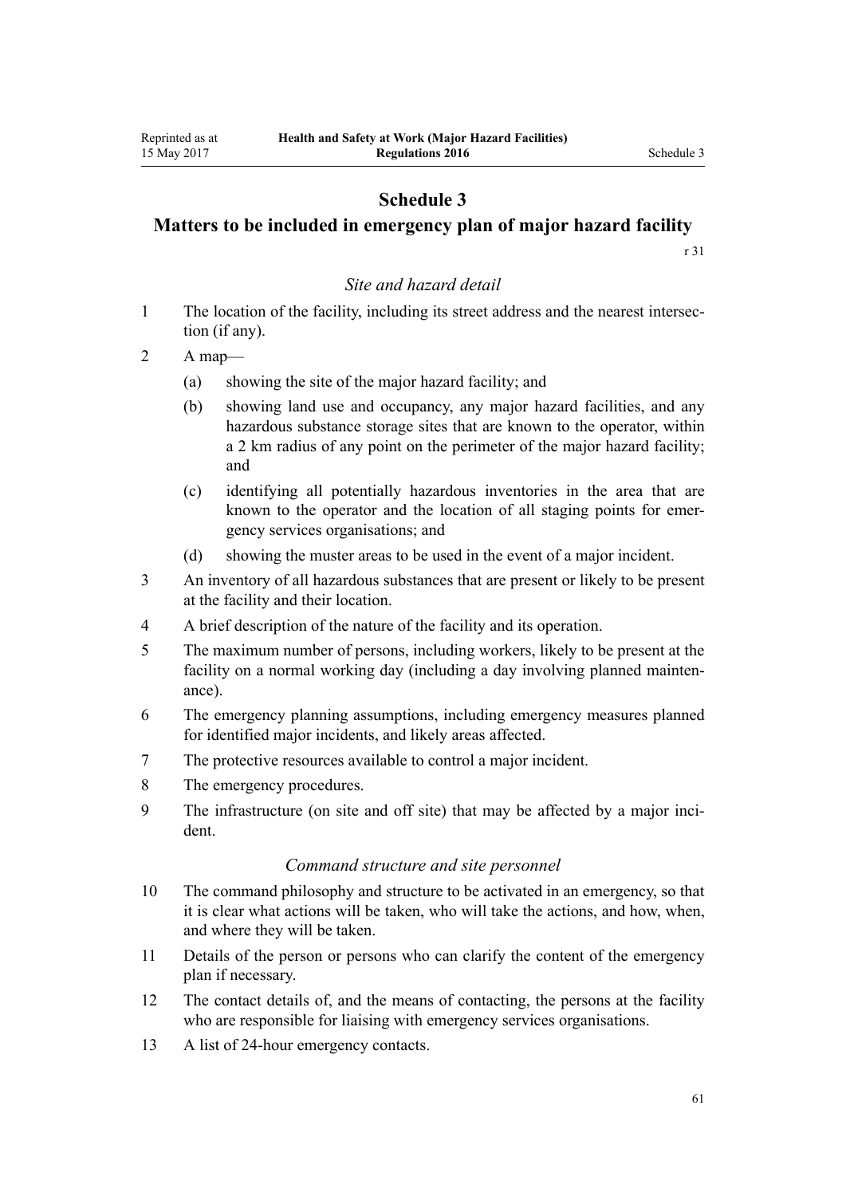# Schedule 3
## Matters to be included in emergency plan of major hazard facility

r 31

### *Site and hazard detail*

1 The location of the facility, including its street address and the nearest intersection (if any).

2 A map—

  (a) showing the site of the major hazard facility; and

  (b) showing land use and occupancy, any major hazard facilities, and any hazardous substance storage sites that are known to the operator, within a 2 km radius of any point on the perimeter of the major hazard facility; and

  (c) identifying all potentially hazardous inventories in the area that are known to the operator and the location of all staging points for emergency services organisations; and

  (d) showing the muster areas to be used in the event of a major incident.

3 An inventory of all hazardous substances that are present or likely to be present at the facility and their location.

4 A brief description of the nature of the facility and its operation.

5 The maximum number of persons, including workers, likely to be present at the facility on a normal working day (including a day involving planned maintenance).

6 The emergency planning assumptions, including emergency measures planned for identified major incidents, and likely areas affected.

7 The protective resources available to control a major incident.

8 The emergency procedures.

9 The infrastructure (on site and off site) that may be affected by a major incident.

### *Command structure and site personnel*

10 The command philosophy and structure to be activated in an emergency, so that it is clear what actions will be taken, who will take the actions, and how, when, and where they will be taken.

11 Details of the person or persons who can clarify the content of the emergency plan if necessary.

12 The contact details of, and the means of contacting, the persons at the facility who are responsible for liaising with emergency services organisations.

13 A list of 24-hour emergency contacts.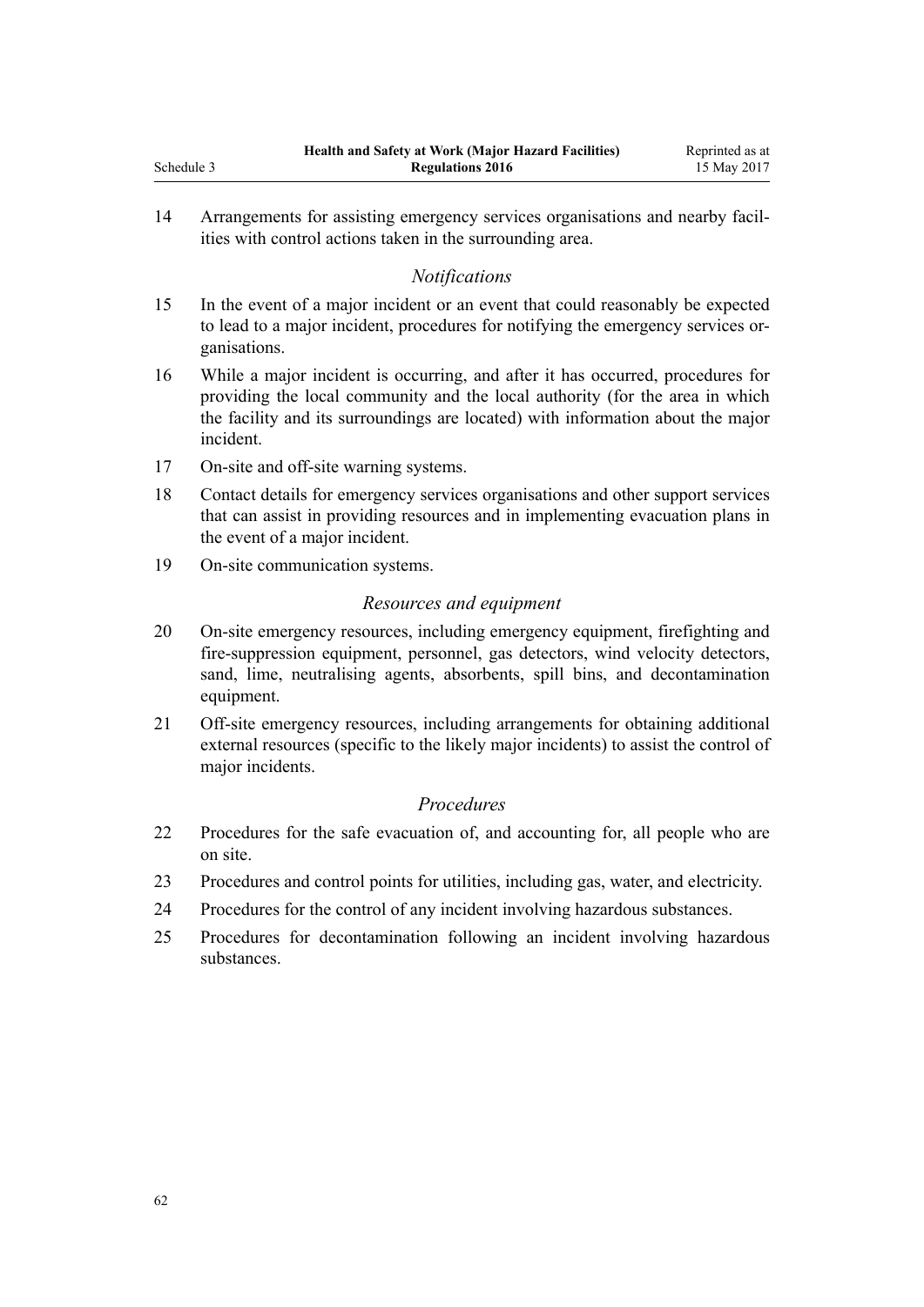14 Arrangements for assisting emergency services organisations and nearby facilities with control actions taken in the surrounding area.

*Notifications*

15 In the event of a major incident or an event that could reasonably be expected to lead to a major incident, procedures for notifying the emergency services organisations.

16 While a major incident is occurring, and after it has occurred, procedures for providing the local community and the local authority (for the area in which the facility and its surroundings are located) with information about the major incident.

17 On-site and off-site warning systems.

18 Contact details for emergency services organisations and other support services that can assist in providing resources and in implementing evacuation plans in the event of a major incident.

19 On-site communication systems.

*Resources and equipment*

20 On-site emergency resources, including emergency equipment, firefighting and fire-suppression equipment, personnel, gas detectors, wind velocity detectors, sand, lime, neutralising agents, absorbents, spill bins, and decontamination equipment.

21 Off-site emergency resources, including arrangements for obtaining additional external resources (specific to the likely major incidents) to assist the control of major incidents.

*Procedures*

22 Procedures for the safe evacuation of, and accounting for, all people who are on site.

23 Procedures and control points for utilities, including gas, water, and electricity.

24 Procedures for the control of any incident involving hazardous substances.

25 Procedures for decontamination following an incident involving hazardous substances.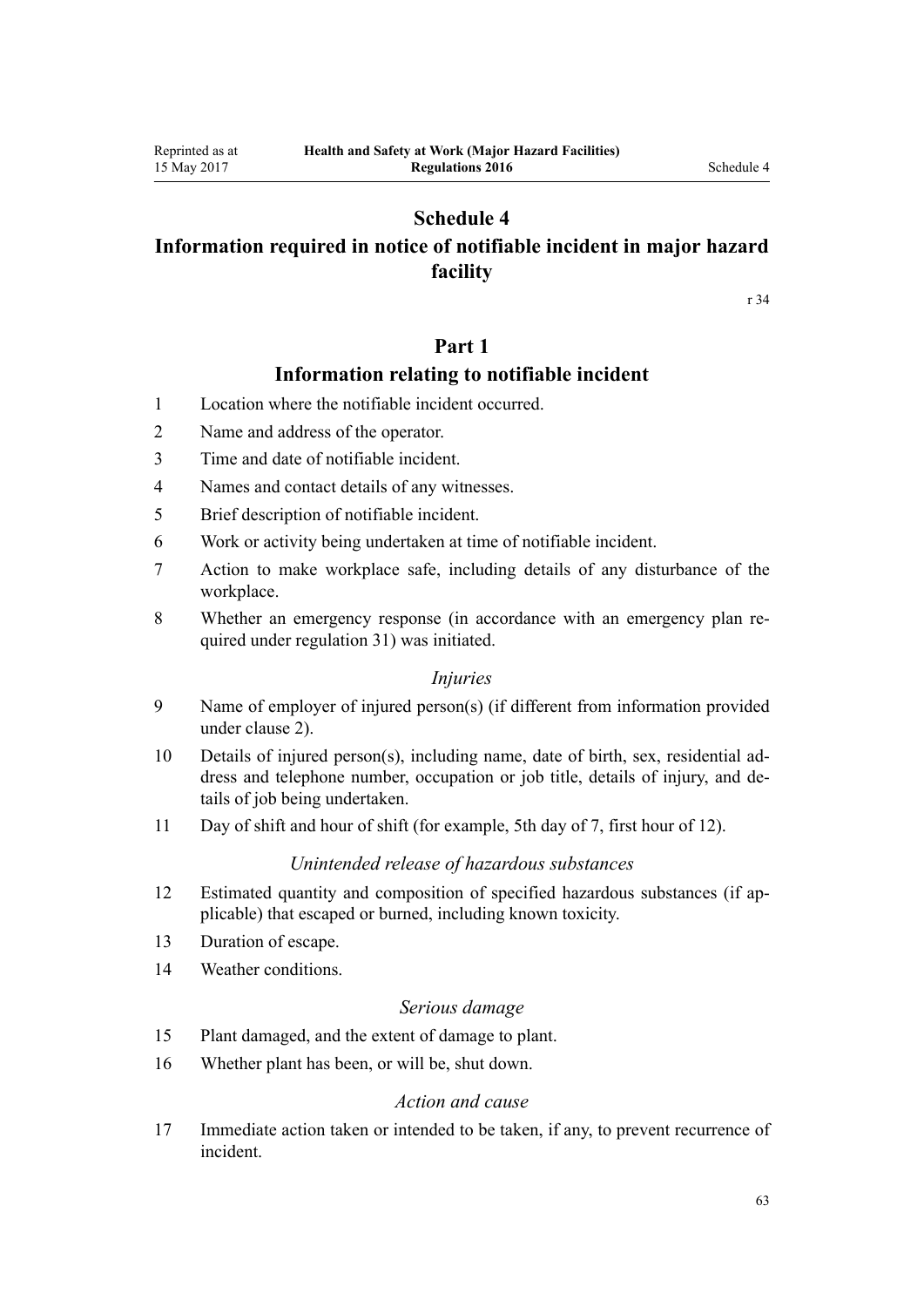# Schedule 4
# Information required in notice of notifiable incident in major hazard facility

r 34

## Part 1
## Information relating to notifiable incident

1 Location where the notifiable incident occurred.

2 Name and address of the operator.

3 Time and date of notifiable incident.

4 Names and contact details of any witnesses.

5 Brief description of notifiable incident.

6 Work or activity being undertaken at time of notifiable incident.

7 Action to make workplace safe, including details of any disturbance of the workplace.

8 Whether an emergency response (in accordance with an emergency plan required under regulation 31) was initiated.

*Injuries*

9 Name of employer of injured person(s) (if different from information provided under clause 2).

10 Details of injured person(s), including name, date of birth, sex, residential address and telephone number, occupation or job title, details of injury, and details of job being undertaken.

11 Day of shift and hour of shift (for example, 5th day of 7, first hour of 12).

*Unintended release of hazardous substances*

12 Estimated quantity and composition of specified hazardous substances (if applicable) that escaped or burned, including known toxicity.

13 Duration of escape.

14 Weather conditions.

*Serious damage*

15 Plant damaged, and the extent of damage to plant.

16 Whether plant has been, or will be, shut down.

*Action and cause*

17 Immediate action taken or intended to be taken, if any, to prevent recurrence of incident.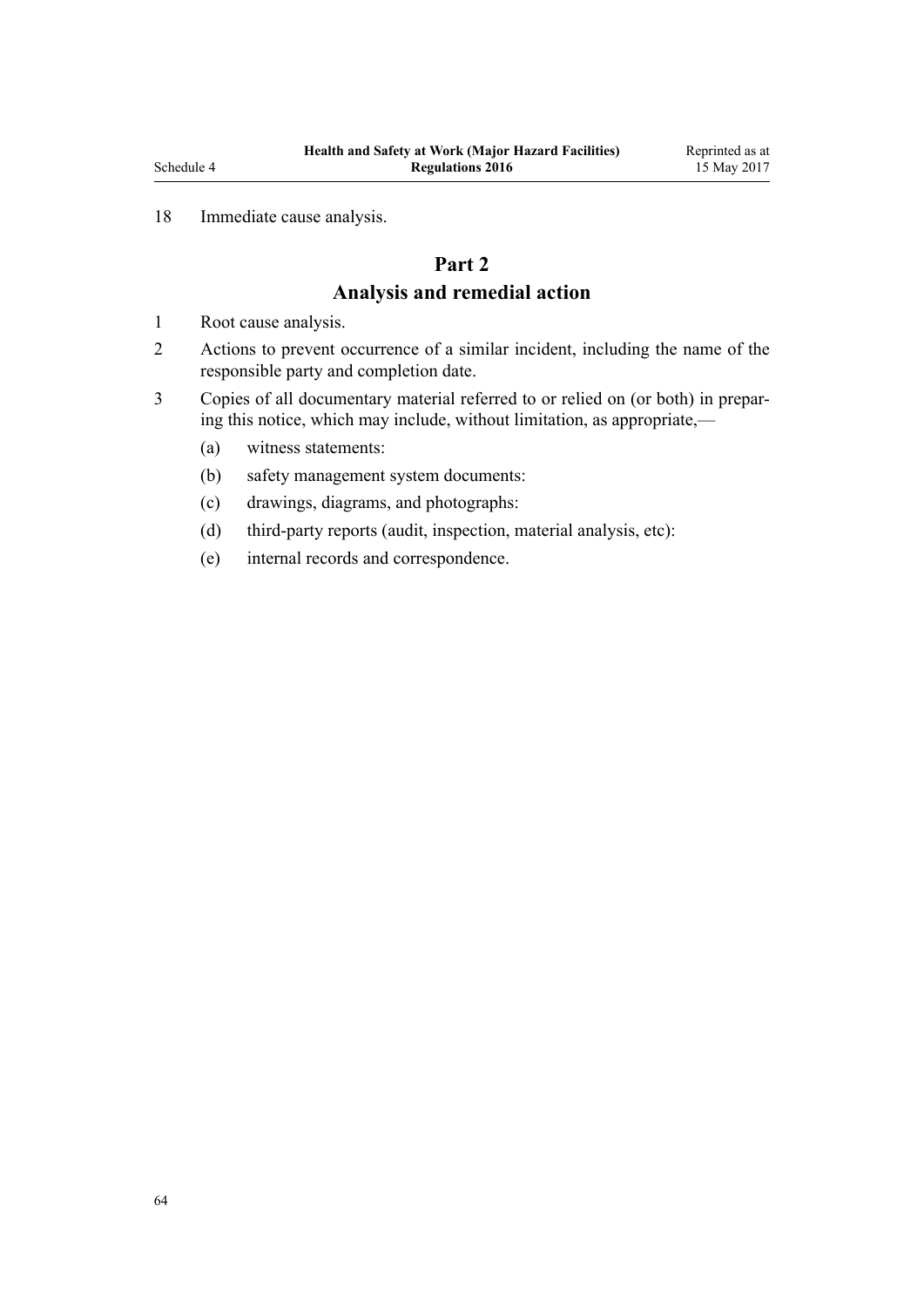18 Immediate cause analysis.

## Part 2
## Analysis and remedial action

1 Root cause analysis.

2 Actions to prevent occurrence of a similar incident, including the name of the responsible party and completion date.

3 Copies of all documentary material referred to or relied on (or both) in preparing this notice, which may include, without limitation, as appropriate,—

   (a) witness statements:

   (b) safety management system documents:

   (c) drawings, diagrams, and photographs:

   (d) third-party reports (audit, inspection, material analysis, etc):

   (e) internal records and correspondence.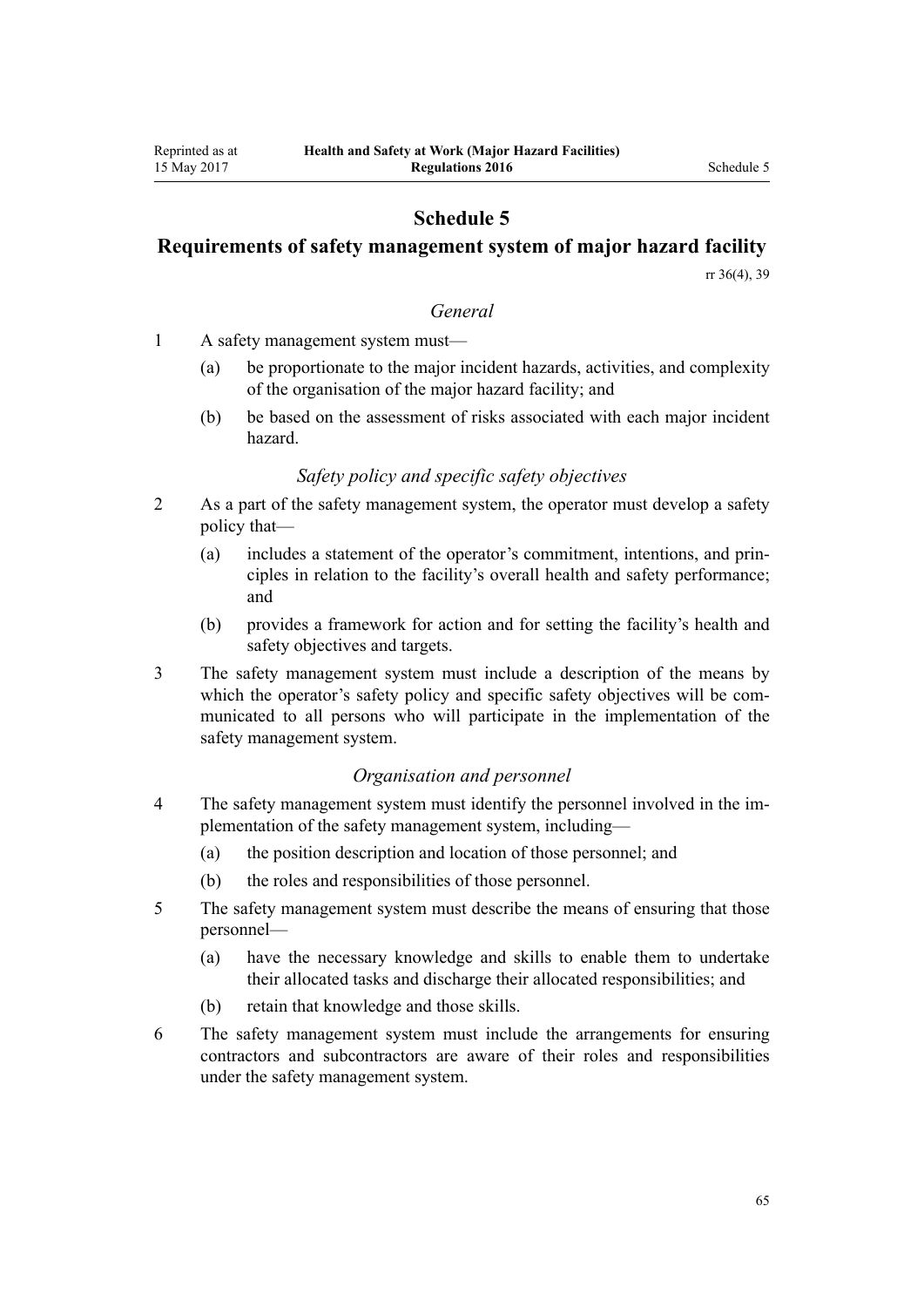# Schedule 5
## Requirements of safety management system of major hazard facility

rr 36(4), 39

### *General*

1 A safety management system must—

(a) be proportionate to the major incident hazards, activities, and complexity of the organisation of the major hazard facility; and

(b) be based on the assessment of risks associated with each major incident hazard.

### *Safety policy and specific safety objectives*

2 As a part of the safety management system, the operator must develop a safety policy that—

(a) includes a statement of the operator's commitment, intentions, and principles in relation to the facility's overall health and safety performance; and

(b) provides a framework for action and for setting the facility's health and safety objectives and targets.

3 The safety management system must include a description of the means by which the operator's safety policy and specific safety objectives will be communicated to all persons who will participate in the implementation of the safety management system.

### *Organisation and personnel*

4 The safety management system must identify the personnel involved in the implementation of the safety management system, including—

(a) the position description and location of those personnel; and

(b) the roles and responsibilities of those personnel.

5 The safety management system must describe the means of ensuring that those personnel—

(a) have the necessary knowledge and skills to enable them to undertake their allocated tasks and discharge their allocated responsibilities; and

(b) retain that knowledge and those skills.

6 The safety management system must include the arrangements for ensuring contractors and subcontractors are aware of their roles and responsibilities under the safety management system.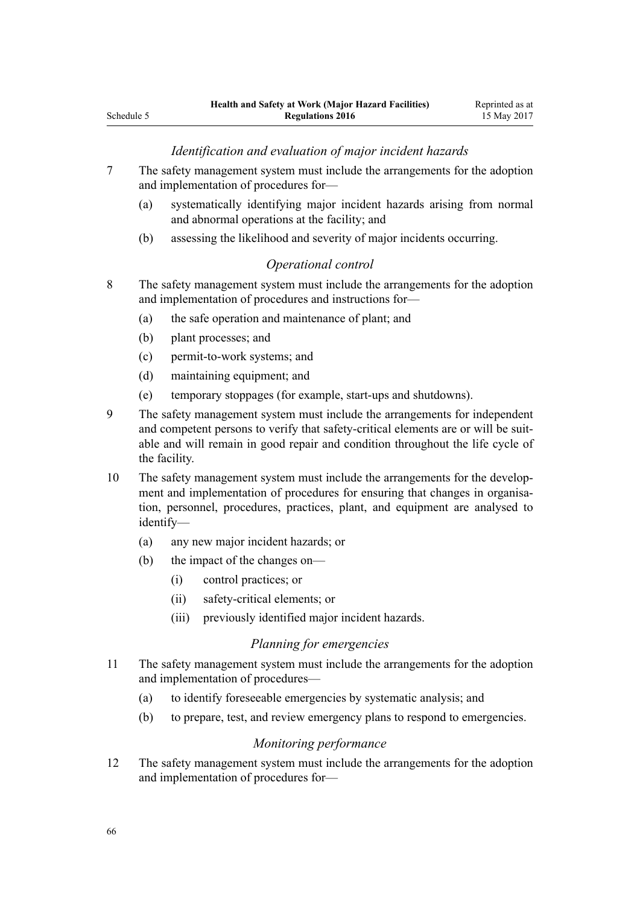*Identification and evaluation of major incident hazards*

7 The safety management system must include the arrangements for the adoption and implementation of procedures for—

- (a) systematically identifying major incident hazards arising from normal and abnormal operations at the facility; and
- (b) assessing the likelihood and severity of major incidents occurring.

*Operational control*

8 The safety management system must include the arrangements for the adoption and implementation of procedures and instructions for—

- (a) the safe operation and maintenance of plant; and
- (b) plant processes; and
- (c) permit-to-work systems; and
- (d) maintaining equipment; and
- (e) temporary stoppages (for example, start-ups and shutdowns).

9 The safety management system must include the arrangements for independent and competent persons to verify that safety-critical elements are or will be suitable and will remain in good repair and condition throughout the life cycle of the facility.

10 The safety management system must include the arrangements for the development and implementation of procedures for ensuring that changes in organisation, personnel, procedures, practices, plant, and equipment are analysed to identify—

- (a) any new major incident hazards; or
- (b) the impact of the changes on—
  - (i) control practices; or
  - (ii) safety-critical elements; or
  - (iii) previously identified major incident hazards.

*Planning for emergencies*

11 The safety management system must include the arrangements for the adoption and implementation of procedures—

- (a) to identify foreseeable emergencies by systematic analysis; and
- (b) to prepare, test, and review emergency plans to respond to emergencies.

*Monitoring performance*

12 The safety management system must include the arrangements for the adoption and implementation of procedures for—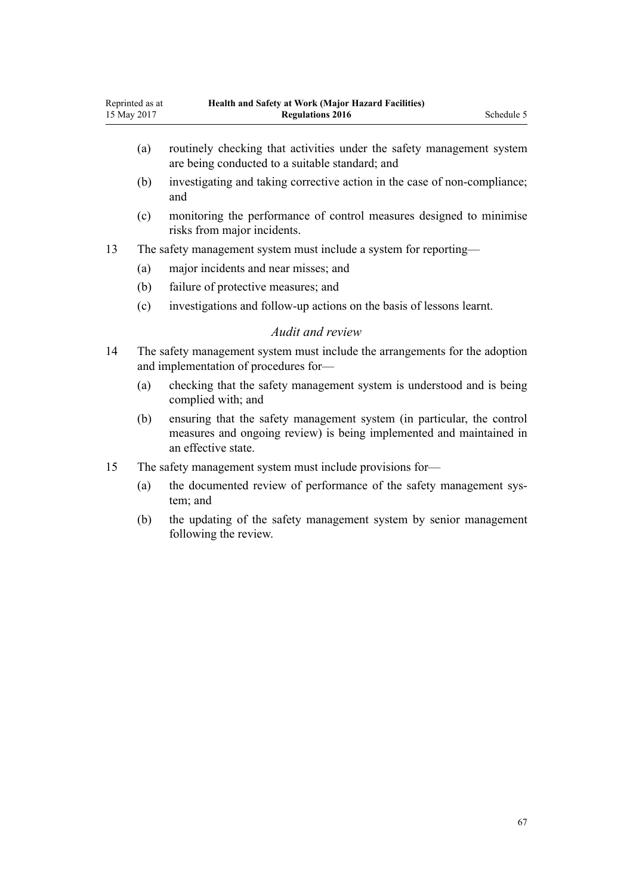(a) routinely checking that activities under the safety management system are being conducted to a suitable standard; and

(b) investigating and taking corrective action in the case of non-compliance; and

(c) monitoring the performance of control measures designed to minimise risks from major incidents.

13 The safety management system must include a system for reporting—

(a) major incidents and near misses; and

(b) failure of protective measures; and

(c) investigations and follow-up actions on the basis of lessons learnt.

### *Audit and review*

14 The safety management system must include the arrangements for the adoption and implementation of procedures for—

(a) checking that the safety management system is understood and is being complied with; and

(b) ensuring that the safety management system (in particular, the control measures and ongoing review) is being implemented and maintained in an effective state.

15 The safety management system must include provisions for—

(a) the documented review of performance of the safety management system; and

(b) the updating of the safety management system by senior management following the review.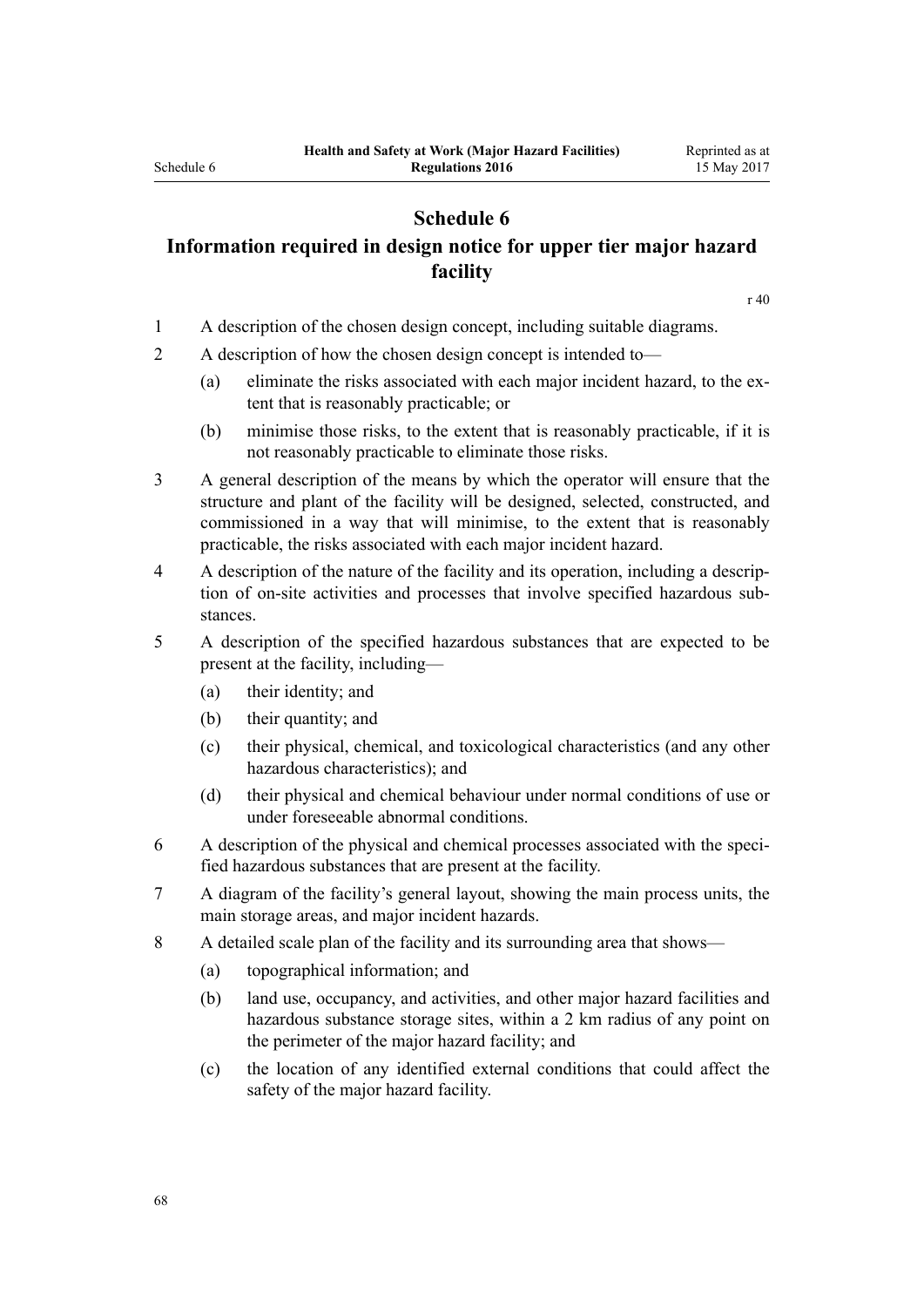# Schedule 6

## Information required in design notice for upper tier major hazard facility

r 40

1 A description of the chosen design concept, including suitable diagrams.

2 A description of how the chosen design concept is intended to—

   (a) eliminate the risks associated with each major incident hazard, to the extent that is reasonably practicable; or

   (b) minimise those risks, to the extent that is reasonably practicable, if it is not reasonably practicable to eliminate those risks.

3 A general description of the means by which the operator will ensure that the structure and plant of the facility will be designed, selected, constructed, and commissioned in a way that will minimise, to the extent that is reasonably practicable, the risks associated with each major incident hazard.

4 A description of the nature of the facility and its operation, including a description of on-site activities and processes that involve specified hazardous substances.

5 A description of the specified hazardous substances that are expected to be present at the facility, including—

   (a) their identity; and

   (b) their quantity; and

   (c) their physical, chemical, and toxicological characteristics (and any other hazardous characteristics); and

   (d) their physical and chemical behaviour under normal conditions of use or under foreseeable abnormal conditions.

6 A description of the physical and chemical processes associated with the specified hazardous substances that are present at the facility.

7 A diagram of the facility's general layout, showing the main process units, the main storage areas, and major incident hazards.

8 A detailed scale plan of the facility and its surrounding area that shows—

   (a) topographical information; and

   (b) land use, occupancy, and activities, and other major hazard facilities and hazardous substance storage sites, within a 2 km radius of any point on the perimeter of the major hazard facility; and

   (c) the location of any identified external conditions that could affect the safety of the major hazard facility.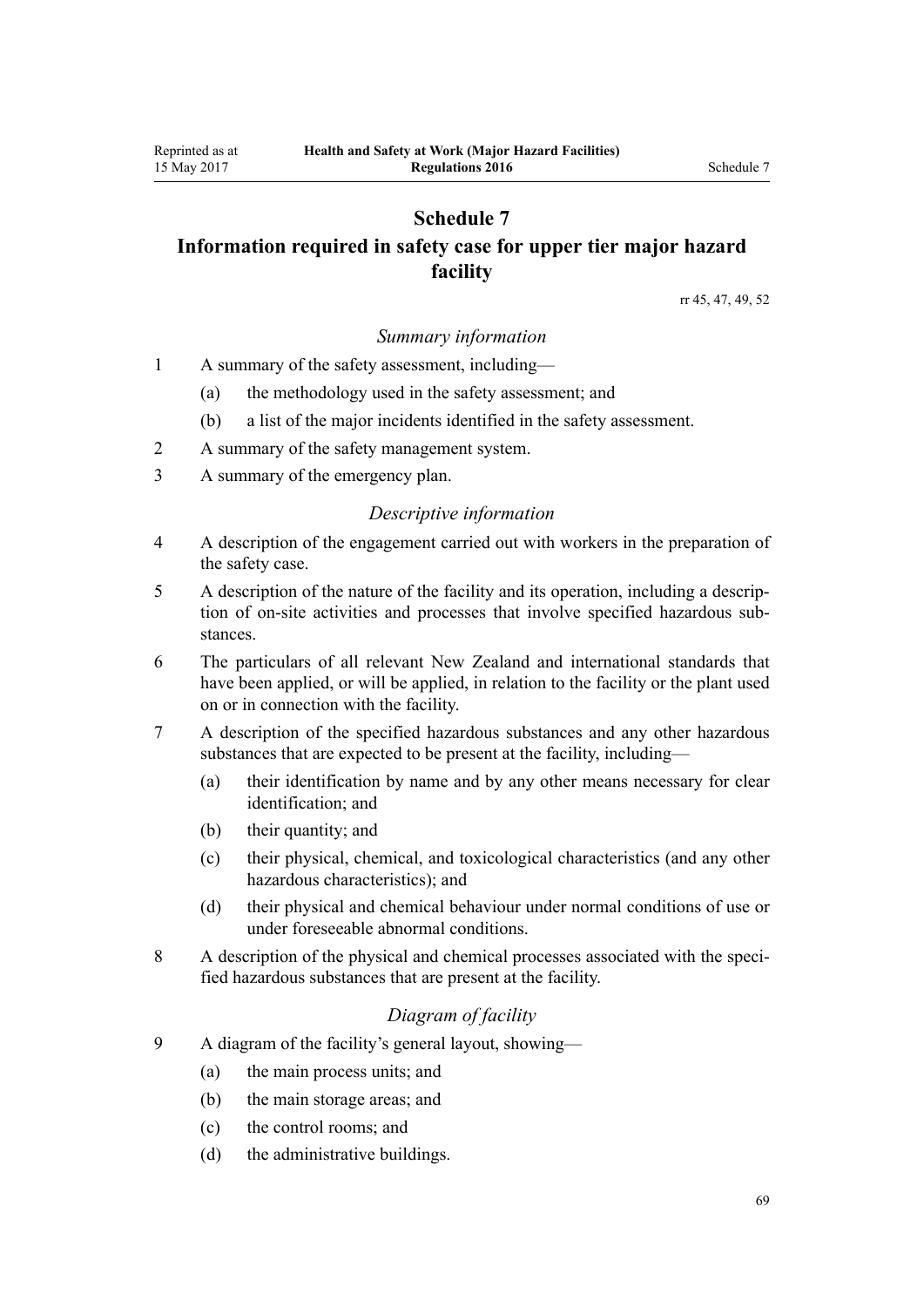# Schedule 7
# Information required in safety case for upper tier major hazard facility

rr 45, 47, 49, 52

*Summary information*

1 A summary of the safety assessment, including—

(a) the methodology used in the safety assessment; and

(b) a list of the major incidents identified in the safety assessment.

2 A summary of the safety management system.

3 A summary of the emergency plan.

*Descriptive information*

4 A description of the engagement carried out with workers in the preparation of the safety case.

5 A description of the nature of the facility and its operation, including a description of on-site activities and processes that involve specified hazardous substances.

6 The particulars of all relevant New Zealand and international standards that have been applied, or will be applied, in relation to the facility or the plant used on or in connection with the facility.

7 A description of the specified hazardous substances and any other hazardous substances that are expected to be present at the facility, including—

(a) their identification by name and by any other means necessary for clear identification; and

(b) their quantity; and

(c) their physical, chemical, and toxicological characteristics (and any other hazardous characteristics); and

(d) their physical and chemical behaviour under normal conditions of use or under foreseeable abnormal conditions.

8 A description of the physical and chemical processes associated with the specified hazardous substances that are present at the facility.

*Diagram of facility*

9 A diagram of the facility's general layout, showing—

(a) the main process units; and

(b) the main storage areas; and

(c) the control rooms; and

(d) the administrative buildings.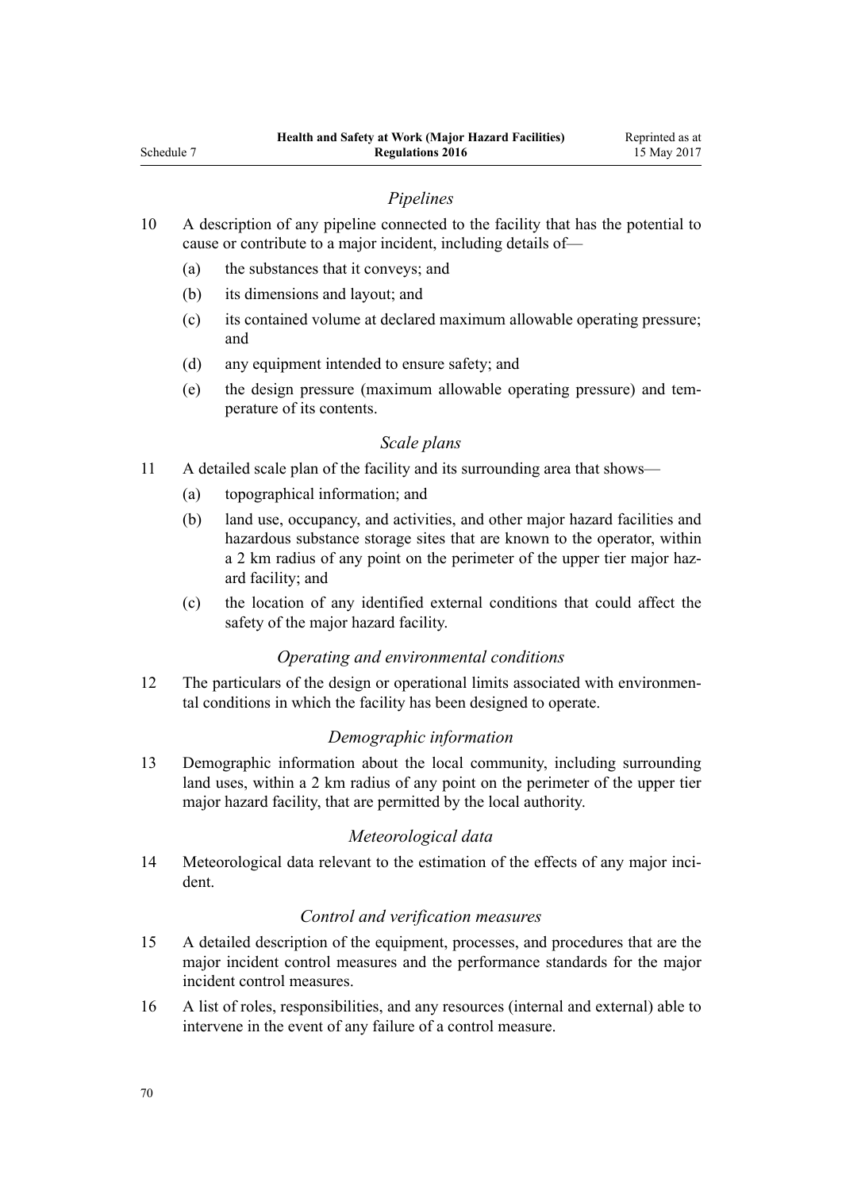*Pipelines*

10 A description of any pipeline connected to the facility that has the potential to cause or contribute to a major incident, including details of—

(a) the substances that it conveys; and

(b) its dimensions and layout; and

(c) its contained volume at declared maximum allowable operating pressure; and

(d) any equipment intended to ensure safety; and

(e) the design pressure (maximum allowable operating pressure) and temperature of its contents.

*Scale plans*

11 A detailed scale plan of the facility and its surrounding area that shows—

(a) topographical information; and

(b) land use, occupancy, and activities, and other major hazard facilities and hazardous substance storage sites that are known to the operator, within a 2 km radius of any point on the perimeter of the upper tier major hazard facility; and

(c) the location of any identified external conditions that could affect the safety of the major hazard facility.

*Operating and environmental conditions*

12 The particulars of the design or operational limits associated with environmental conditions in which the facility has been designed to operate.

*Demographic information*

13 Demographic information about the local community, including surrounding land uses, within a 2 km radius of any point on the perimeter of the upper tier major hazard facility, that are permitted by the local authority.

*Meteorological data*

14 Meteorological data relevant to the estimation of the effects of any major incident.

*Control and verification measures*

15 A detailed description of the equipment, processes, and procedures that are the major incident control measures and the performance standards for the major incident control measures.

16 A list of roles, responsibilities, and any resources (internal and external) able to intervene in the event of any failure of a control measure.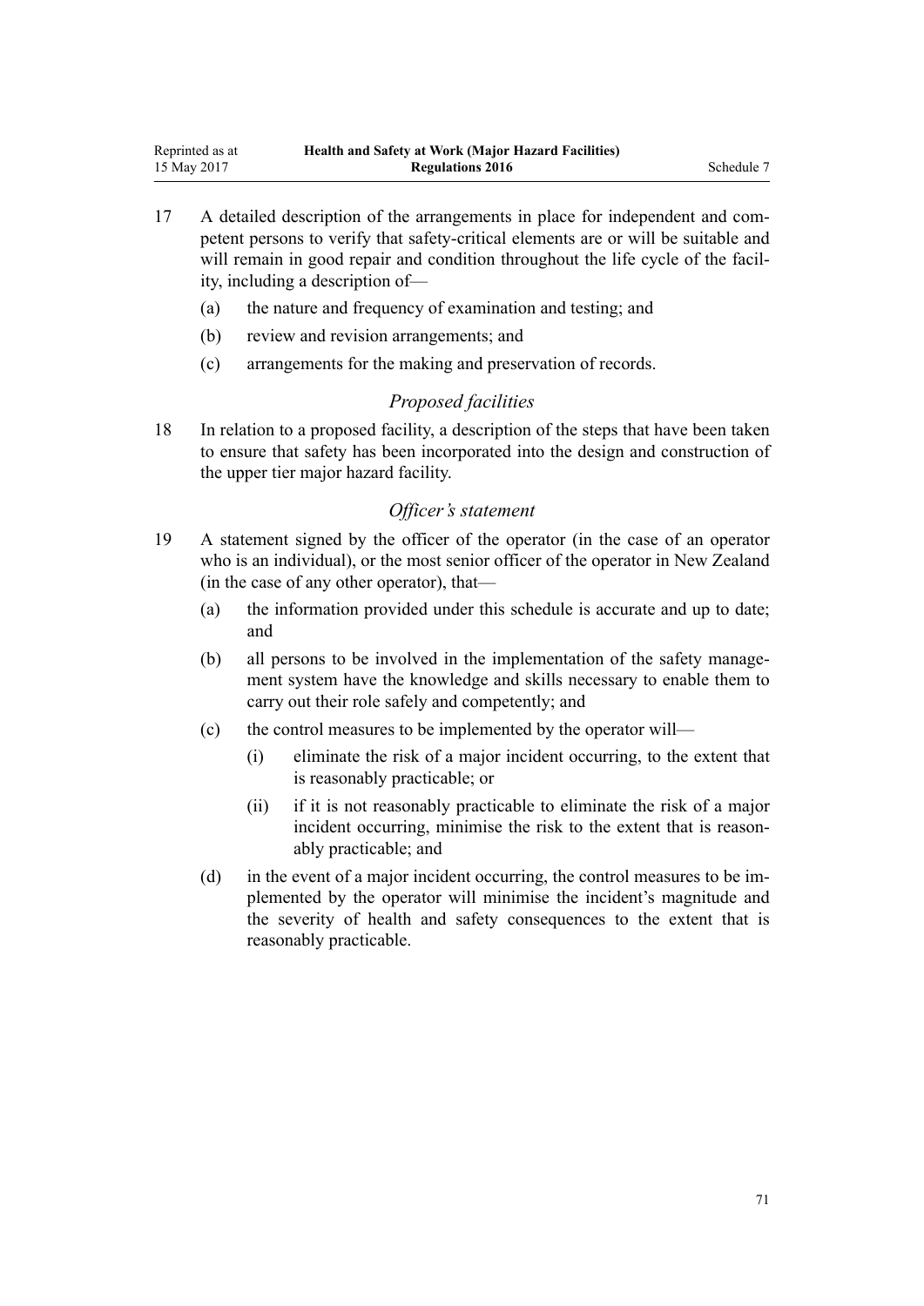17 A detailed description of the arrangements in place for independent and competent persons to verify that safety-critical elements are or will be suitable and will remain in good repair and condition throughout the life cycle of the facility, including a description of—

   (a) the nature and frequency of examination and testing; and

   (b) review and revision arrangements; and

   (c) arrangements for the making and preservation of records.

### *Proposed facilities*

18 In relation to a proposed facility, a description of the steps that have been taken to ensure that safety has been incorporated into the design and construction of the upper tier major hazard facility.

### *Officer's statement*

19 A statement signed by the officer of the operator (in the case of an operator who is an individual), or the most senior officer of the operator in New Zealand (in the case of any other operator), that—

   (a) the information provided under this schedule is accurate and up to date; and

   (b) all persons to be involved in the implementation of the safety management system have the knowledge and skills necessary to enable them to carry out their role safely and competently; and

   (c) the control measures to be implemented by the operator will—

      (i) eliminate the risk of a major incident occurring, to the extent that is reasonably practicable; or

      (ii) if it is not reasonably practicable to eliminate the risk of a major incident occurring, minimise the risk to the extent that is reasonably practicable; and

   (d) in the event of a major incident occurring, the control measures to be implemented by the operator will minimise the incident's magnitude and the severity of health and safety consequences to the extent that is reasonably practicable.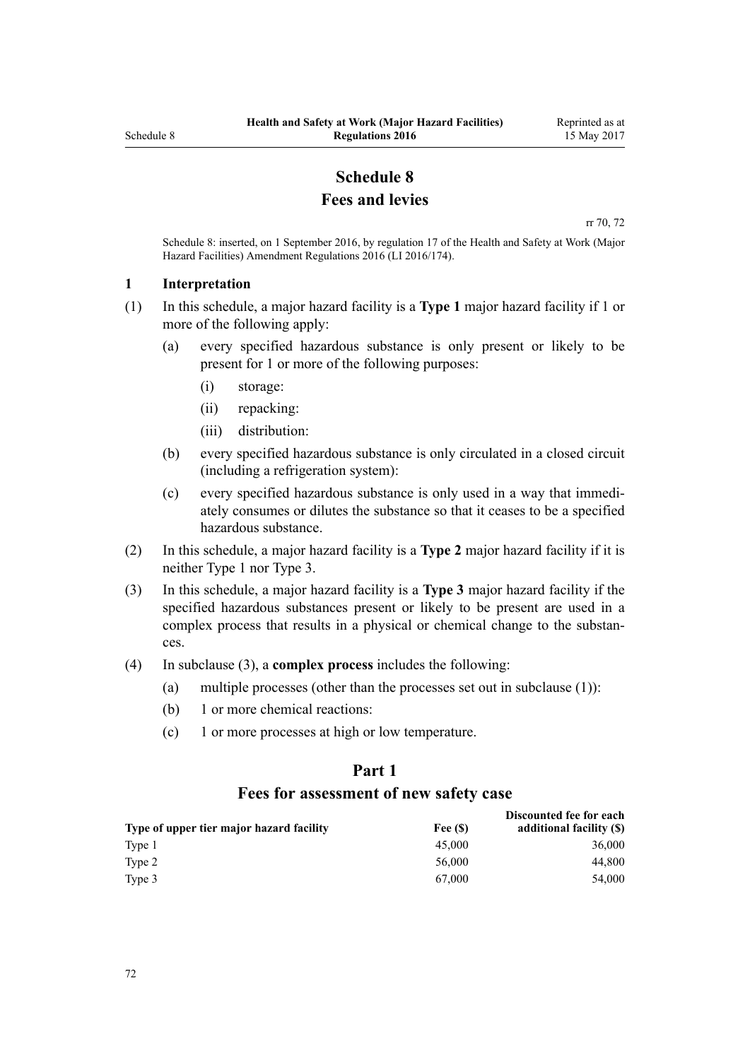# Schedule 8
## Fees and levies

rr 70, 72

Schedule 8: inserted, on 1 September 2016, by regulation 17 of the Health and Safety at Work (Major Hazard Facilities) Amendment Regulations 2016 (LI 2016/174).

### 1 Interpretation

(1) In this schedule, a major hazard facility is a **Type 1** major hazard facility if 1 or more of the following apply:

  (a) every specified hazardous substance is only present or likely to be present for 1 or more of the following purposes:

    (i) storage:

    (ii) repacking:

    (iii) distribution:

  (b) every specified hazardous substance is only circulated in a closed circuit (including a refrigeration system):

  (c) every specified hazardous substance is only used in a way that immediately consumes or dilutes the substance so that it ceases to be a specified hazardous substance.

(2) In this schedule, a major hazard facility is a **Type 2** major hazard facility if it is neither Type 1 nor Type 3.

(3) In this schedule, a major hazard facility is a **Type 3** major hazard facility if the specified hazardous substances present or likely to be present are used in a complex process that results in a physical or chemical change to the substances.

(4) In subclause (3), a **complex process** includes the following:

  (a) multiple processes (other than the processes set out in subclause (1)):

  (b) 1 or more chemical reactions:

  (c) 1 or more processes at high or low temperature.

## Part 1
## Fees for assessment of new safety case

| Type of upper tier major hazard facility | Fee ($) | Discounted fee for each additional facility ($) |
|---|---|---|
| Type 1 | 45,000 | 36,000 |
| Type 2 | 56,000 | 44,800 |
| Type 3 | 67,000 | 54,000 |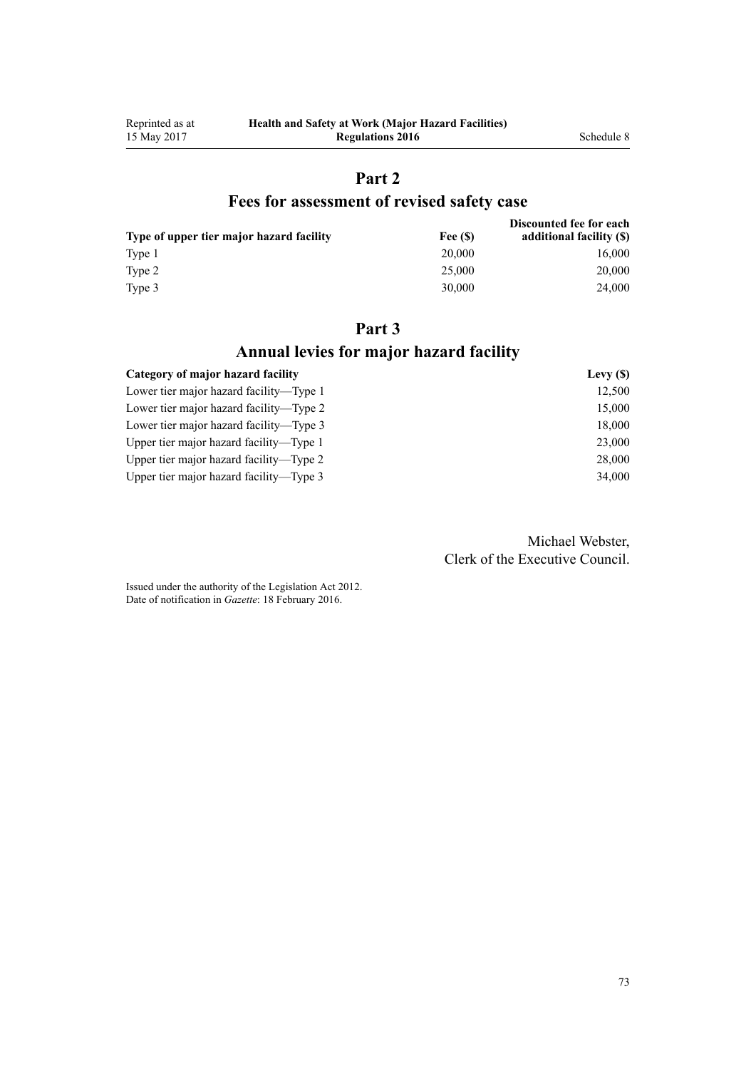## Part 2

## Fees for assessment of revised safety case

| Type of upper tier major hazard facility | Fee ($) | Discounted fee for each additional facility ($) |
|---|---|---|
| Type 1 | 20,000 | 16,000 |
| Type 2 | 25,000 | 20,000 |
| Type 3 | 30,000 | 24,000 |

## Part 3

## Annual levies for major hazard facility

| Category of major hazard facility | Levy ($) |
|---|---|
| Lower tier major hazard facility—Type 1 | 12,500 |
| Lower tier major hazard facility—Type 2 | 15,000 |
| Lower tier major hazard facility—Type 3 | 18,000 |
| Upper tier major hazard facility—Type 1 | 23,000 |
| Upper tier major hazard facility—Type 2 | 28,000 |
| Upper tier major hazard facility—Type 3 | 34,000 |

Michael Webster,
Clerk of the Executive Council.

Issued under the authority of the Legislation Act 2012.
Date of notification in *Gazette*: 18 February 2016.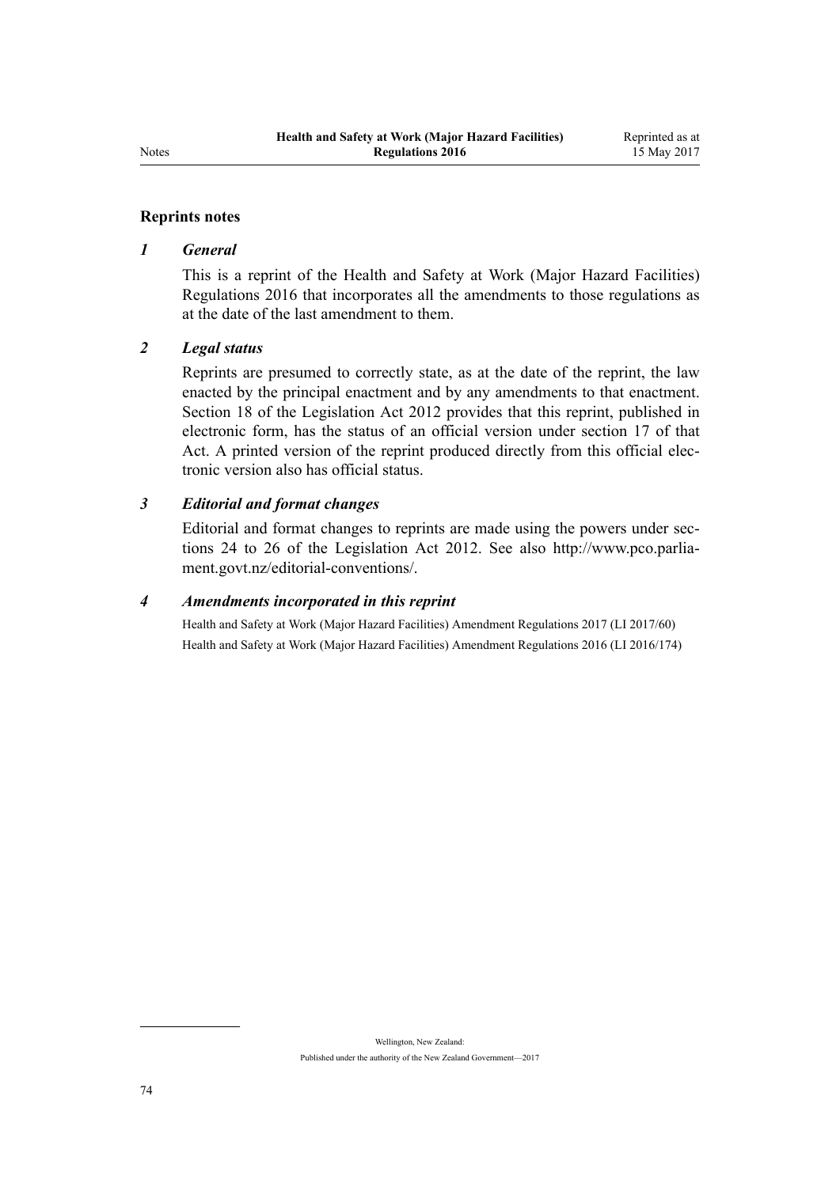## Reprints notes

### *1 General*

This is a reprint of the Health and Safety at Work (Major Hazard Facilities) Regulations 2016 that incorporates all the amendments to those regulations as at the date of the last amendment to them.

### *2 Legal status*

Reprints are presumed to correctly state, as at the date of the reprint, the law enacted by the principal enactment and by any amendments to that enactment. Section 18 of the Legislation Act 2012 provides that this reprint, published in electronic form, has the status of an official version under section 17 of that Act. A printed version of the reprint produced directly from this official electronic version also has official status.

### *3 Editorial and format changes*

Editorial and format changes to reprints are made using the powers under sections 24 to 26 of the Legislation Act 2012. See also http://www.pco.parliament.govt.nz/editorial-conventions/.

### *4 Amendments incorporated in this reprint*

Health and Safety at Work (Major Hazard Facilities) Amendment Regulations 2017 (LI 2017/60)
Health and Safety at Work (Major Hazard Facilities) Amendment Regulations 2016 (LI 2016/174)

Wellington, New Zealand:
Published under the authority of the New Zealand Government—2017